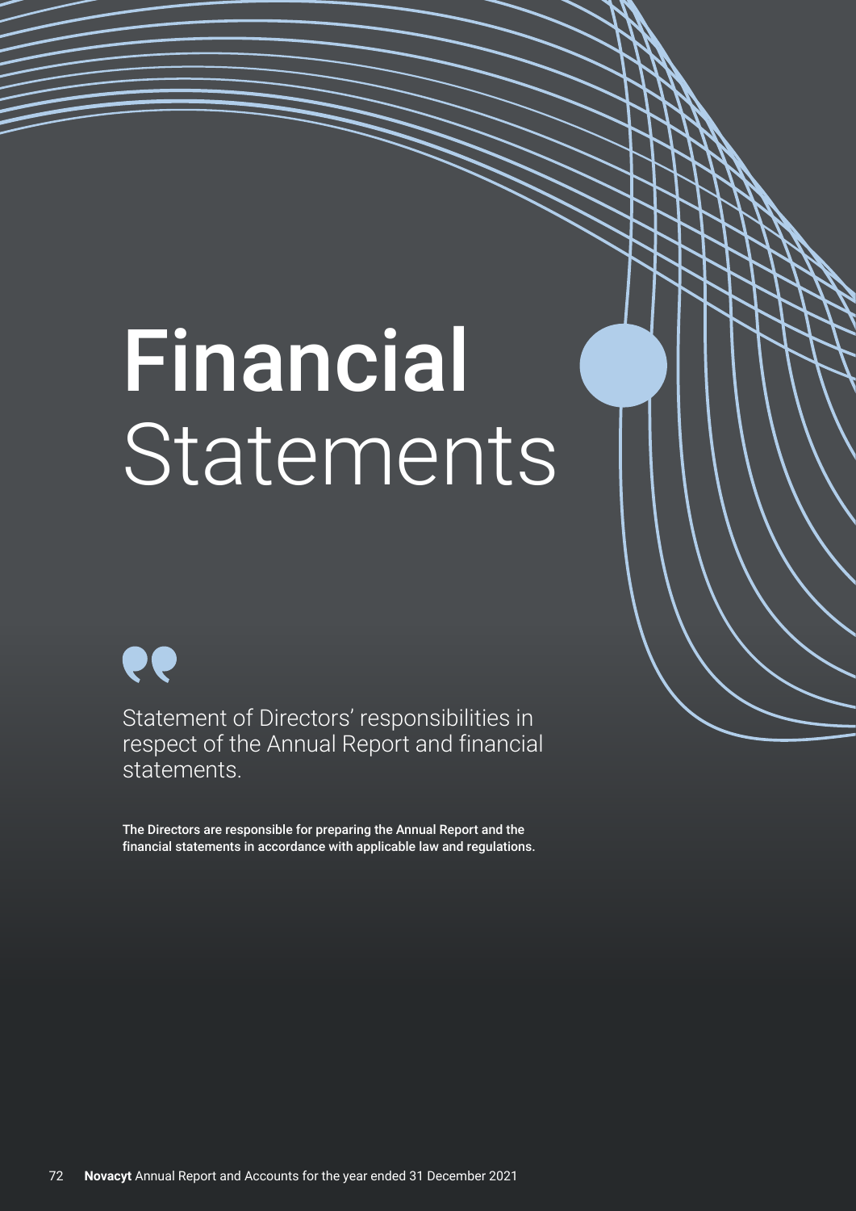# Financial Statements

Statement of Directors' responsibilities in respect of the Annual Report and financial statements.

**The Directors are responsible for preparing the Annual Report and the financial statements in accordance with applicable law and regulations.**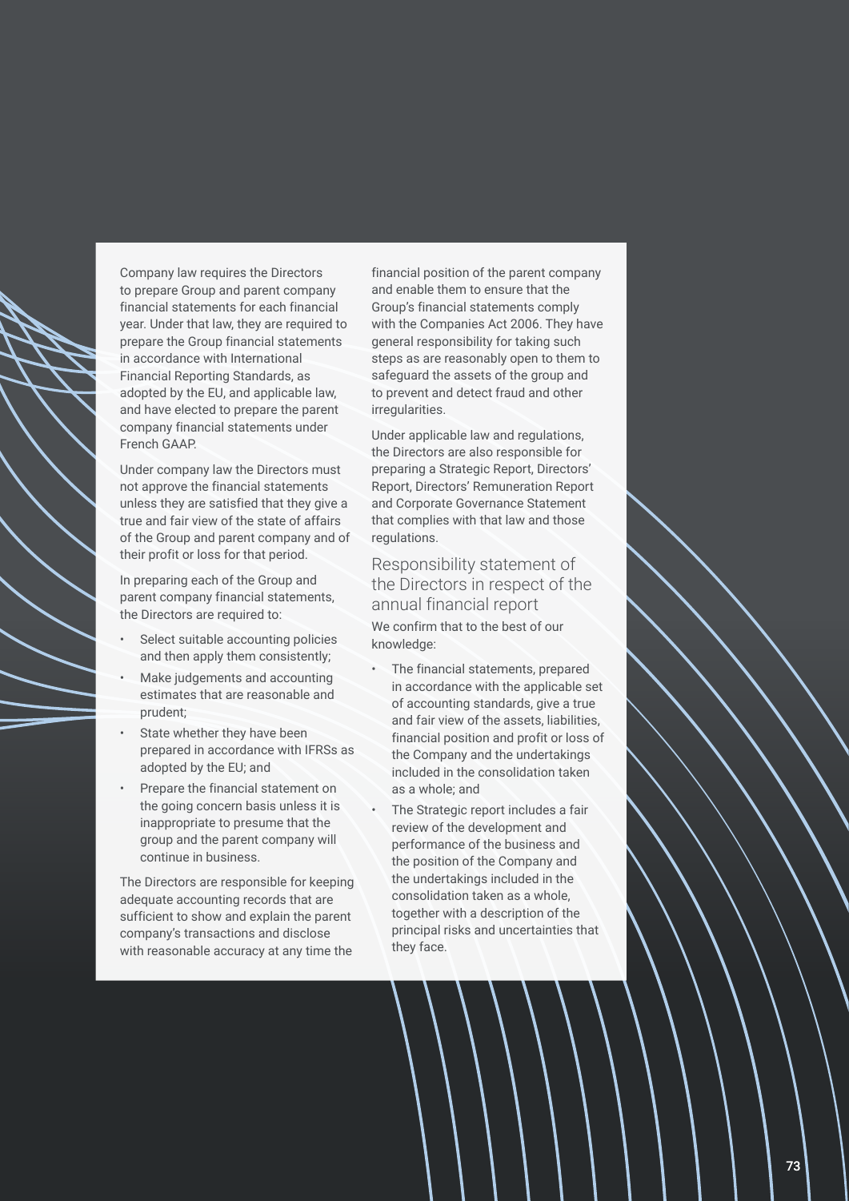Company law requires the Directors to prepare Group and parent company financial statements for each financial year. Under that law, they are required to prepare the Group financial statements in accordance with International Financial Reporting Standards, as adopted by the EU, and applicable law, and have elected to prepare the parent company financial statements under French GAAP.

Under company law the Directors must not approve the financial statements unless they are satisfied that they give a true and fair view of the state of affairs of the Group and parent company and of their profit or loss for that period.

In preparing each of the Group and parent company financial statements, the Directors are required to:

- Select suitable accounting policies and then apply them consistently;
- Make judgements and accounting estimates that are reasonable and prudent;
- State whether they have been prepared in accordance with IFRSs as adopted by the EU; and
- Prepare the financial statement on the going concern basis unless it is inappropriate to presume that the group and the parent company will continue in business.

The Directors are responsible for keeping adequate accounting records that are sufficient to show and explain the parent company's transactions and disclose with reasonable accuracy at any time the financial position of the parent company and enable them to ensure that the Group's financial statements comply with the Companies Act 2006. They have general responsibility for taking such steps as are reasonably open to them to safeguard the assets of the group and to prevent and detect fraud and other irregularities.

Under applicable law and regulations, the Directors are also responsible for preparing a Strategic Report, Directors' Report, Directors' Remuneration Report and Corporate Governance Statement that complies with that law and those regulations.

## Responsibility statement of the Directors in respect of the annual financial report

We confirm that to the best of our knowledge:

- The financial statements, prepared in accordance with the applicable set of accounting standards, give a true and fair view of the assets, liabilities, financial position and profit or loss of the Company and the undertakings included in the consolidation taken as a whole; and
- The Strategic report includes a fair review of the development and performance of the business and the position of the Company and the undertakings included in the consolidation taken as a whole, together with a description of the principal risks and uncertainties that they face.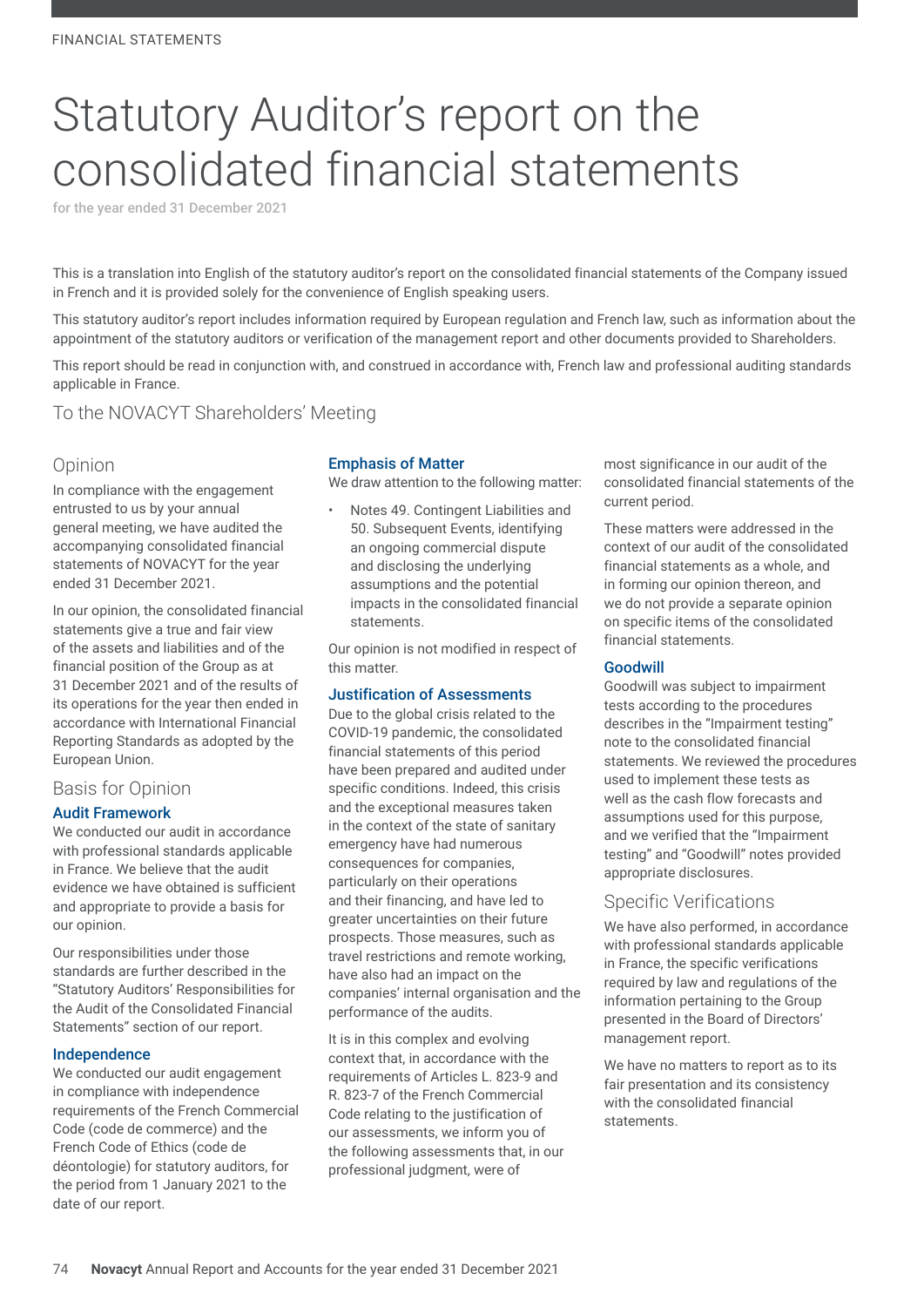# Statutory Auditor's report on the consolidated financial statements

for the year ended 31 December 2021

This is a translation into English of the statutory auditor's report on the consolidated financial statements of the Company issued in French and it is provided solely for the convenience of English speaking users.

This statutory auditor's report includes information required by European regulation and French law, such as information about the appointment of the statutory auditors or verification of the management report and other documents provided to Shareholders.

This report should be read in conjunction with, and construed in accordance with, French law and professional auditing standards applicable in France.

## To the NOVACYT Shareholders' Meeting

## Opinion

In compliance with the engagement entrusted to us by your annual general meeting, we have audited the accompanying consolidated financial statements of NOVACYT for the year ended 31 December 2021.

In our opinion, the consolidated financial statements give a true and fair view of the assets and liabilities and of the financial position of the Group as at 31 December 2021 and of the results of its operations for the year then ended in accordance with International Financial Reporting Standards as adopted by the European Union.

## Basis for Opinion

### Audit Framework

We conducted our audit in accordance with professional standards applicable in France. We believe that the audit evidence we have obtained is sufficient and appropriate to provide a basis for our opinion.

Our responsibilities under those standards are further described in the "Statutory Auditors' Responsibilities for the Audit of the Consolidated Financial Statements" section of our report.

### Independence

We conducted our audit engagement in compliance with independence requirements of the French Commercial Code (code de commerce) and the French Code of Ethics (code de déontologie) for statutory auditors, for the period from 1 January 2021 to the date of our report.

### Emphasis of Matter

We draw attention to the following matter:

- Notes 49. Contingent Liabilities and 50. Subsequent Events, identifying an ongoing commercial dispute and disclosing the underlying assumptions and the potential impacts in the consolidated financial statements.

Our opinion is not modified in respect of this matter.

### Justification of Assessments

Due to the global crisis related to the COVID-19 pandemic, the consolidated financial statements of this period have been prepared and audited under specific conditions. Indeed, this crisis and the exceptional measures taken in the context of the state of sanitary emergency have had numerous consequences for companies, particularly on their operations and their financing, and have led to greater uncertainties on their future prospects. Those measures, such as travel restrictions and remote working, have also had an impact on the companies' internal organisation and the performance of the audits.

It is in this complex and evolving context that, in accordance with the requirements of Articles L. 823-9 and R. 823-7 of the French Commercial Code relating to the justification of our assessments, we inform you of the following assessments that, in our professional judgment, were of most significance in our audit of the consolidated financial statements of the current period.

These matters were addressed in the context of our audit of the consolidated financial statements as a whole, and in forming our opinion thereon, and we do not provide a separate opinion on specific items of the consolidated financial statements.

### Goodwill

Goodwill was subject to impairment tests according to the procedures describes in the "Impairment testing" note to the consolidated financial statements. We reviewed the procedures used to implement these tests as well as the cash flow forecasts and assumptions used for this purpose, and we verified that the "Impairment testing" and "Goodwill" notes provided appropriate disclosures.

## Specific Verifications

We have also performed, in accordance with professional standards applicable in France, the specific verifications required by law and regulations of the information pertaining to the Group presented in the Board of Directors' management report.

We have no matters to report as to its fair presentation and its consistency with the consolidated financial statements.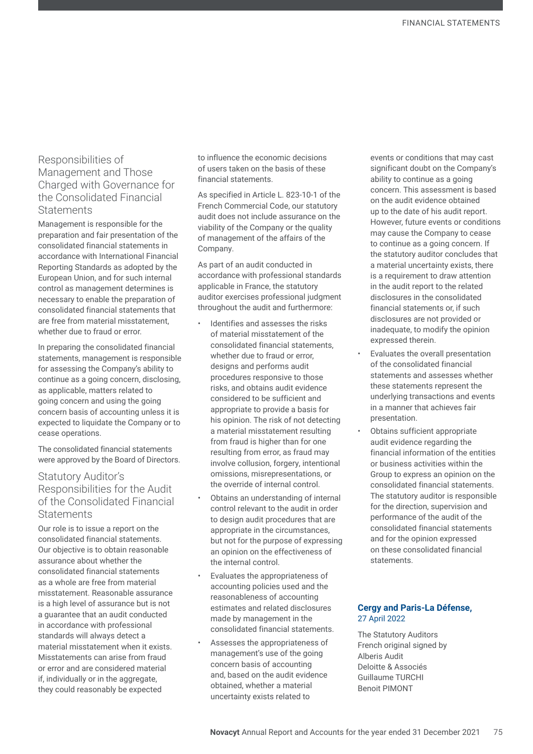## Responsibilities of Management and Those Charged with Governance for the Consolidated Financial Statements

Management is responsible for the preparation and fair presentation of the consolidated financial statements in accordance with International Financial Reporting Standards as adopted by the European Union, and for such internal control as management determines is necessary to enable the preparation of consolidated financial statements that are free from material misstatement, whether due to fraud or error.

In preparing the consolidated financial statements, management is responsible for assessing the Company's ability to continue as a going concern, disclosing, as applicable, matters related to going concern and using the going concern basis of accounting unless it is expected to liquidate the Company or to cease operations.

The consolidated financial statements were approved by the Board of Directors.

## Statutory Auditor's Responsibilities for the Audit of the Consolidated Financial Statements

Our role is to issue a report on the consolidated financial statements. Our objective is to obtain reasonable assurance about whether the consolidated financial statements as a whole are free from material misstatement. Reasonable assurance is a high level of assurance but is not a guarantee that an audit conducted in accordance with professional standards will always detect a material misstatement when it exists. Misstatements can arise from fraud or error and are considered material if, individually or in the aggregate, they could reasonably be expected to influence the economic decisions of users taken on the basis of these financial statements.

As specified in Article L. 823-10-1 of the French Commercial Code, our statutory audit does not include assurance on the viability of the Company or the quality of management of the affairs of the Company.

As part of an audit conducted in accordance with professional standards applicable in France, the statutory auditor exercises professional judgment throughout the audit and furthermore:

- Identifies and assesses the risks of material misstatement of the consolidated financial statements, whether due to fraud or error, designs and performs audit procedures responsive to those risks, and obtains audit evidence considered to be sufficient and appropriate to provide a basis for his opinion. The risk of not detecting a material misstatement resulting from fraud is higher than for one resulting from error, as fraud may involve collusion, forgery, intentional omissions, misrepresentations, or the override of internal control.
- Obtains an understanding of internal control relevant to the audit in order to design audit procedures that are appropriate in the circumstances, but not for the purpose of expressing an opinion on the effectiveness of the internal control.
- Evaluates the appropriateness of accounting policies used and the reasonableness of accounting estimates and related disclosures made by management in the consolidated financial statements.
- Assesses the appropriateness of management's use of the going concern basis of accounting and, based on the audit evidence obtained, whether a material uncertainty exists related to events or conditions that may cast significant doubt on the Company's ability to continue as a going concern. This assessment is based on the audit evidence obtained up to the date of his audit report. However, future events or conditions may cause the Company to cease to continue as a going concern. If the statutory auditor concludes that a material uncertainty exists, there is a requirement to draw attention in the audit report to the related disclosures in the consolidated financial statements or, if such disclosures are not provided or inadequate, to modify the opinion expressed therein.
- Evaluates the overall presentation of the consolidated financial statements and assesses whether these statements represent the underlying transactions and events in a manner that achieves fair presentation.
- Obtains sufficient appropriate audit evidence regarding the financial information of the entities or business activities within the Group to express an opinion on the consolidated financial statements. The statutory auditor is responsible for the direction, supervision and performance of the audit of the consolidated financial statements and for the opinion expressed on these consolidated financial statements.

**Cergy and Paris-La Défense,**
27 April 2022

The Statutory Auditors
French original signed by
Alberis Audit
Deloitte & Associés
Guillaume TURCHI
Benoit PIMONT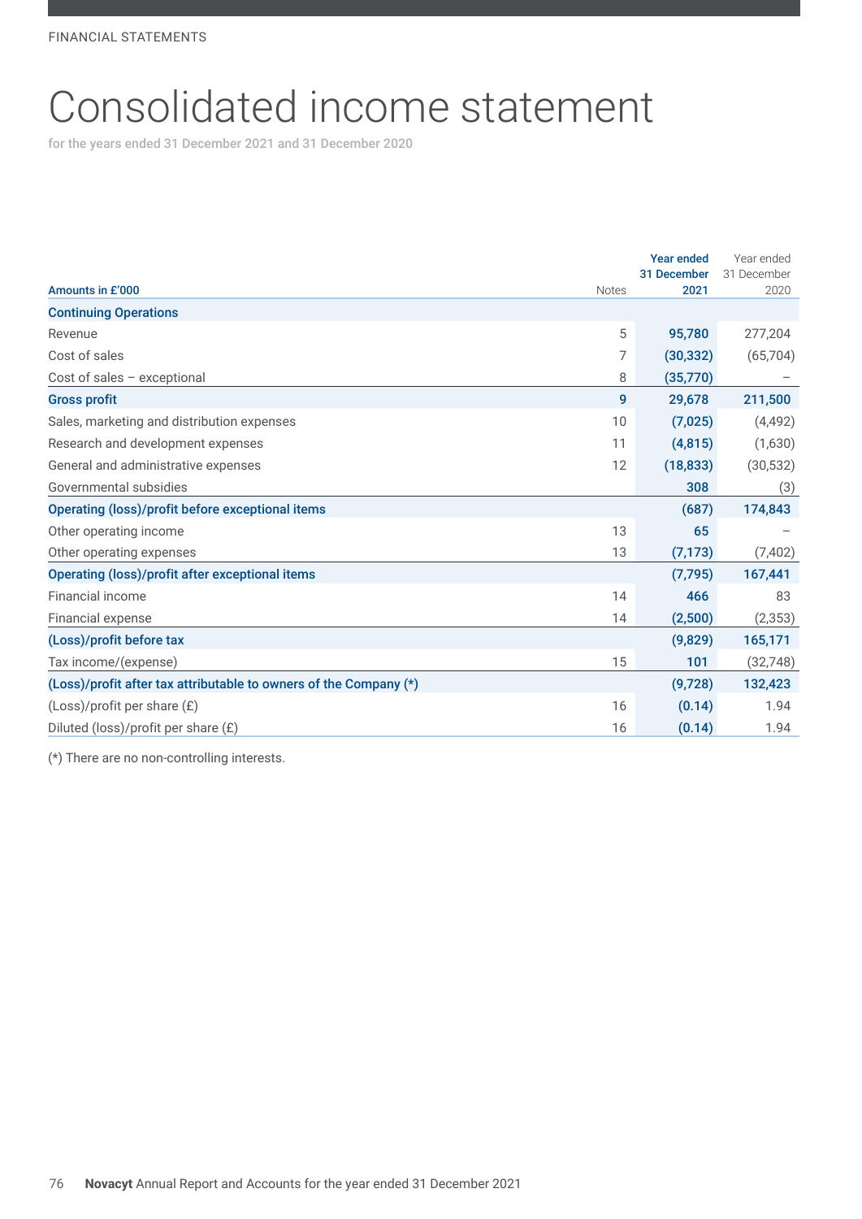FINANCIAL STATEMENTS

# Consolidated income statement

for the years ended 31 December 2021 and 31 December 2020

| Amounts in £'000 | Notes | Year ended 31 December 2021 | Year ended 31 December 2020 |
|---|---|---|---|
| **Continuing Operations** | | | |
| Revenue | 5 | **95,780** | 277,204 |
| Cost of sales | 7 | **(30,332)** | (65,704) |
| Cost of sales – exceptional | 8 | **(35,770)** | – |
| **Gross profit** | **9** | **29,678** | **211,500** |
| Sales, marketing and distribution expenses | 10 | **(7,025)** | (4,492) |
| Research and development expenses | 11 | **(4,815)** | (1,630) |
| General and administrative expenses | 12 | **(18,833)** | (30,532) |
| Governmental subsidies | | **308** | (3) |
| **Operating (loss)/profit before exceptional items** | | **(687)** | **174,843** |
| Other operating income | 13 | **65** | – |
| Other operating expenses | 13 | **(7,173)** | (7,402) |
| **Operating (loss)/profit after exceptional items** | | **(7,795)** | **167,441** |
| Financial income | 14 | **466** | 83 |
| Financial expense | 14 | **(2,500)** | (2,353) |
| **(Loss)/profit before tax** | | **(9,829)** | **165,171** |
| Tax income/(expense) | 15 | **101** | (32,748) |
| **(Loss)/profit after tax attributable to owners of the Company (*)** | | **(9,728)** | **132,423** |
| (Loss)/profit per share (£) | 16 | **(0.14)** | 1.94 |
| Diluted (loss)/profit per share (£) | 16 | **(0.14)** | 1.94 |

(*) There are no non-controlling interests.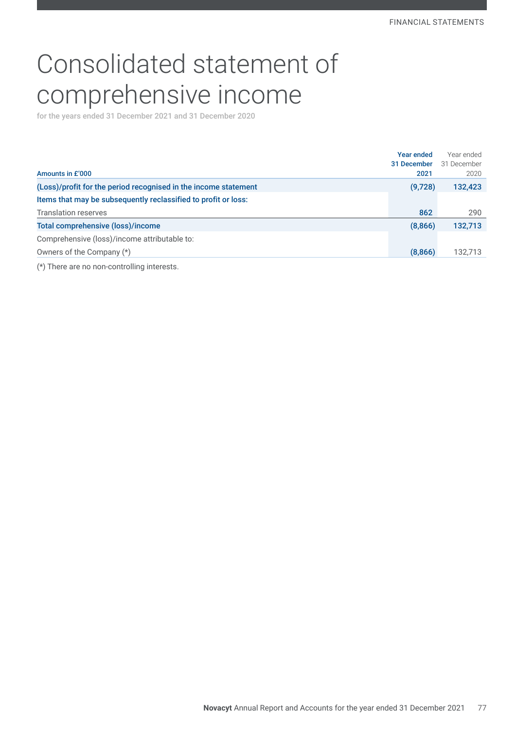# Consolidated statement of comprehensive income

for the years ended 31 December 2021 and 31 December 2020

| Amounts in £'000 | Year ended 31 December 2021 | Year ended 31 December 2020 |
|---|---|---|
| **(Loss)/profit for the period recognised in the income statement** | **(9,728)** | **132,423** |
| **Items that may be subsequently reclassified to profit or loss:** | | |
| Translation reserves | 862 | 290 |
| **Total comprehensive (loss)/income** | **(8,866)** | **132,713** |
| Comprehensive (loss)/income attributable to: | | |
| Owners of the Company (*) | (8,866) | 132,713 |

(*) There are no non-controlling interests.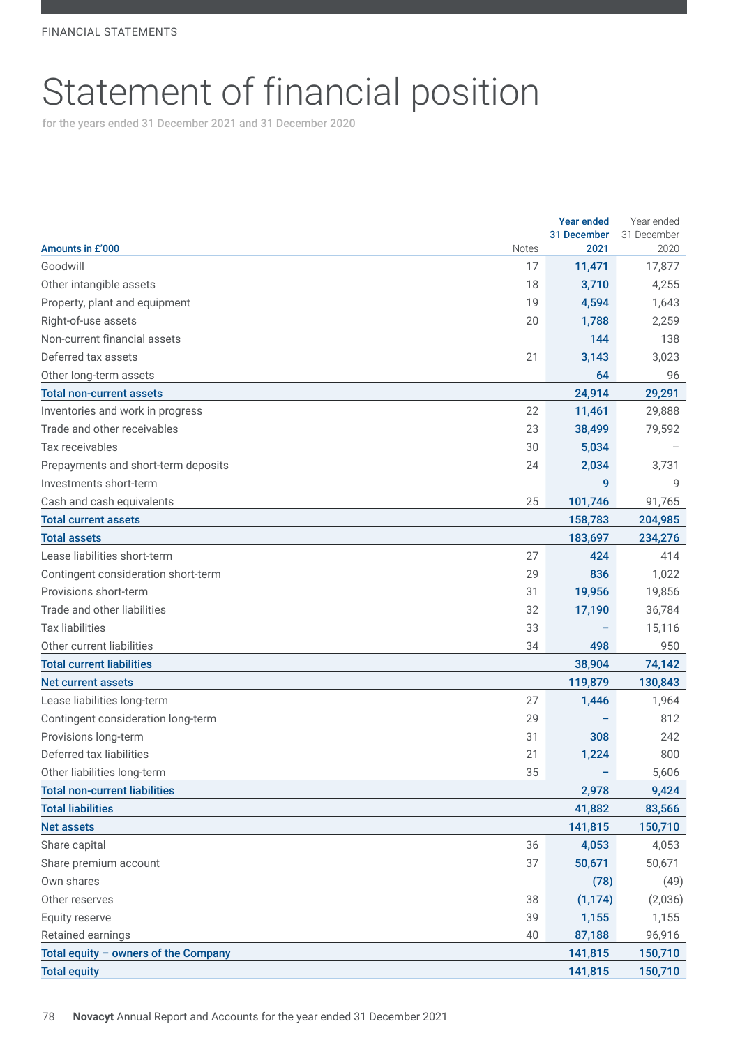FINANCIAL STATEMENTS

# Statement of financial position

for the years ended 31 December 2021 and 31 December 2020

| Amounts in £'000 | Notes | Year ended 31 December 2021 | Year ended 31 December 2020 |
|---|---|---|---|
| Goodwill | 17 | 11,471 | 17,877 |
| Other intangible assets | 18 | 3,710 | 4,255 |
| Property, plant and equipment | 19 | 4,594 | 1,643 |
| Right-of-use assets | 20 | 1,788 | 2,259 |
| Non-current financial assets | | 144 | 138 |
| Deferred tax assets | 21 | 3,143 | 3,023 |
| Other long-term assets | | 64 | 96 |
| **Total non-current assets** | | **24,914** | **29,291** |
| Inventories and work in progress | 22 | 11,461 | 29,888 |
| Trade and other receivables | 23 | 38,499 | 79,592 |
| Tax receivables | 30 | 5,034 | – |
| Prepayments and short-term deposits | 24 | 2,034 | 3,731 |
| Investments short-term | | 9 | 9 |
| Cash and cash equivalents | 25 | 101,746 | 91,765 |
| **Total current assets** | | **158,783** | **204,985** |
| **Total assets** | | **183,697** | **234,276** |
| Lease liabilities short-term | 27 | 424 | 414 |
| Contingent consideration short-term | 29 | 836 | 1,022 |
| Provisions short-term | 31 | 19,956 | 19,856 |
| Trade and other liabilities | 32 | 17,190 | 36,784 |
| Tax liabilities | 33 | – | 15,116 |
| Other current liabilities | 34 | 498 | 950 |
| **Total current liabilities** | | **38,904** | **74,142** |
| **Net current assets** | | **119,879** | **130,843** |
| Lease liabilities long-term | 27 | 1,446 | 1,964 |
| Contingent consideration long-term | 29 | – | 812 |
| Provisions long-term | 31 | 308 | 242 |
| Deferred tax liabilities | 21 | 1,224 | 800 |
| Other liabilities long-term | 35 | – | 5,606 |
| **Total non-current liabilities** | | **2,978** | **9,424** |
| **Total liabilities** | | **41,882** | **83,566** |
| **Net assets** | | **141,815** | **150,710** |
| Share capital | 36 | 4,053 | 4,053 |
| Share premium account | 37 | 50,671 | 50,671 |
| Own shares | | (78) | (49) |
| Other reserves | 38 | (1,174) | (2,036) |
| Equity reserve | 39 | 1,155 | 1,155 |
| Retained earnings | 40 | 87,188 | 96,916 |
| **Total equity – owners of the Company** | | **141,815** | **150,710** |
| **Total equity** | | **141,815** | **150,710** |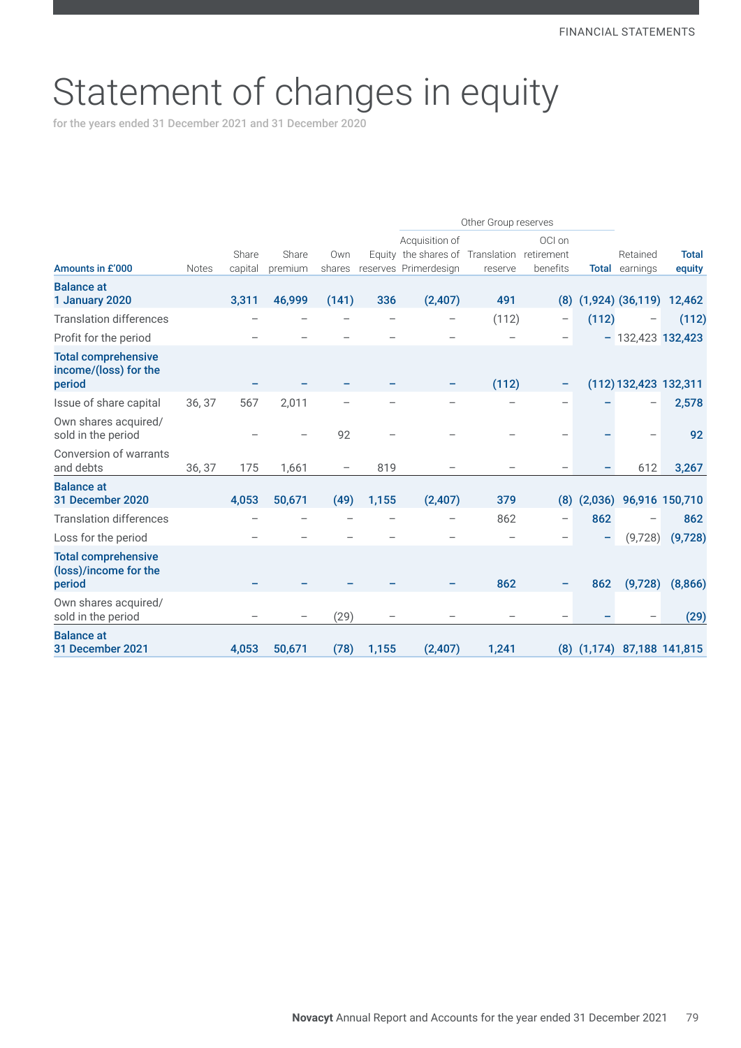# Statement of changes in equity

for the years ended 31 December 2021 and 31 December 2020

| | | | | | | Other Group reserves | | | | | |
|---|---|---|---|---|---|---|---|---|---|---|---|
| **Amounts in £'000** | Notes | Share capital | Share premium | Own shares | Equity reserves | Acquisition of the shares of Primerdesign | Translation reserve | OCI on retirement benefits | **Total** | Retained earnings | **Total equity** |
| **Balance at 1 January 2020** | | **3,311** | **46,999** | **(141)** | **336** | **(2,407)** | **491** | **(8)** | **(1,924)** | **(36,119)** | **12,462** |
| Translation differences | | – | – | – | – | – | (112) | – | **(112)** | – | **(112)** |
| Profit for the period | | – | – | – | – | – | – | – | **–** | 132,423 | **132,423** |
| **Total comprehensive income/(loss) for the period** | | **–** | **–** | **–** | **–** | **–** | **(112)** | **–** | **(112)** | **132,423** | **132,311** |
| Issue of share capital | 36, 37 | 567 | 2,011 | – | – | – | – | – | **–** | – | **2,578** |
| Own shares acquired/sold in the period | | – | – | 92 | – | – | – | – | **–** | – | **92** |
| Conversion of warrants and debts | 36, 37 | 175 | 1,661 | – | 819 | – | – | – | **–** | 612 | **3,267** |
| **Balance at 31 December 2020** | | **4,053** | **50,671** | **(49)** | **1,155** | **(2,407)** | **379** | **(8)** | **(2,036)** | **96,916** | **150,710** |
| Translation differences | | – | – | – | – | – | 862 | – | **862** | – | **862** |
| Loss for the period | | – | – | – | – | – | – | – | **–** | (9,728) | **(9,728)** |
| **Total comprehensive (loss)/income for the period** | | **–** | **–** | **–** | **–** | **–** | **862** | **–** | **862** | **(9,728)** | **(8,866)** |
| Own shares acquired/sold in the period | | – | – | (29) | – | – | – | – | **–** | – | **(29)** |
| **Balance at 31 December 2021** | | **4,053** | **50,671** | **(78)** | **1,155** | **(2,407)** | **1,241** | **(8)** | **(1,174)** | **87,188** | **141,815** |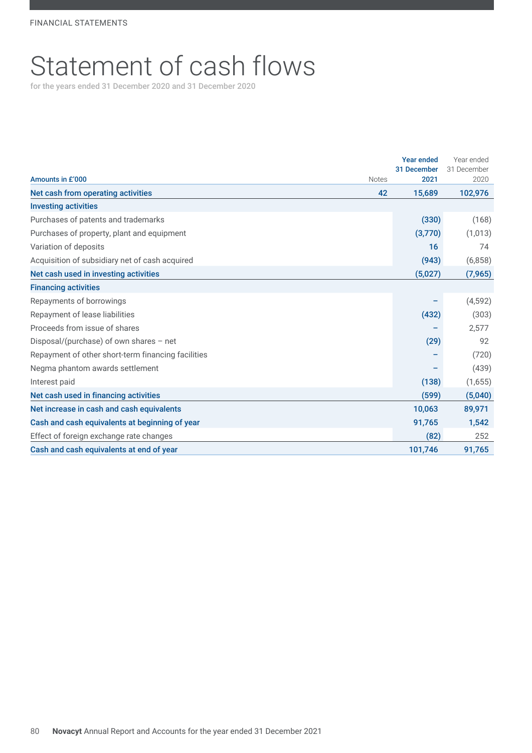FINANCIAL STATEMENTS

# Statement of cash flows

for the years ended 31 December 2020 and 31 December 2020

| Amounts in £'000 | Notes | Year ended 31 December 2021 | Year ended 31 December 2020 |
|---|---|---|---|
| **Net cash from operating activities** | **42** | **15,689** | **102,976** |
| **Investing activities** | | | |
| Purchases of patents and trademarks | | (330) | (168) |
| Purchases of property, plant and equipment | | (3,770) | (1,013) |
| Variation of deposits | | 16 | 74 |
| Acquisition of subsidiary net of cash acquired | | (943) | (6,858) |
| **Net cash used in investing activities** | | **(5,027)** | **(7,965)** |
| **Financing activities** | | | |
| Repayments of borrowings | | – | (4,592) |
| Repayment of lease liabilities | | (432) | (303) |
| Proceeds from issue of shares | | – | 2,577 |
| Disposal/(purchase) of own shares – net | | (29) | 92 |
| Repayment of other short-term financing facilities | | – | (720) |
| Negma phantom awards settlement | | – | (439) |
| Interest paid | | (138) | (1,655) |
| **Net cash used in financing activities** | | **(599)** | **(5,040)** |
| **Net increase in cash and cash equivalents** | | **10,063** | **89,971** |
| **Cash and cash equivalents at beginning of year** | | **91,765** | **1,542** |
| Effect of foreign exchange rate changes | | (82) | 252 |
| **Cash and cash equivalents at end of year** | | **101,746** | **91,765** |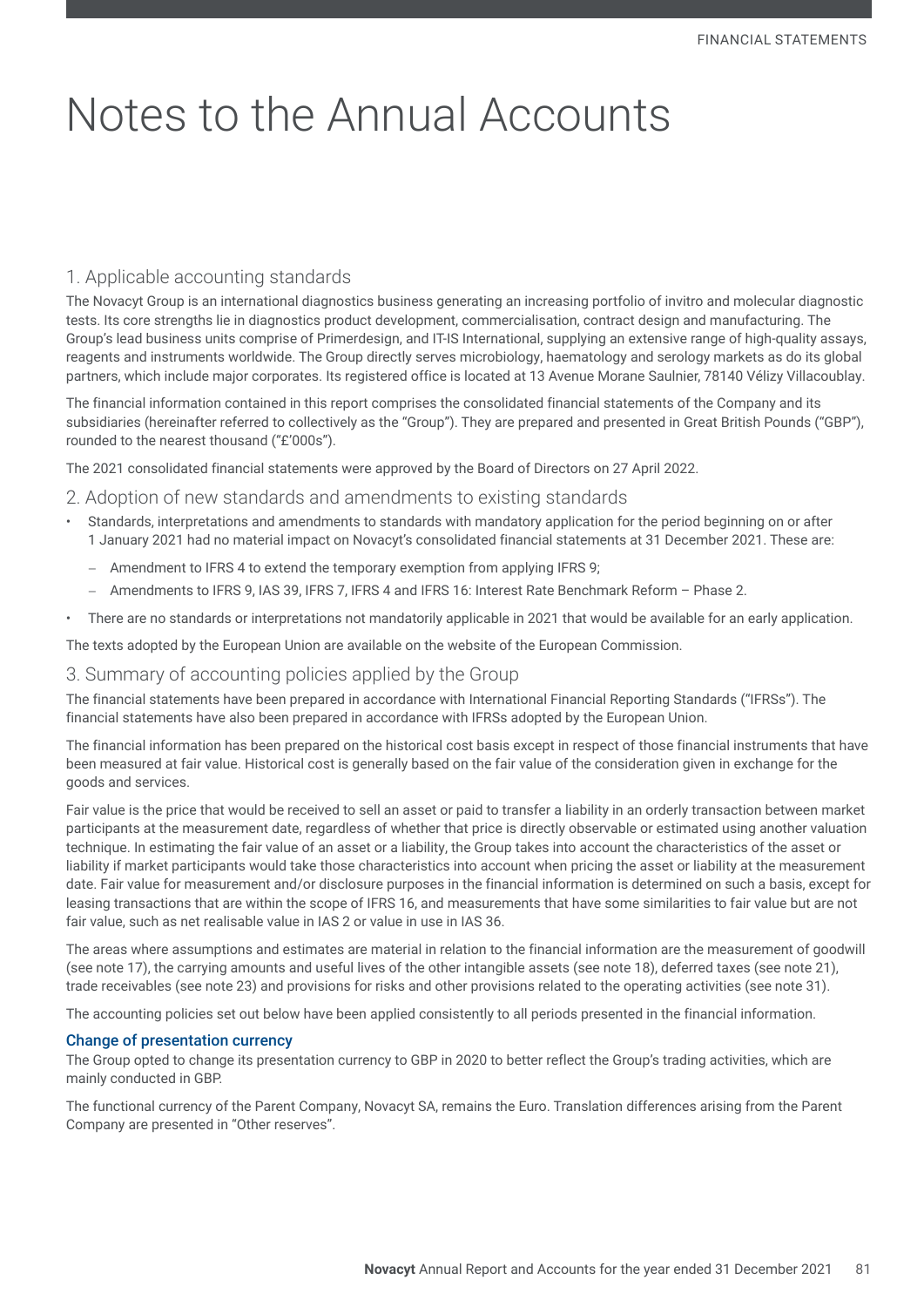# Notes to the Annual Accounts

## 1. Applicable accounting standards

The Novacyt Group is an international diagnostics business generating an increasing portfolio of invitro and molecular diagnostic tests. Its core strengths lie in diagnostics product development, commercialisation, contract design and manufacturing. The Group's lead business units comprise of Primerdesign, and IT-IS International, supplying an extensive range of high-quality assays, reagents and instruments worldwide. The Group directly serves microbiology, haematology and serology markets as do its global partners, which include major corporates. Its registered office is located at 13 Avenue Morane Saulnier, 78140 Vélizy Villacoublay.

The financial information contained in this report comprises the consolidated financial statements of the Company and its subsidiaries (hereinafter referred to collectively as the "Group"). They are prepared and presented in Great British Pounds ("GBP"), rounded to the nearest thousand ("£'000s").

The 2021 consolidated financial statements were approved by the Board of Directors on 27 April 2022.

## 2. Adoption of new standards and amendments to existing standards

- Standards, interpretations and amendments to standards with mandatory application for the period beginning on or after 1 January 2021 had no material impact on Novacyt's consolidated financial statements at 31 December 2021. These are:
  - Amendment to IFRS 4 to extend the temporary exemption from applying IFRS 9;
  - Amendments to IFRS 9, IAS 39, IFRS 7, IFRS 4 and IFRS 16: Interest Rate Benchmark Reform – Phase 2.
- There are no standards or interpretations not mandatorily applicable in 2021 that would be available for an early application.

The texts adopted by the European Union are available on the website of the European Commission.

## 3. Summary of accounting policies applied by the Group

The financial statements have been prepared in accordance with International Financial Reporting Standards ("IFRSs"). The financial statements have also been prepared in accordance with IFRSs adopted by the European Union.

The financial information has been prepared on the historical cost basis except in respect of those financial instruments that have been measured at fair value. Historical cost is generally based on the fair value of the consideration given in exchange for the goods and services.

Fair value is the price that would be received to sell an asset or paid to transfer a liability in an orderly transaction between market participants at the measurement date, regardless of whether that price is directly observable or estimated using another valuation technique. In estimating the fair value of an asset or a liability, the Group takes into account the characteristics of the asset or liability if market participants would take those characteristics into account when pricing the asset or liability at the measurement date. Fair value for measurement and/or disclosure purposes in the financial information is determined on such a basis, except for leasing transactions that are within the scope of IFRS 16, and measurements that have some similarities to fair value but are not fair value, such as net realisable value in IAS 2 or value in use in IAS 36.

The areas where assumptions and estimates are material in relation to the financial information are the measurement of goodwill (see note 17), the carrying amounts and useful lives of the other intangible assets (see note 18), deferred taxes (see note 21), trade receivables (see note 23) and provisions for risks and other provisions related to the operating activities (see note 31).

The accounting policies set out below have been applied consistently to all periods presented in the financial information.

### Change of presentation currency

The Group opted to change its presentation currency to GBP in 2020 to better reflect the Group's trading activities, which are mainly conducted in GBP.

The functional currency of the Parent Company, Novacyt SA, remains the Euro. Translation differences arising from the Parent Company are presented in "Other reserves".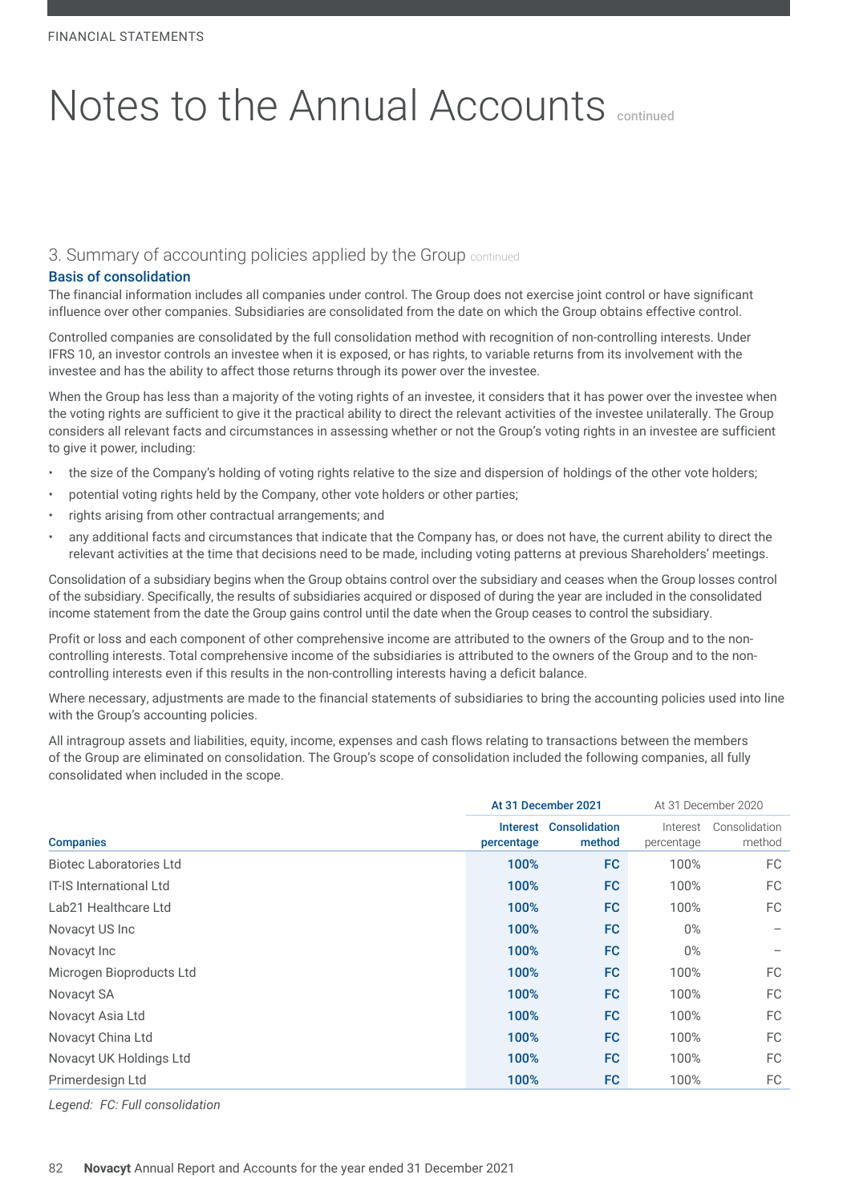# Notes to the Annual Accounts continued

## 3. Summary of accounting policies applied by the Group continued

### Basis of consolidation

The financial information includes all companies under control. The Group does not exercise joint control or have significant influence over other companies. Subsidiaries are consolidated from the date on which the Group obtains effective control.

Controlled companies are consolidated by the full consolidation method with recognition of non-controlling interests. Under IFRS 10, an investor controls an investee when it is exposed, or has rights, to variable returns from its involvement with the investee and has the ability to affect those returns through its power over the investee.

When the Group has less than a majority of the voting rights of an investee, it considers that it has power over the investee when the voting rights are sufficient to give it the practical ability to direct the relevant activities of the investee unilaterally. The Group considers all relevant facts and circumstances in assessing whether or not the Group's voting rights in an investee are sufficient to give it power, including:

- the size of the Company's holding of voting rights relative to the size and dispersion of holdings of the other vote holders;
- potential voting rights held by the Company, other vote holders or other parties;
- rights arising from other contractual arrangements; and
- any additional facts and circumstances that indicate that the Company has, or does not have, the current ability to direct the relevant activities at the time that decisions need to be made, including voting patterns at previous Shareholders' meetings.

Consolidation of a subsidiary begins when the Group obtains control over the subsidiary and ceases when the Group losses control of the subsidiary. Specifically, the results of subsidiaries acquired or disposed of during the year are included in the consolidated income statement from the date the Group gains control until the date when the Group ceases to control the subsidiary.

Profit or loss and each component of other comprehensive income are attributed to the owners of the Group and to the non-controlling interests. Total comprehensive income of the subsidiaries is attributed to the owners of the Group and to the non-controlling interests even if this results in the non-controlling interests having a deficit balance.

Where necessary, adjustments are made to the financial statements of subsidiaries to bring the accounting policies used into line with the Group's accounting policies.

All intragroup assets and liabilities, equity, income, expenses and cash flows relating to transactions between the members of the Group are eliminated on consolidation. The Group's scope of consolidation included the following companies, all fully consolidated when included in the scope.

| | At 31 December 2021 | | At 31 December 2020 | |
|---|---|---|---|---|
| **Companies** | **Interest percentage** | **Consolidation method** | Interest percentage | Consolidation method |
| Biotec Laboratories Ltd | **100%** | **FC** | 100% | FC |
| IT-IS International Ltd | **100%** | **FC** | 100% | FC |
| Lab21 Healthcare Ltd | **100%** | **FC** | 100% | FC |
| Novacyt US Inc | **100%** | **FC** | 0% | – |
| Novacyt Inc | **100%** | **FC** | 0% | – |
| Microgen Bioproducts Ltd | **100%** | **FC** | 100% | FC |
| Novacyt SA | **100%** | **FC** | 100% | FC |
| Novacyt Asia Ltd | **100%** | **FC** | 100% | FC |
| Novacyt China Ltd | **100%** | **FC** | 100% | FC |
| Novacyt UK Holdings Ltd | **100%** | **FC** | 100% | FC |
| Primerdesign Ltd | **100%** | **FC** | 100% | FC |

*Legend: FC: Full consolidation*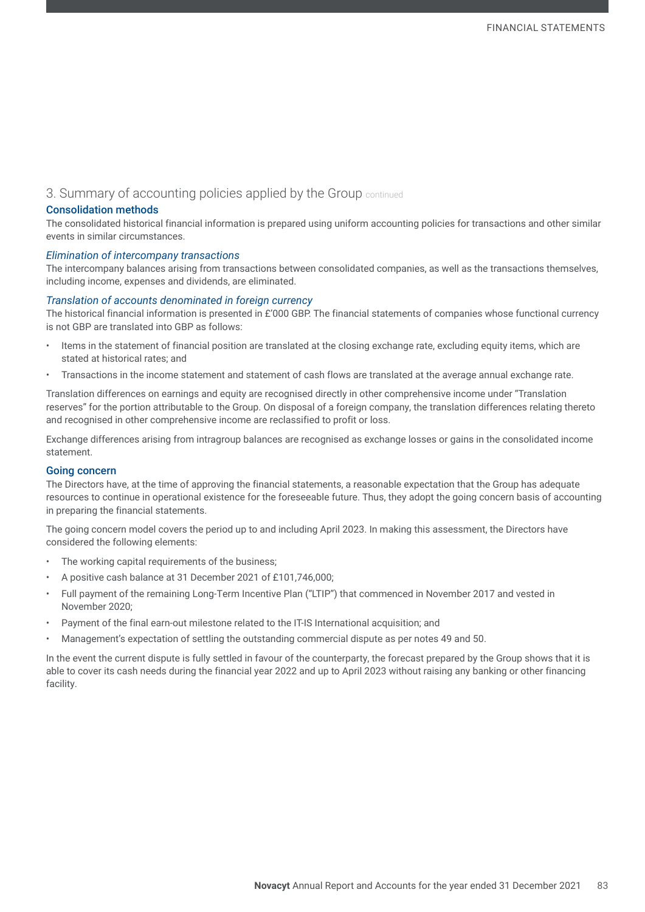## 3. Summary of accounting policies applied by the Group continued

### Consolidation methods

The consolidated historical financial information is prepared using uniform accounting policies for transactions and other similar events in similar circumstances.

#### *Elimination of intercompany transactions*

The intercompany balances arising from transactions between consolidated companies, as well as the transactions themselves, including income, expenses and dividends, are eliminated.

#### *Translation of accounts denominated in foreign currency*

The historical financial information is presented in £'000 GBP. The financial statements of companies whose functional currency is not GBP are translated into GBP as follows:

- Items in the statement of financial position are translated at the closing exchange rate, excluding equity items, which are stated at historical rates; and
- Transactions in the income statement and statement of cash flows are translated at the average annual exchange rate.

Translation differences on earnings and equity are recognised directly in other comprehensive income under "Translation reserves" for the portion attributable to the Group. On disposal of a foreign company, the translation differences relating thereto and recognised in other comprehensive income are reclassified to profit or loss.

Exchange differences arising from intragroup balances are recognised as exchange losses or gains in the consolidated income statement.

### Going concern

The Directors have, at the time of approving the financial statements, a reasonable expectation that the Group has adequate resources to continue in operational existence for the foreseeable future. Thus, they adopt the going concern basis of accounting in preparing the financial statements.

The going concern model covers the period up to and including April 2023. In making this assessment, the Directors have considered the following elements:

- The working capital requirements of the business;
- A positive cash balance at 31 December 2021 of £101,746,000;
- Full payment of the remaining Long-Term Incentive Plan ("LTIP") that commenced in November 2017 and vested in November 2020;
- Payment of the final earn-out milestone related to the IT-IS International acquisition; and
- Management's expectation of settling the outstanding commercial dispute as per notes 49 and 50.

In the event the current dispute is fully settled in favour of the counterparty, the forecast prepared by the Group shows that it is able to cover its cash needs during the financial year 2022 and up to April 2023 without raising any banking or other financing facility.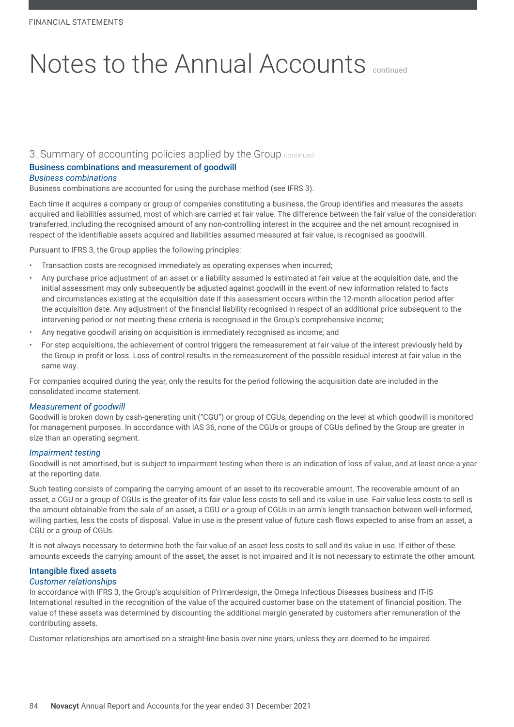# Notes to the Annual Accounts continued

## 3. Summary of accounting policies applied by the Group continued

### Business combinations and measurement of goodwill

*Business combinations*

Business combinations are accounted for using the purchase method (see IFRS 3).

Each time it acquires a company or group of companies constituting a business, the Group identifies and measures the assets acquired and liabilities assumed, most of which are carried at fair value. The difference between the fair value of the consideration transferred, including the recognised amount of any non-controlling interest in the acquiree and the net amount recognised in respect of the identifiable assets acquired and liabilities assumed measured at fair value, is recognised as goodwill.

Pursuant to IFRS 3, the Group applies the following principles:

- Transaction costs are recognised immediately as operating expenses when incurred;
- Any purchase price adjustment of an asset or a liability assumed is estimated at fair value at the acquisition date, and the initial assessment may only subsequently be adjusted against goodwill in the event of new information related to facts and circumstances existing at the acquisition date if this assessment occurs within the 12-month allocation period after the acquisition date. Any adjustment of the financial liability recognised in respect of an additional price subsequent to the intervening period or not meeting these criteria is recognised in the Group's comprehensive income;
- Any negative goodwill arising on acquisition is immediately recognised as income; and
- For step acquisitions, the achievement of control triggers the remeasurement at fair value of the interest previously held by the Group in profit or loss. Loss of control results in the remeasurement of the possible residual interest at fair value in the same way.

For companies acquired during the year, only the results for the period following the acquisition date are included in the consolidated income statement.

*Measurement of goodwill*

Goodwill is broken down by cash-generating unit ("CGU") or group of CGUs, depending on the level at which goodwill is monitored for management purposes. In accordance with IAS 36, none of the CGUs or groups of CGUs defined by the Group are greater in size than an operating segment.

*Impairment testing*

Goodwill is not amortised, but is subject to impairment testing when there is an indication of loss of value, and at least once a year at the reporting date.

Such testing consists of comparing the carrying amount of an asset to its recoverable amount. The recoverable amount of an asset, a CGU or a group of CGUs is the greater of its fair value less costs to sell and its value in use. Fair value less costs to sell is the amount obtainable from the sale of an asset, a CGU or a group of CGUs in an arm's length transaction between well-informed, willing parties, less the costs of disposal. Value in use is the present value of future cash flows expected to arise from an asset, a CGU or a group of CGUs.

It is not always necessary to determine both the fair value of an asset less costs to sell and its value in use. If either of these amounts exceeds the carrying amount of the asset, the asset is not impaired and it is not necessary to estimate the other amount.

### Intangible fixed assets

*Customer relationships*

In accordance with IFRS 3, the Group's acquisition of Primerdesign, the Omega Infectious Diseases business and IT-IS International resulted in the recognition of the value of the acquired customer base on the statement of financial position. The value of these assets was determined by discounting the additional margin generated by customers after remuneration of the contributing assets.

Customer relationships are amortised on a straight-line basis over nine years, unless they are deemed to be impaired.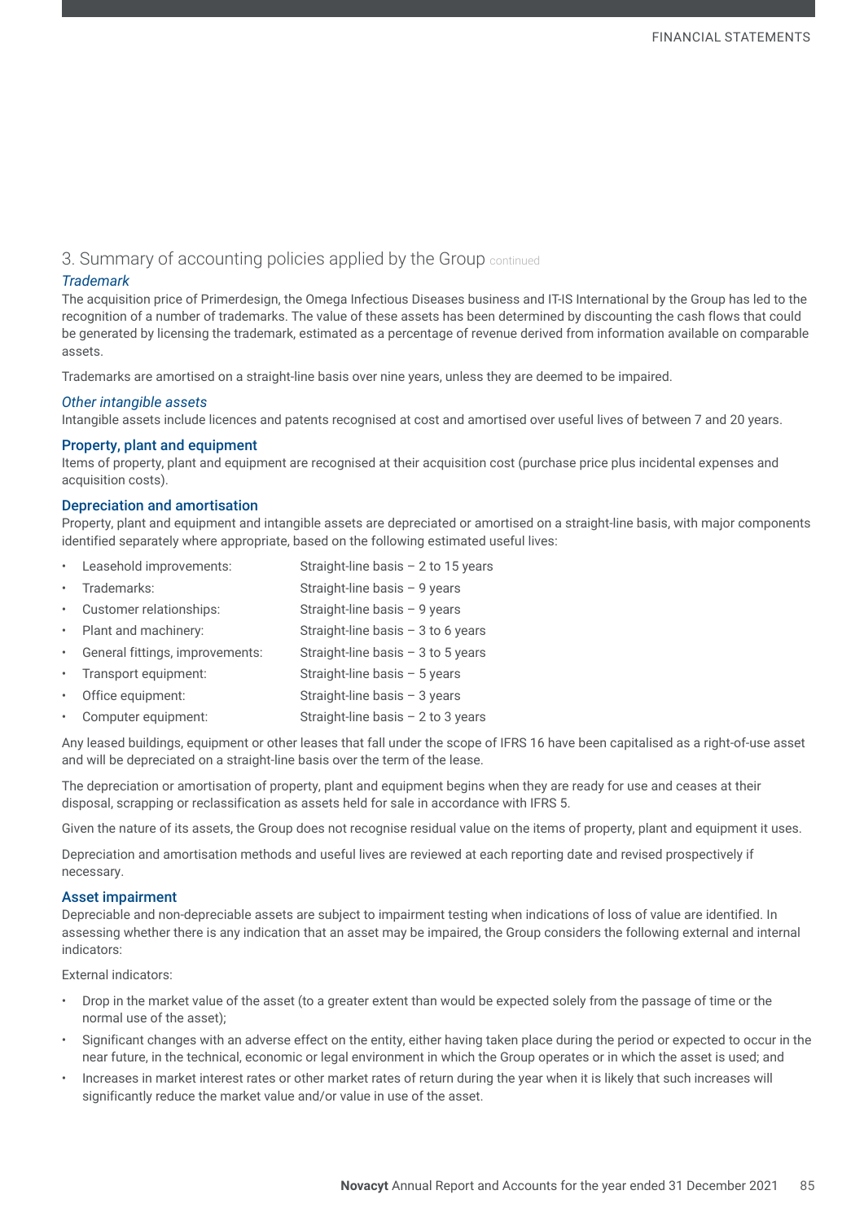## 3. Summary of accounting policies applied by the Group continued

### *Trademark*

The acquisition price of Primerdesign, the Omega Infectious Diseases business and IT-IS International by the Group has led to the recognition of a number of trademarks. The value of these assets has been determined by discounting the cash flows that could be generated by licensing the trademark, estimated as a percentage of revenue derived from information available on comparable assets.

Trademarks are amortised on a straight-line basis over nine years, unless they are deemed to be impaired.

### *Other intangible assets*

Intangible assets include licences and patents recognised at cost and amortised over useful lives of between 7 and 20 years.

### Property, plant and equipment

Items of property, plant and equipment are recognised at their acquisition cost (purchase price plus incidental expenses and acquisition costs).

### Depreciation and amortisation

Property, plant and equipment and intangible assets are depreciated or amortised on a straight-line basis, with major components identified separately where appropriate, based on the following estimated useful lives:

- Leasehold improvements: Straight-line basis – 2 to 15 years
- Trademarks: Straight-line basis – 9 years
- Customer relationships: Straight-line basis – 9 years
- Plant and machinery: Straight-line basis – 3 to 6 years
- General fittings, improvements: Straight-line basis – 3 to 5 years
- Transport equipment: Straight-line basis – 5 years
- Office equipment: Straight-line basis – 3 years
- Computer equipment: Straight-line basis – 2 to 3 years

Any leased buildings, equipment or other leases that fall under the scope of IFRS 16 have been capitalised as a right-of-use asset and will be depreciated on a straight-line basis over the term of the lease.

The depreciation or amortisation of property, plant and equipment begins when they are ready for use and ceases at their disposal, scrapping or reclassification as assets held for sale in accordance with IFRS 5.

Given the nature of its assets, the Group does not recognise residual value on the items of property, plant and equipment it uses.

Depreciation and amortisation methods and useful lives are reviewed at each reporting date and revised prospectively if necessary.

### Asset impairment

Depreciable and non-depreciable assets are subject to impairment testing when indications of loss of value are identified. In assessing whether there is any indication that an asset may be impaired, the Group considers the following external and internal indicators:

External indicators:

- Drop in the market value of the asset (to a greater extent than would be expected solely from the passage of time or the normal use of the asset);
- Significant changes with an adverse effect on the entity, either having taken place during the period or expected to occur in the near future, in the technical, economic or legal environment in which the Group operates or in which the asset is used; and
- Increases in market interest rates or other market rates of return during the year when it is likely that such increases will significantly reduce the market value and/or value in use of the asset.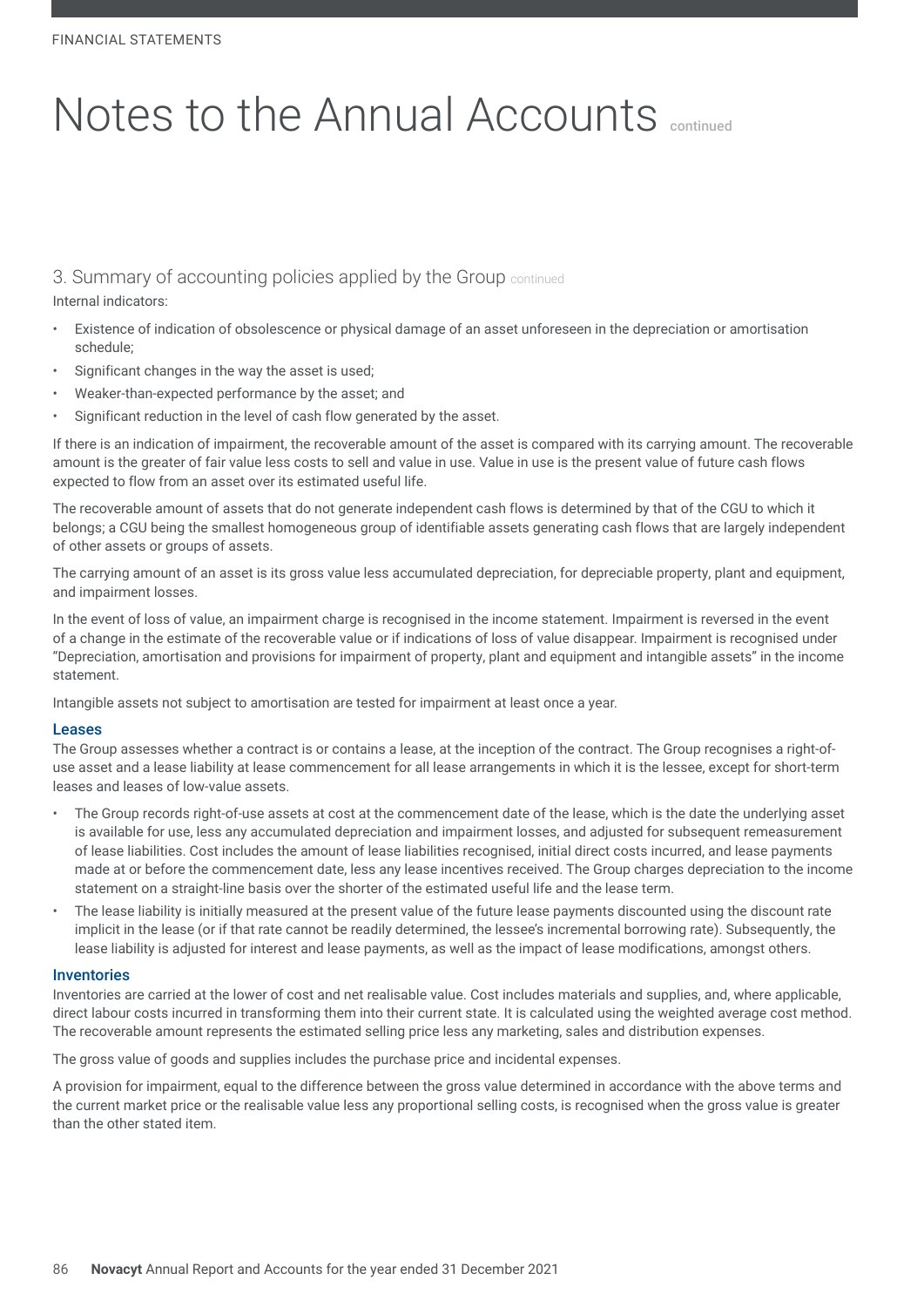# Notes to the Annual Accounts continued

## 3. Summary of accounting policies applied by the Group continued

Internal indicators:

- Existence of indication of obsolescence or physical damage of an asset unforeseen in the depreciation or amortisation schedule;
- Significant changes in the way the asset is used;
- Weaker-than-expected performance by the asset; and
- Significant reduction in the level of cash flow generated by the asset.

If there is an indication of impairment, the recoverable amount of the asset is compared with its carrying amount. The recoverable amount is the greater of fair value less costs to sell and value in use. Value in use is the present value of future cash flows expected to flow from an asset over its estimated useful life.

The recoverable amount of assets that do not generate independent cash flows is determined by that of the CGU to which it belongs; a CGU being the smallest homogeneous group of identifiable assets generating cash flows that are largely independent of other assets or groups of assets.

The carrying amount of an asset is its gross value less accumulated depreciation, for depreciable property, plant and equipment, and impairment losses.

In the event of loss of value, an impairment charge is recognised in the income statement. Impairment is reversed in the event of a change in the estimate of the recoverable value or if indications of loss of value disappear. Impairment is recognised under "Depreciation, amortisation and provisions for impairment of property, plant and equipment and intangible assets" in the income statement.

Intangible assets not subject to amortisation are tested for impairment at least once a year.

### Leases

The Group assesses whether a contract is or contains a lease, at the inception of the contract. The Group recognises a right-of-use asset and a lease liability at lease commencement for all lease arrangements in which it is the lessee, except for short-term leases and leases of low-value assets.

- The Group records right-of-use assets at cost at the commencement date of the lease, which is the date the underlying asset is available for use, less any accumulated depreciation and impairment losses, and adjusted for subsequent remeasurement of lease liabilities. Cost includes the amount of lease liabilities recognised, initial direct costs incurred, and lease payments made at or before the commencement date, less any lease incentives received. The Group charges depreciation to the income statement on a straight-line basis over the shorter of the estimated useful life and the lease term.
- The lease liability is initially measured at the present value of the future lease payments discounted using the discount rate implicit in the lease (or if that rate cannot be readily determined, the lessee's incremental borrowing rate). Subsequently, the lease liability is adjusted for interest and lease payments, as well as the impact of lease modifications, amongst others.

### Inventories

Inventories are carried at the lower of cost and net realisable value. Cost includes materials and supplies, and, where applicable, direct labour costs incurred in transforming them into their current state. It is calculated using the weighted average cost method. The recoverable amount represents the estimated selling price less any marketing, sales and distribution expenses.

The gross value of goods and supplies includes the purchase price and incidental expenses.

A provision for impairment, equal to the difference between the gross value determined in accordance with the above terms and the current market price or the realisable value less any proportional selling costs, is recognised when the gross value is greater than the other stated item.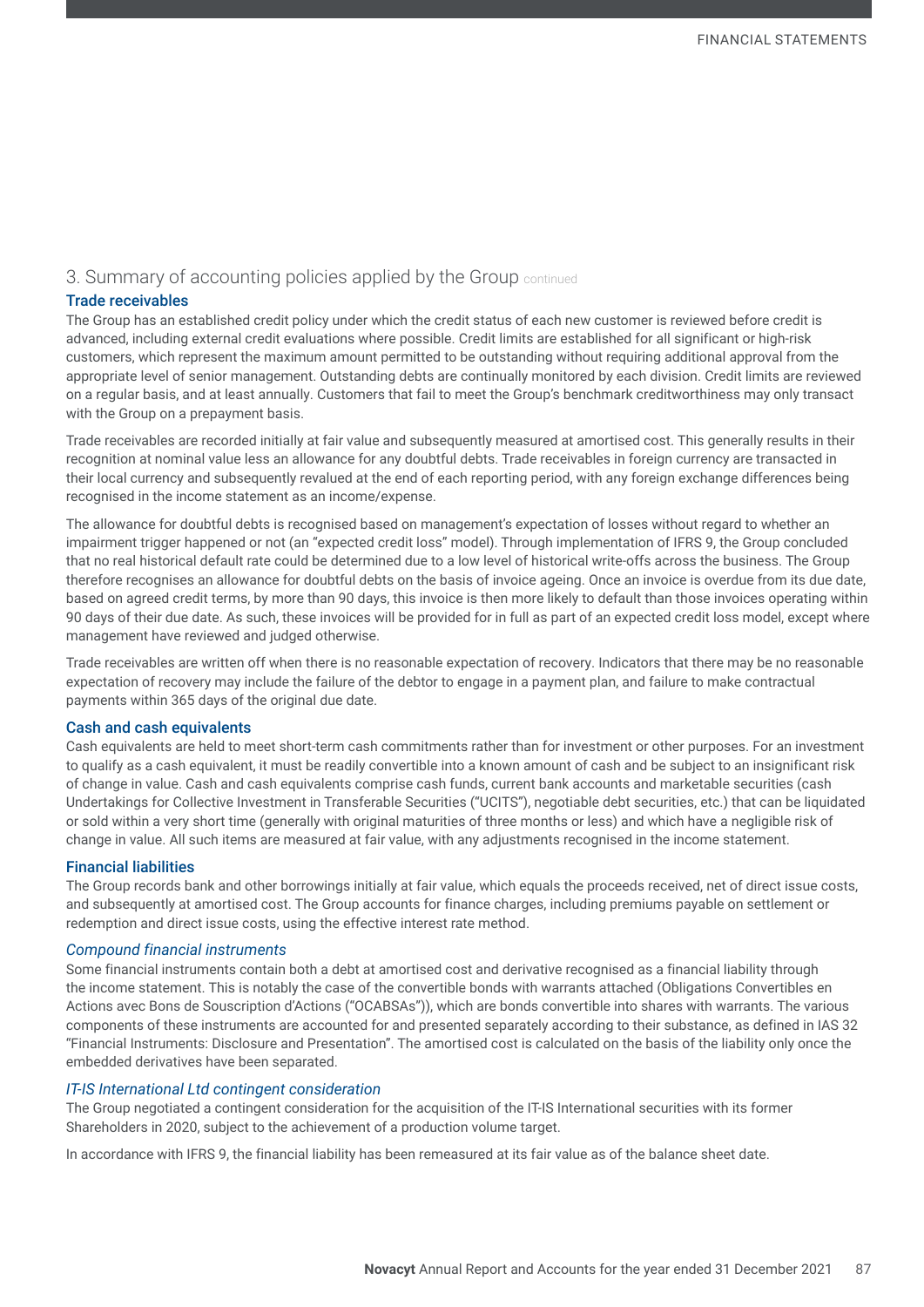## 3. Summary of accounting policies applied by the Group continued

### Trade receivables

The Group has an established credit policy under which the credit status of each new customer is reviewed before credit is advanced, including external credit evaluations where possible. Credit limits are established for all significant or high-risk customers, which represent the maximum amount permitted to be outstanding without requiring additional approval from the appropriate level of senior management. Outstanding debts are continually monitored by each division. Credit limits are reviewed on a regular basis, and at least annually. Customers that fail to meet the Group's benchmark creditworthiness may only transact with the Group on a prepayment basis.

Trade receivables are recorded initially at fair value and subsequently measured at amortised cost. This generally results in their recognition at nominal value less an allowance for any doubtful debts. Trade receivables in foreign currency are transacted in their local currency and subsequently revalued at the end of each reporting period, with any foreign exchange differences being recognised in the income statement as an income/expense.

The allowance for doubtful debts is recognised based on management's expectation of losses without regard to whether an impairment trigger happened or not (an "expected credit loss" model). Through implementation of IFRS 9, the Group concluded that no real historical default rate could be determined due to a low level of historical write-offs across the business. The Group therefore recognises an allowance for doubtful debts on the basis of invoice ageing. Once an invoice is overdue from its due date, based on agreed credit terms, by more than 90 days, this invoice is then more likely to default than those invoices operating within 90 days of their due date. As such, these invoices will be provided for in full as part of an expected credit loss model, except where management have reviewed and judged otherwise.

Trade receivables are written off when there is no reasonable expectation of recovery. Indicators that there may be no reasonable expectation of recovery may include the failure of the debtor to engage in a payment plan, and failure to make contractual payments within 365 days of the original due date.

### Cash and cash equivalents

Cash equivalents are held to meet short-term cash commitments rather than for investment or other purposes. For an investment to qualify as a cash equivalent, it must be readily convertible into a known amount of cash and be subject to an insignificant risk of change in value. Cash and cash equivalents comprise cash funds, current bank accounts and marketable securities (cash Undertakings for Collective Investment in Transferable Securities ("UCITS"), negotiable debt securities, etc.) that can be liquidated or sold within a very short time (generally with original maturities of three months or less) and which have a negligible risk of change in value. All such items are measured at fair value, with any adjustments recognised in the income statement.

### Financial liabilities

The Group records bank and other borrowings initially at fair value, which equals the proceeds received, net of direct issue costs, and subsequently at amortised cost. The Group accounts for finance charges, including premiums payable on settlement or redemption and direct issue costs, using the effective interest rate method.

#### *Compound financial instruments*

Some financial instruments contain both a debt at amortised cost and derivative recognised as a financial liability through the income statement. This is notably the case of the convertible bonds with warrants attached (Obligations Convertibles en Actions avec Bons de Souscription d'Actions ("OCABSAs")), which are bonds convertible into shares with warrants. The various components of these instruments are accounted for and presented separately according to their substance, as defined in IAS 32 "Financial Instruments: Disclosure and Presentation". The amortised cost is calculated on the basis of the liability only once the embedded derivatives have been separated.

#### *IT-IS International Ltd contingent consideration*

The Group negotiated a contingent consideration for the acquisition of the IT-IS International securities with its former Shareholders in 2020, subject to the achievement of a production volume target.

In accordance with IFRS 9, the financial liability has been remeasured at its fair value as of the balance sheet date.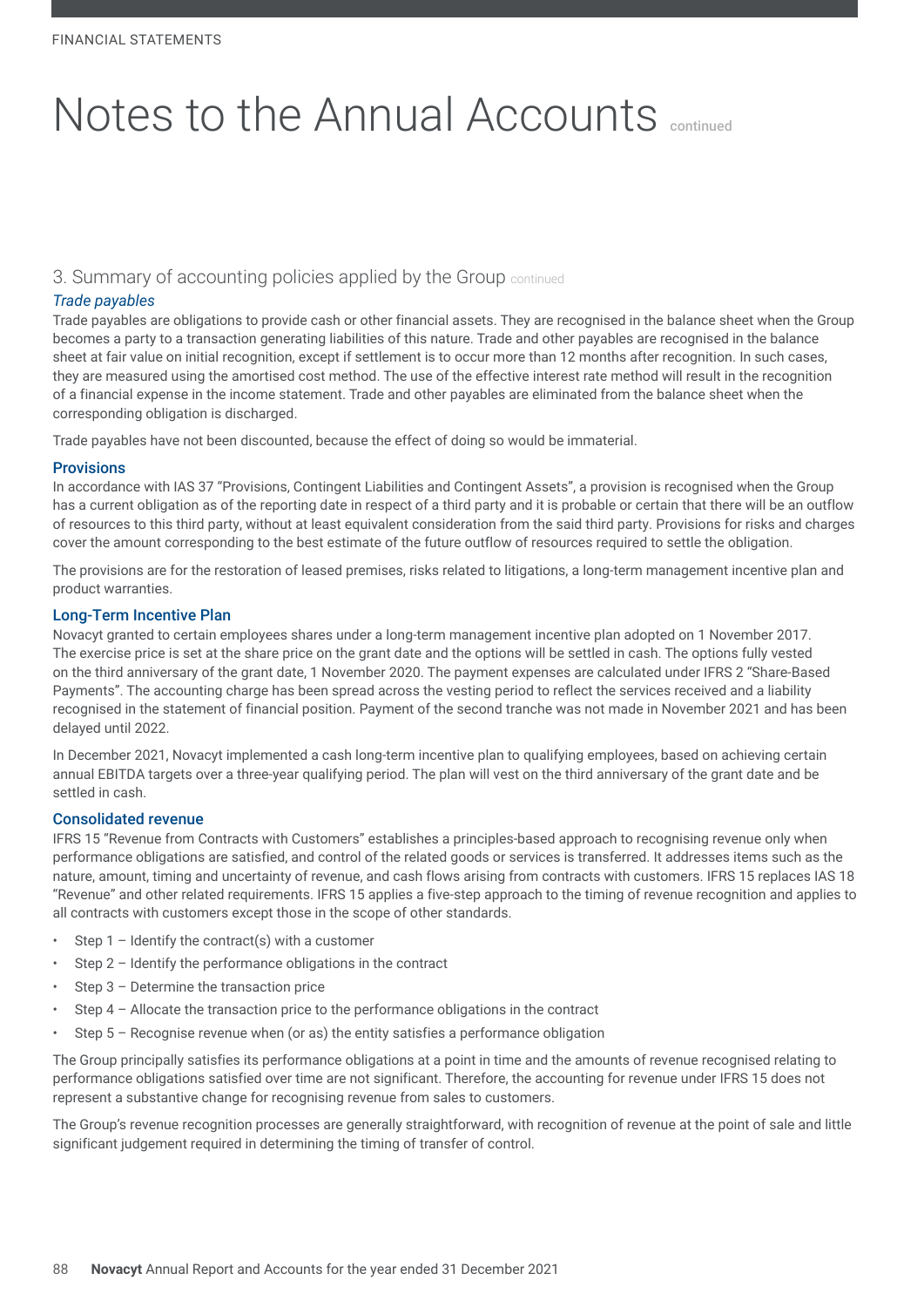# Notes to the Annual Accounts continued

## 3. Summary of accounting policies applied by the Group continued

*Trade payables*

Trade payables are obligations to provide cash or other financial assets. They are recognised in the balance sheet when the Group becomes a party to a transaction generating liabilities of this nature. Trade and other payables are recognised in the balance sheet at fair value on initial recognition, except if settlement is to occur more than 12 months after recognition. In such cases, they are measured using the amortised cost method. The use of the effective interest rate method will result in the recognition of a financial expense in the income statement. Trade and other payables are eliminated from the balance sheet when the corresponding obligation is discharged.

Trade payables have not been discounted, because the effect of doing so would be immaterial.

### Provisions

In accordance with IAS 37 "Provisions, Contingent Liabilities and Contingent Assets", a provision is recognised when the Group has a current obligation as of the reporting date in respect of a third party and it is probable or certain that there will be an outflow of resources to this third party, without at least equivalent consideration from the said third party. Provisions for risks and charges cover the amount corresponding to the best estimate of the future outflow of resources required to settle the obligation.

The provisions are for the restoration of leased premises, risks related to litigations, a long-term management incentive plan and product warranties.

### Long-Term Incentive Plan

Novacyt granted to certain employees shares under a long-term management incentive plan adopted on 1 November 2017. The exercise price is set at the share price on the grant date and the options will be settled in cash. The options fully vested on the third anniversary of the grant date, 1 November 2020. The payment expenses are calculated under IFRS 2 "Share-Based Payments". The accounting charge has been spread across the vesting period to reflect the services received and a liability recognised in the statement of financial position. Payment of the second tranche was not made in November 2021 and has been delayed until 2022.

In December 2021, Novacyt implemented a cash long-term incentive plan to qualifying employees, based on achieving certain annual EBITDA targets over a three-year qualifying period. The plan will vest on the third anniversary of the grant date and be settled in cash.

### Consolidated revenue

IFRS 15 "Revenue from Contracts with Customers" establishes a principles-based approach to recognising revenue only when performance obligations are satisfied, and control of the related goods or services is transferred. It addresses items such as the nature, amount, timing and uncertainty of revenue, and cash flows arising from contracts with customers. IFRS 15 replaces IAS 18 "Revenue" and other related requirements. IFRS 15 applies a five-step approach to the timing of revenue recognition and applies to all contracts with customers except those in the scope of other standards.

- Step 1 – Identify the contract(s) with a customer
- Step 2 – Identify the performance obligations in the contract
- Step 3 – Determine the transaction price
- Step 4 – Allocate the transaction price to the performance obligations in the contract
- Step 5 – Recognise revenue when (or as) the entity satisfies a performance obligation

The Group principally satisfies its performance obligations at a point in time and the amounts of revenue recognised relating to performance obligations satisfied over time are not significant. Therefore, the accounting for revenue under IFRS 15 does not represent a substantive change for recognising revenue from sales to customers.

The Group's revenue recognition processes are generally straightforward, with recognition of revenue at the point of sale and little significant judgement required in determining the timing of transfer of control.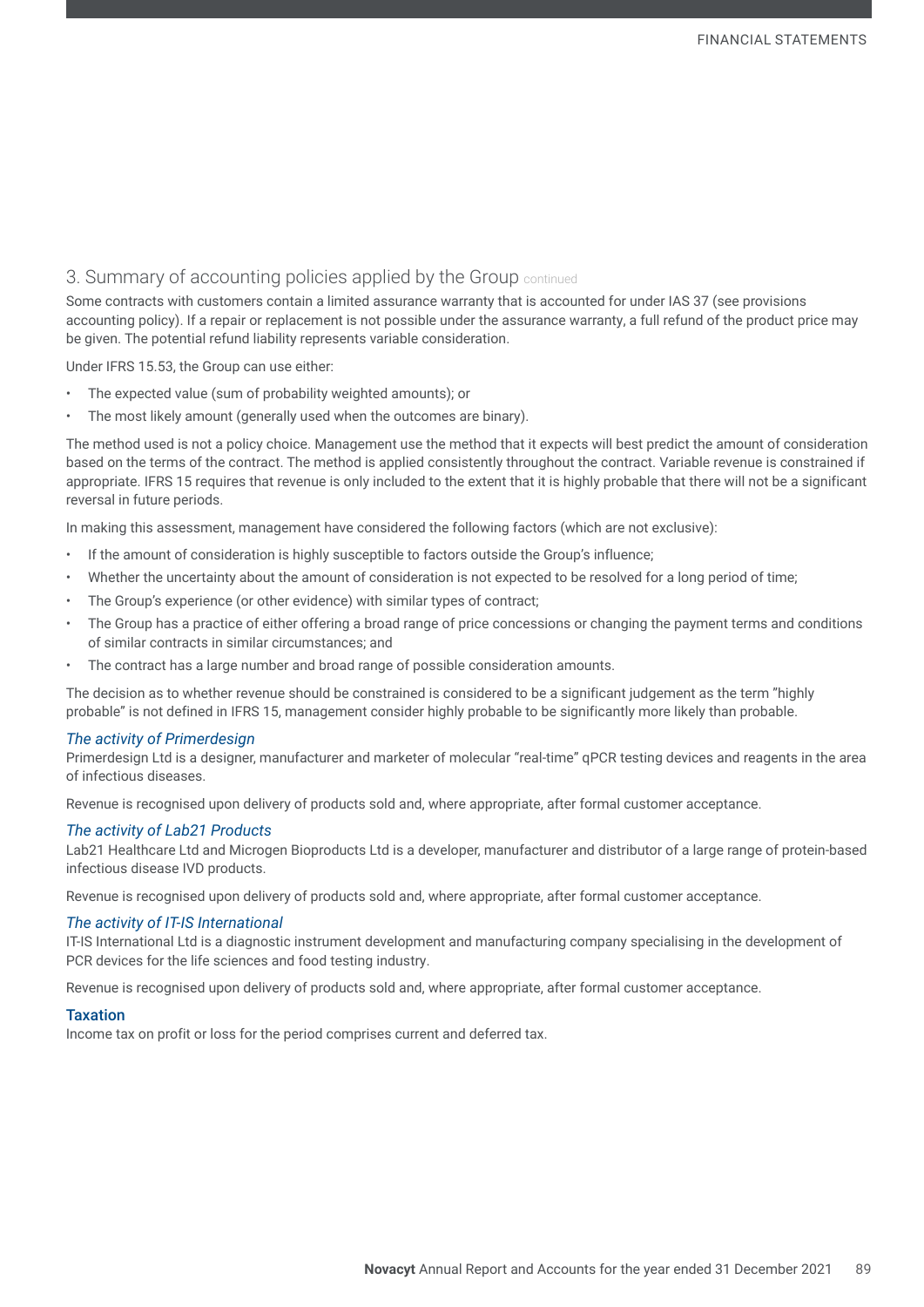## 3. Summary of accounting policies applied by the Group continued

Some contracts with customers contain a limited assurance warranty that is accounted for under IAS 37 (see provisions accounting policy). If a repair or replacement is not possible under the assurance warranty, a full refund of the product price may be given. The potential refund liability represents variable consideration.

Under IFRS 15.53, the Group can use either:

- The expected value (sum of probability weighted amounts); or
- The most likely amount (generally used when the outcomes are binary).

The method used is not a policy choice. Management use the method that it expects will best predict the amount of consideration based on the terms of the contract. The method is applied consistently throughout the contract. Variable revenue is constrained if appropriate. IFRS 15 requires that revenue is only included to the extent that it is highly probable that there will not be a significant reversal in future periods.

In making this assessment, management have considered the following factors (which are not exclusive):

- If the amount of consideration is highly susceptible to factors outside the Group's influence;
- Whether the uncertainty about the amount of consideration is not expected to be resolved for a long period of time;
- The Group's experience (or other evidence) with similar types of contract;
- The Group has a practice of either offering a broad range of price concessions or changing the payment terms and conditions of similar contracts in similar circumstances; and
- The contract has a large number and broad range of possible consideration amounts.

The decision as to whether revenue should be constrained is considered to be a significant judgement as the term "highly probable" is not defined in IFRS 15, management consider highly probable to be significantly more likely than probable.

*The activity of Primerdesign*

Primerdesign Ltd is a designer, manufacturer and marketer of molecular "real-time" qPCR testing devices and reagents in the area of infectious diseases.

Revenue is recognised upon delivery of products sold and, where appropriate, after formal customer acceptance.

*The activity of Lab21 Products*

Lab21 Healthcare Ltd and Microgen Bioproducts Ltd is a developer, manufacturer and distributor of a large range of protein-based infectious disease IVD products.

Revenue is recognised upon delivery of products sold and, where appropriate, after formal customer acceptance.

*The activity of IT-IS International*

IT-IS International Ltd is a diagnostic instrument development and manufacturing company specialising in the development of PCR devices for the life sciences and food testing industry.

Revenue is recognised upon delivery of products sold and, where appropriate, after formal customer acceptance.

### Taxation

Income tax on profit or loss for the period comprises current and deferred tax.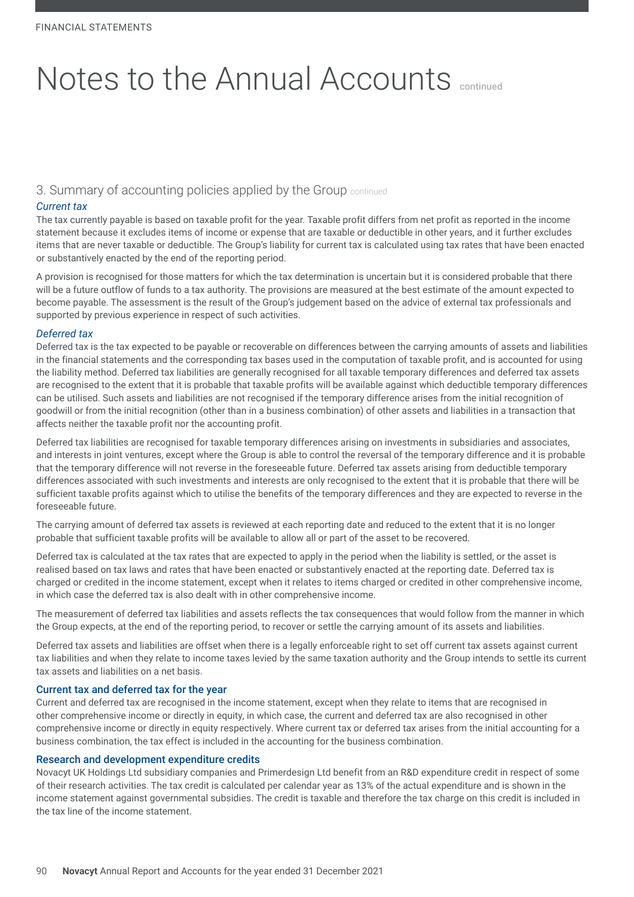# Notes to the Annual Accounts continued

## 3. Summary of accounting policies applied by the Group continued

### *Current tax*

The tax currently payable is based on taxable profit for the year. Taxable profit differs from net profit as reported in the income statement because it excludes items of income or expense that are taxable or deductible in other years, and it further excludes items that are never taxable or deductible. The Group's liability for current tax is calculated using tax rates that have been enacted or substantively enacted by the end of the reporting period.

A provision is recognised for those matters for which the tax determination is uncertain but it is considered probable that there will be a future outflow of funds to a tax authority. The provisions are measured at the best estimate of the amount expected to become payable. The assessment is the result of the Group's judgement based on the advice of external tax professionals and supported by previous experience in respect of such activities.

### *Deferred tax*

Deferred tax is the tax expected to be payable or recoverable on differences between the carrying amounts of assets and liabilities in the financial statements and the corresponding tax bases used in the computation of taxable profit, and is accounted for using the liability method. Deferred tax liabilities are generally recognised for all taxable temporary differences and deferred tax assets are recognised to the extent that it is probable that taxable profits will be available against which deductible temporary differences can be utilised. Such assets and liabilities are not recognised if the temporary difference arises from the initial recognition of goodwill or from the initial recognition (other than in a business combination) of other assets and liabilities in a transaction that affects neither the taxable profit nor the accounting profit.

Deferred tax liabilities are recognised for taxable temporary differences arising on investments in subsidiaries and associates, and interests in joint ventures, except where the Group is able to control the reversal of the temporary difference and it is probable that the temporary difference will not reverse in the foreseeable future. Deferred tax assets arising from deductible temporary differences associated with such investments and interests are only recognised to the extent that it is probable that there will be sufficient taxable profits against which to utilise the benefits of the temporary differences and they are expected to reverse in the foreseeable future.

The carrying amount of deferred tax assets is reviewed at each reporting date and reduced to the extent that it is no longer probable that sufficient taxable profits will be available to allow all or part of the asset to be recovered.

Deferred tax is calculated at the tax rates that are expected to apply in the period when the liability is settled, or the asset is realised based on tax laws and rates that have been enacted or substantively enacted at the reporting date. Deferred tax is charged or credited in the income statement, except when it relates to items charged or credited in other comprehensive income, in which case the deferred tax is also dealt with in other comprehensive income.

The measurement of deferred tax liabilities and assets reflects the tax consequences that would follow from the manner in which the Group expects, at the end of the reporting period, to recover or settle the carrying amount of its assets and liabilities.

Deferred tax assets and liabilities are offset when there is a legally enforceable right to set off current tax assets against current tax liabilities and when they relate to income taxes levied by the same taxation authority and the Group intends to settle its current tax assets and liabilities on a net basis.

### Current tax and deferred tax for the year

Current and deferred tax are recognised in the income statement, except when they relate to items that are recognised in other comprehensive income or directly in equity, in which case, the current and deferred tax are also recognised in other comprehensive income or directly in equity respectively. Where current tax or deferred tax arises from the initial accounting for a business combination, the tax effect is included in the accounting for the business combination.

### Research and development expenditure credits

Novacyt UK Holdings Ltd subsidiary companies and Primerdesign Ltd benefit from an R&D expenditure credit in respect of some of their research activities. The tax credit is calculated per calendar year as 13% of the actual expenditure and is shown in the income statement against governmental subsidies. The credit is taxable and therefore the tax charge on this credit is included in the tax line of the income statement.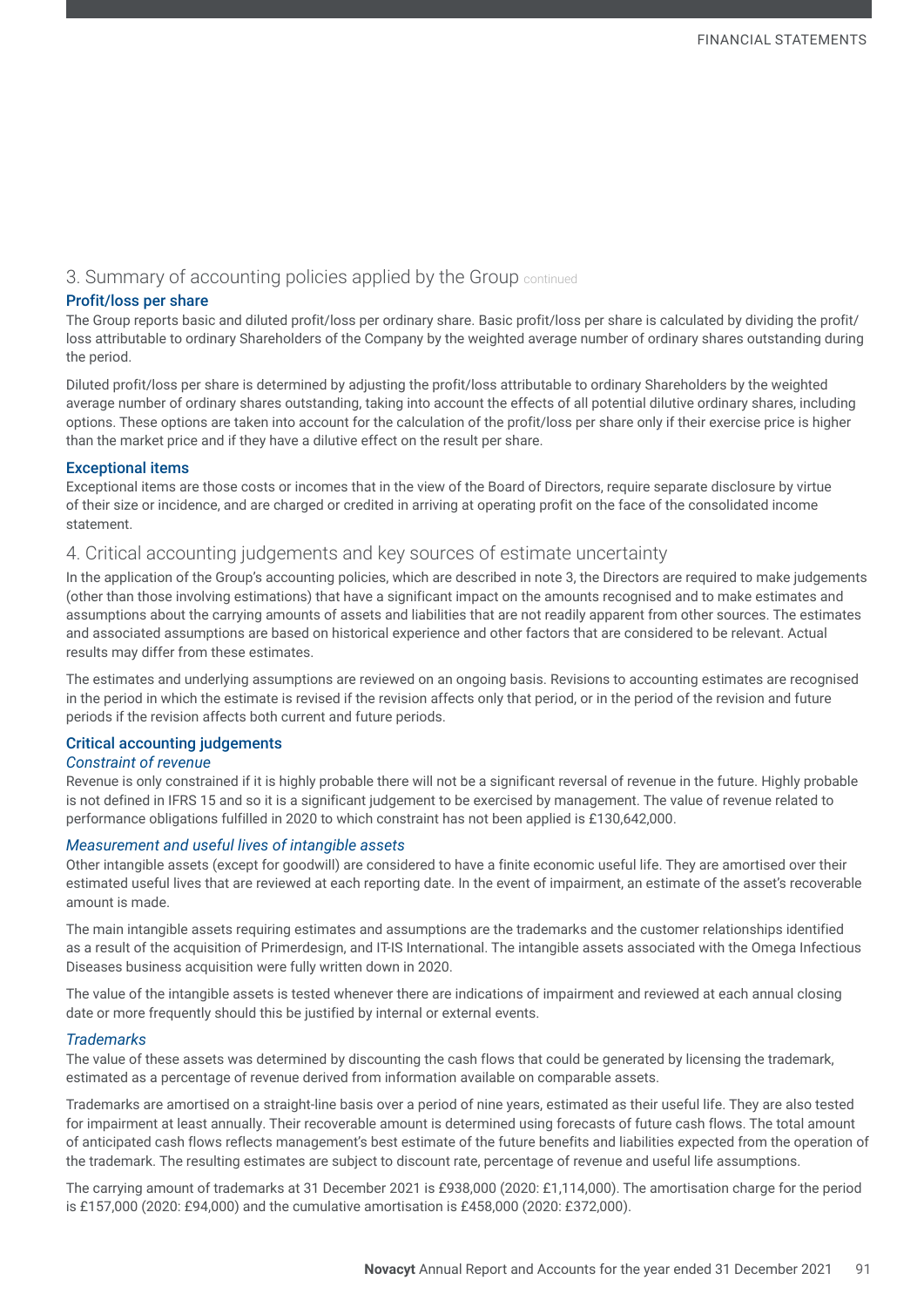## 3. Summary of accounting policies applied by the Group continued

### Profit/loss per share

The Group reports basic and diluted profit/loss per ordinary share. Basic profit/loss per share is calculated by dividing the profit/loss attributable to ordinary Shareholders of the Company by the weighted average number of ordinary shares outstanding during the period.

Diluted profit/loss per share is determined by adjusting the profit/loss attributable to ordinary Shareholders by the weighted average number of ordinary shares outstanding, taking into account the effects of all potential dilutive ordinary shares, including options. These options are taken into account for the calculation of the profit/loss per share only if their exercise price is higher than the market price and if they have a dilutive effect on the result per share.

### Exceptional items

Exceptional items are those costs or incomes that in the view of the Board of Directors, require separate disclosure by virtue of their size or incidence, and are charged or credited in arriving at operating profit on the face of the consolidated income statement.

## 4. Critical accounting judgements and key sources of estimate uncertainty

In the application of the Group's accounting policies, which are described in note 3, the Directors are required to make judgements (other than those involving estimations) that have a significant impact on the amounts recognised and to make estimates and assumptions about the carrying amounts of assets and liabilities that are not readily apparent from other sources. The estimates and associated assumptions are based on historical experience and other factors that are considered to be relevant. Actual results may differ from these estimates.

The estimates and underlying assumptions are reviewed on an ongoing basis. Revisions to accounting estimates are recognised in the period in which the estimate is revised if the revision affects only that period, or in the period of the revision and future periods if the revision affects both current and future periods.

### Critical accounting judgements

*Constraint of revenue*

Revenue is only constrained if it is highly probable there will not be a significant reversal of revenue in the future. Highly probable is not defined in IFRS 15 and so it is a significant judgement to be exercised by management. The value of revenue related to performance obligations fulfilled in 2020 to which constraint has not been applied is £130,642,000.

*Measurement and useful lives of intangible assets*

Other intangible assets (except for goodwill) are considered to have a finite economic useful life. They are amortised over their estimated useful lives that are reviewed at each reporting date. In the event of impairment, an estimate of the asset's recoverable amount is made.

The main intangible assets requiring estimates and assumptions are the trademarks and the customer relationships identified as a result of the acquisition of Primerdesign, and IT-IS International. The intangible assets associated with the Omega Infectious Diseases business acquisition were fully written down in 2020.

The value of the intangible assets is tested whenever there are indications of impairment and reviewed at each annual closing date or more frequently should this be justified by internal or external events.

*Trademarks*

The value of these assets was determined by discounting the cash flows that could be generated by licensing the trademark, estimated as a percentage of revenue derived from information available on comparable assets.

Trademarks are amortised on a straight-line basis over a period of nine years, estimated as their useful life. They are also tested for impairment at least annually. Their recoverable amount is determined using forecasts of future cash flows. The total amount of anticipated cash flows reflects management's best estimate of the future benefits and liabilities expected from the operation of the trademark. The resulting estimates are subject to discount rate, percentage of revenue and useful life assumptions.

The carrying amount of trademarks at 31 December 2021 is £938,000 (2020: £1,114,000). The amortisation charge for the period is £157,000 (2020: £94,000) and the cumulative amortisation is £458,000 (2020: £372,000).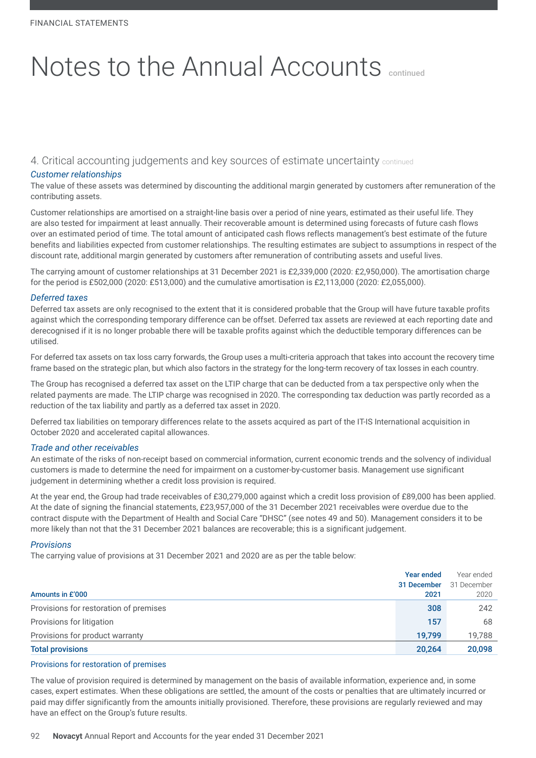# Notes to the Annual Accounts continued

## 4. Critical accounting judgements and key sources of estimate uncertainty continued

### *Customer relationships*

The value of these assets was determined by discounting the additional margin generated by customers after remuneration of the contributing assets.

Customer relationships are amortised on a straight-line basis over a period of nine years, estimated as their useful life. They are also tested for impairment at least annually. Their recoverable amount is determined using forecasts of future cash flows over an estimated period of time. The total amount of anticipated cash flows reflects management's best estimate of the future benefits and liabilities expected from customer relationships. The resulting estimates are subject to assumptions in respect of the discount rate, additional margin generated by customers after remuneration of contributing assets and useful lives.

The carrying amount of customer relationships at 31 December 2021 is £2,339,000 (2020: £2,950,000). The amortisation charge for the period is £502,000 (2020: £513,000) and the cumulative amortisation is £2,113,000 (2020: £2,055,000).

### *Deferred taxes*

Deferred tax assets are only recognised to the extent that it is considered probable that the Group will have future taxable profits against which the corresponding temporary difference can be offset. Deferred tax assets are reviewed at each reporting date and derecognised if it is no longer probable there will be taxable profits against which the deductible temporary differences can be utilised.

For deferred tax assets on tax loss carry forwards, the Group uses a multi-criteria approach that takes into account the recovery time frame based on the strategic plan, but which also factors in the strategy for the long-term recovery of tax losses in each country.

The Group has recognised a deferred tax asset on the LTIP charge that can be deducted from a tax perspective only when the related payments are made. The LTIP charge was recognised in 2020. The corresponding tax deduction was partly recorded as a reduction of the tax liability and partly as a deferred tax asset in 2020.

Deferred tax liabilities on temporary differences relate to the assets acquired as part of the IT-IS International acquisition in October 2020 and accelerated capital allowances.

### *Trade and other receivables*

An estimate of the risks of non-receipt based on commercial information, current economic trends and the solvency of individual customers is made to determine the need for impairment on a customer-by-customer basis. Management use significant judgement in determining whether a credit loss provision is required.

At the year end, the Group had trade receivables of £30,279,000 against which a credit loss provision of £89,000 has been applied. At the date of signing the financial statements, £23,957,000 of the 31 December 2021 receivables were overdue due to the contract dispute with the Department of Health and Social Care "DHSC" (see notes 49 and 50). Management considers it to be more likely than not that the 31 December 2021 balances are recoverable; this is a significant judgement.

### *Provisions*

The carrying value of provisions at 31 December 2021 and 2020 are as per the table below:

| Amounts in £'000 | Year ended 31 December 2021 | Year ended 31 December 2020 |
|---|---|---|
| Provisions for restoration of premises | 308 | 242 |
| Provisions for litigation | 157 | 68 |
| Provisions for product warranty | 19,799 | 19,788 |
| **Total provisions** | **20,264** | **20,098** |

Provisions for restoration of premises

The value of provision required is determined by management on the basis of available information, experience and, in some cases, expert estimates. When these obligations are settled, the amount of the costs or penalties that are ultimately incurred or paid may differ significantly from the amounts initially provisioned. Therefore, these provisions are regularly reviewed and may have an effect on the Group's future results.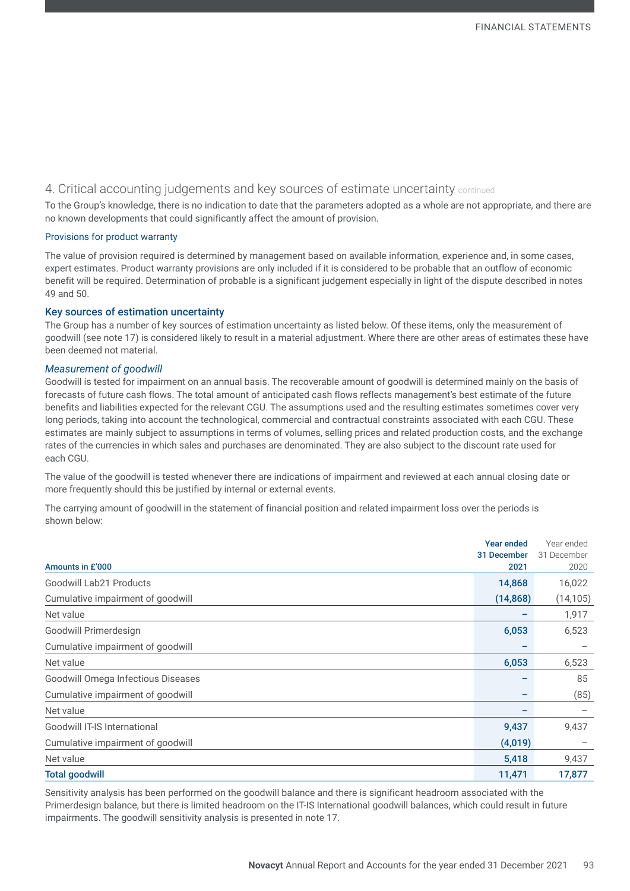## 4. Critical accounting judgements and key sources of estimate uncertainty continued

To the Group's knowledge, there is no indication to date that the parameters adopted as a whole are not appropriate, and there are no known developments that could significantly affect the amount of provision.

### Provisions for product warranty

The value of provision required is determined by management based on available information, experience and, in some cases, expert estimates. Product warranty provisions are only included if it is considered to be probable that an outflow of economic benefit will be required. Determination of probable is a significant judgement especially in light of the dispute described in notes 49 and 50.

### Key sources of estimation uncertainty

The Group has a number of key sources of estimation uncertainty as listed below. Of these items, only the measurement of goodwill (see note 17) is considered likely to result in a material adjustment. Where there are other areas of estimates these have been deemed not material.

*Measurement of goodwill*

Goodwill is tested for impairment on an annual basis. The recoverable amount of goodwill is determined mainly on the basis of forecasts of future cash flows. The total amount of anticipated cash flows reflects management's best estimate of the future benefits and liabilities expected for the relevant CGU. The assumptions used and the resulting estimates sometimes cover very long periods, taking into account the technological, commercial and contractual constraints associated with each CGU. These estimates are mainly subject to assumptions in terms of volumes, selling prices and related production costs, and the exchange rates of the currencies in which sales and purchases are denominated. They are also subject to the discount rate used for each CGU.

The value of the goodwill is tested whenever there are indications of impairment and reviewed at each annual closing date or more frequently should this be justified by internal or external events.

The carrying amount of goodwill in the statement of financial position and related impairment loss over the periods is shown below:

| Amounts in £'000 | Year ended 31 December 2021 | Year ended 31 December 2020 |
|---|---|---|
| Goodwill Lab21 Products | 14,868 | 16,022 |
| Cumulative impairment of goodwill | (14,868) | (14,105) |
| Net value | – | 1,917 |
| Goodwill Primerdesign | 6,053 | 6,523 |
| Cumulative impairment of goodwill | – | – |
| Net value | 6,053 | 6,523 |
| Goodwill Omega Infectious Diseases | – | 85 |
| Cumulative impairment of goodwill | – | (85) |
| Net value | – | – |
| Goodwill IT-IS International | 9,437 | 9,437 |
| Cumulative impairment of goodwill | (4,019) | – |
| Net value | 5,418 | 9,437 |
| **Total goodwill** | **11,471** | **17,877** |

Sensitivity analysis has been performed on the goodwill balance and there is significant headroom associated with the Primerdesign balance, but there is limited headroom on the IT-IS International goodwill balances, which could result in future impairments. The goodwill sensitivity analysis is presented in note 17.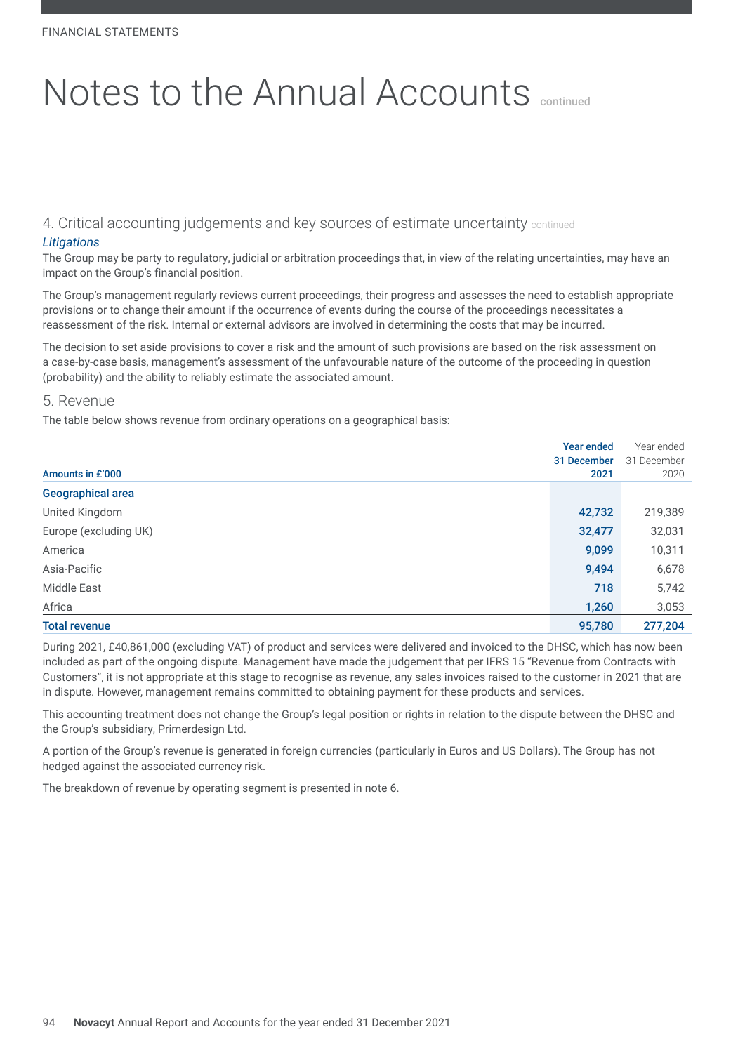# Notes to the Annual Accounts continued

## 4. Critical accounting judgements and key sources of estimate uncertainty continued

### *Litigations*

The Group may be party to regulatory, judicial or arbitration proceedings that, in view of the relating uncertainties, may have an impact on the Group's financial position.

The Group's management regularly reviews current proceedings, their progress and assesses the need to establish appropriate provisions or to change their amount if the occurrence of events during the course of the proceedings necessitates a reassessment of the risk. Internal or external advisors are involved in determining the costs that may be incurred.

The decision to set aside provisions to cover a risk and the amount of such provisions are based on the risk assessment on a case-by-case basis, management's assessment of the unfavourable nature of the outcome of the proceeding in question (probability) and the ability to reliably estimate the associated amount.

## 5. Revenue

The table below shows revenue from ordinary operations on a geographical basis:

| Amounts in £'000 | Year ended 31 December 2021 | Year ended 31 December 2020 |
|---|---|---|
| **Geographical area** | | |
| United Kingdom | 42,732 | 219,389 |
| Europe (excluding UK) | 32,477 | 32,031 |
| America | 9,099 | 10,311 |
| Asia-Pacific | 9,494 | 6,678 |
| Middle East | 718 | 5,742 |
| Africa | 1,260 | 3,053 |
| **Total revenue** | **95,780** | **277,204** |

During 2021, £40,861,000 (excluding VAT) of product and services were delivered and invoiced to the DHSC, which has now been included as part of the ongoing dispute. Management have made the judgement that per IFRS 15 "Revenue from Contracts with Customers", it is not appropriate at this stage to recognise as revenue, any sales invoices raised to the customer in 2021 that are in dispute. However, management remains committed to obtaining payment for these products and services.

This accounting treatment does not change the Group's legal position or rights in relation to the dispute between the DHSC and the Group's subsidiary, Primerdesign Ltd.

A portion of the Group's revenue is generated in foreign currencies (particularly in Euros and US Dollars). The Group has not hedged against the associated currency risk.

The breakdown of revenue by operating segment is presented in note 6.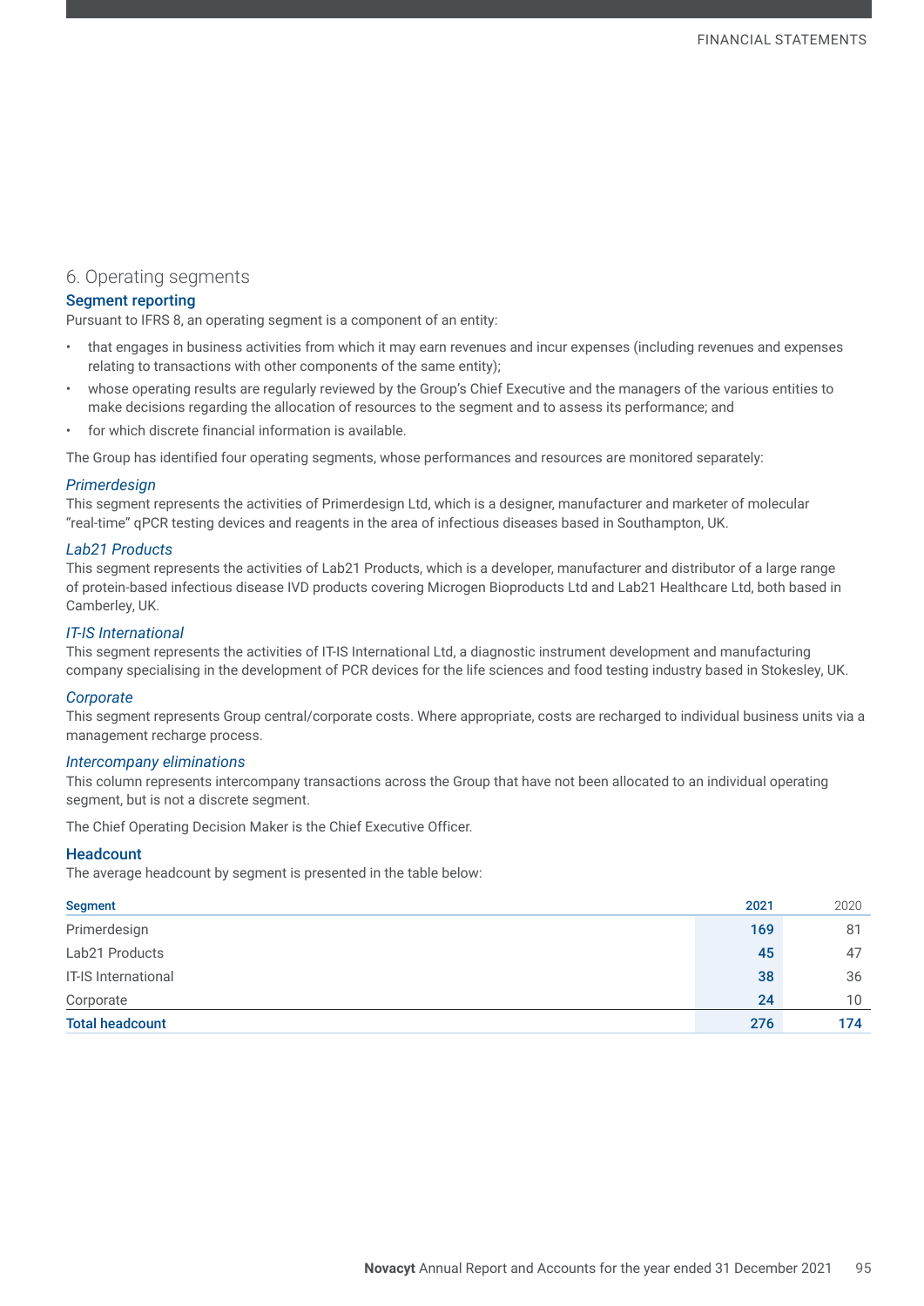## 6. Operating segments

### Segment reporting

Pursuant to IFRS 8, an operating segment is a component of an entity:

- that engages in business activities from which it may earn revenues and incur expenses (including revenues and expenses relating to transactions with other components of the same entity);
- whose operating results are regularly reviewed by the Group's Chief Executive and the managers of the various entities to make decisions regarding the allocation of resources to the segment and to assess its performance; and
- for which discrete financial information is available.

The Group has identified four operating segments, whose performances and resources are monitored separately:

*Primerdesign*

This segment represents the activities of Primerdesign Ltd, which is a designer, manufacturer and marketer of molecular "real-time" qPCR testing devices and reagents in the area of infectious diseases based in Southampton, UK.

*Lab21 Products*

This segment represents the activities of Lab21 Products, which is a developer, manufacturer and distributor of a large range of protein-based infectious disease IVD products covering Microgen Bioproducts Ltd and Lab21 Healthcare Ltd, both based in Camberley, UK.

*IT-IS International*

This segment represents the activities of IT-IS International Ltd, a diagnostic instrument development and manufacturing company specialising in the development of PCR devices for the life sciences and food testing industry based in Stokesley, UK.

*Corporate*

This segment represents Group central/corporate costs. Where appropriate, costs are recharged to individual business units via a management recharge process.

*Intercompany eliminations*

This column represents intercompany transactions across the Group that have not been allocated to an individual operating segment, but is not a discrete segment.

The Chief Operating Decision Maker is the Chief Executive Officer.

### Headcount

The average headcount by segment is presented in the table below:

| Segment | 2021 | 2020 |
|---|---|---|
| Primerdesign | 169 | 81 |
| Lab21 Products | 45 | 47 |
| IT-IS International | 38 | 36 |
| Corporate | 24 | 10 |
| **Total headcount** | **276** | **174** |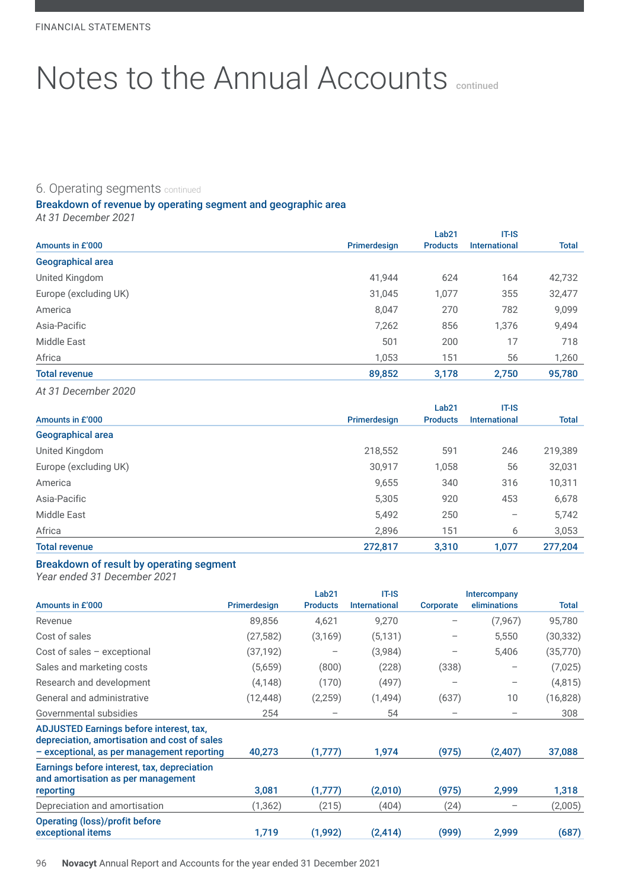# Notes to the Annual Accounts continued

## 6. Operating segments continued

### Breakdown of revenue by operating segment and geographic area

*At 31 December 2021*

| Amounts in £'000 | Primerdesign | Lab21 Products | IT-IS International | Total |
|---|---|---|---|---|
| **Geographical area** | | | | |
| United Kingdom | 41,944 | 624 | 164 | 42,732 |
| Europe (excluding UK) | 31,045 | 1,077 | 355 | 32,477 |
| America | 8,047 | 270 | 782 | 9,099 |
| Asia-Pacific | 7,262 | 856 | 1,376 | 9,494 |
| Middle East | 501 | 200 | 17 | 718 |
| Africa | 1,053 | 151 | 56 | 1,260 |
| **Total revenue** | **89,852** | **3,178** | **2,750** | **95,780** |

*At 31 December 2020*

| Amounts in £'000 | Primerdesign | Lab21 Products | IT-IS International | Total |
|---|---|---|---|---|
| **Geographical area** | | | | |
| United Kingdom | 218,552 | 591 | 246 | 219,389 |
| Europe (excluding UK) | 30,917 | 1,058 | 56 | 32,031 |
| America | 9,655 | 340 | 316 | 10,311 |
| Asia-Pacific | 5,305 | 920 | 453 | 6,678 |
| Middle East | 5,492 | 250 | – | 5,742 |
| Africa | 2,896 | 151 | 6 | 3,053 |
| **Total revenue** | **272,817** | **3,310** | **1,077** | **277,204** |

### Breakdown of result by operating segment

*Year ended 31 December 2021*

| Amounts in £'000 | Primerdesign | Lab21 Products | IT-IS International | Corporate | Intercompany eliminations | Total |
|---|---|---|---|---|---|---|
| Revenue | 89,856 | 4,621 | 9,270 | – | (7,967) | 95,780 |
| Cost of sales | (27,582) | (3,169) | (5,131) | – | 5,550 | (30,332) |
| Cost of sales – exceptional | (37,192) | – | (3,984) | – | 5,406 | (35,770) |
| Sales and marketing costs | (5,659) | (800) | (228) | (338) | – | (7,025) |
| Research and development | (4,148) | (170) | (497) | – | – | (4,815) |
| General and administrative | (12,448) | (2,259) | (1,494) | (637) | 10 | (16,828) |
| Governmental subsidies | 254 | – | 54 | – | – | 308 |
| **ADJUSTED Earnings before interest, tax, depreciation, amortisation and cost of sales – exceptional, as per management reporting** | **40,273** | **(1,777)** | **1,974** | **(975)** | **(2,407)** | **37,088** |
| **Earnings before interest, tax, depreciation and amortisation as per management reporting** | **3,081** | **(1,777)** | **(2,010)** | **(975)** | **2,999** | **1,318** |
| Depreciation and amortisation | (1,362) | (215) | (404) | (24) | – | (2,005) |
| **Operating (loss)/profit before exceptional items** | **1,719** | **(1,992)** | **(2,414)** | **(999)** | **2,999** | **(687)** |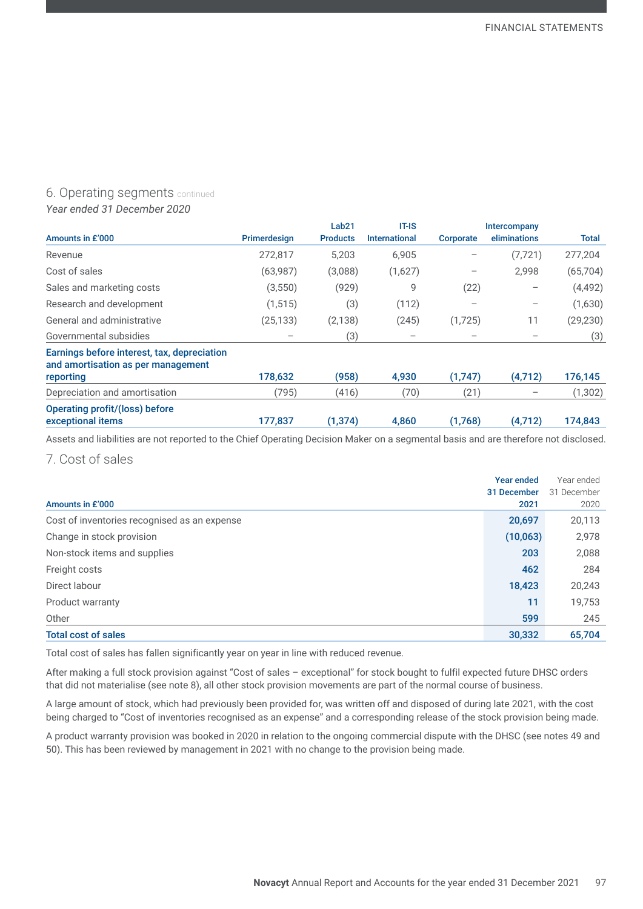## 6. Operating segments continued

*Year ended 31 December 2020*

| Amounts in £'000 | Primerdesign | Lab21 Products | IT-IS International | Corporate | Intercompany eliminations | Total |
|---|---|---|---|---|---|---|
| Revenue | 272,817 | 5,203 | 6,905 | – | (7,721) | 277,204 |
| Cost of sales | (63,987) | (3,088) | (1,627) | – | 2,998 | (65,704) |
| Sales and marketing costs | (3,550) | (929) | 9 | (22) | – | (4,492) |
| Research and development | (1,515) | (3) | (112) | – | – | (1,630) |
| General and administrative | (25,133) | (2,138) | (245) | (1,725) | 11 | (29,230) |
| Governmental subsidies | – | (3) | – | – | – | (3) |
| **Earnings before interest, tax, depreciation and amortisation as per management reporting** | **178,632** | **(958)** | **4,930** | **(1,747)** | **(4,712)** | **176,145** |
| Depreciation and amortisation | (795) | (416) | (70) | (21) | – | (1,302) |
| **Operating profit/(loss) before exceptional items** | **177,837** | **(1,374)** | **4,860** | **(1,768)** | **(4,712)** | **174,843** |

Assets and liabilities are not reported to the Chief Operating Decision Maker on a segmental basis and are therefore not disclosed.

## 7. Cost of sales

| Amounts in £'000 | Year ended 31 December 2021 | Year ended 31 December 2020 |
|---|---|---|
| Cost of inventories recognised as an expense | **20,697** | 20,113 |
| Change in stock provision | **(10,063)** | 2,978 |
| Non-stock items and supplies | **203** | 2,088 |
| Freight costs | **462** | 284 |
| Direct labour | **18,423** | 20,243 |
| Product warranty | **11** | 19,753 |
| Other | **599** | 245 |
| **Total cost of sales** | **30,332** | **65,704** |

Total cost of sales has fallen significantly year on year in line with reduced revenue.

After making a full stock provision against "Cost of sales – exceptional" for stock bought to fulfil expected future DHSC orders that did not materialise (see note 8), all other stock provision movements are part of the normal course of business.

A large amount of stock, which had previously been provided for, was written off and disposed of during late 2021, with the cost being charged to "Cost of inventories recognised as an expense" and a corresponding release of the stock provision being made.

A product warranty provision was booked in 2020 in relation to the ongoing commercial dispute with the DHSC (see notes 49 and 50). This has been reviewed by management in 2021 with no change to the provision being made.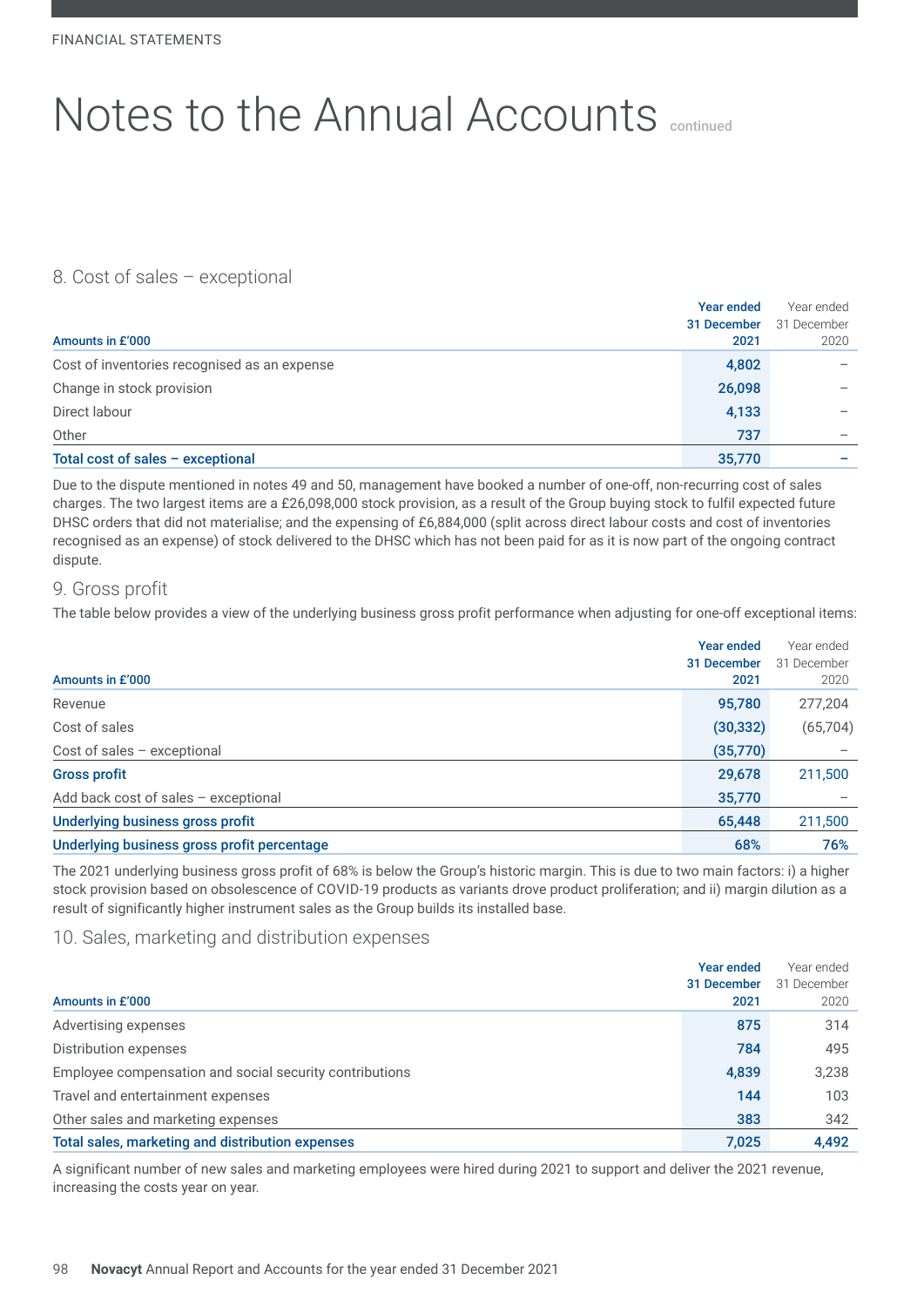# Notes to the Annual Accounts continued

## 8. Cost of sales – exceptional

| Amounts in £'000 | Year ended 31 December 2021 | Year ended 31 December 2020 |
|---|---|---|
| Cost of inventories recognised as an expense | 4,802 | – |
| Change in stock provision | 26,098 | – |
| Direct labour | 4,133 | – |
| Other | 737 | – |
| **Total cost of sales – exceptional** | **35,770** | **–** |

Due to the dispute mentioned in notes 49 and 50, management have booked a number of one-off, non-recurring cost of sales charges. The two largest items are a £26,098,000 stock provision, as a result of the Group buying stock to fulfil expected future DHSC orders that did not materialise; and the expensing of £6,884,000 (split across direct labour costs and cost of inventories recognised as an expense) of stock delivered to the DHSC which has not been paid for as it is now part of the ongoing contract dispute.

## 9. Gross profit

The table below provides a view of the underlying business gross profit performance when adjusting for one-off exceptional items:

| Amounts in £'000 | Year ended 31 December 2021 | Year ended 31 December 2020 |
|---|---|---|
| Revenue | 95,780 | 277,204 |
| Cost of sales | (30,332) | (65,704) |
| Cost of sales – exceptional | (35,770) | – |
| **Gross profit** | **29,678** | **211,500** |
| Add back cost of sales – exceptional | 35,770 | – |
| **Underlying business gross profit** | **65,448** | **211,500** |
| **Underlying business gross profit percentage** | **68%** | **76%** |

The 2021 underlying business gross profit of 68% is below the Group's historic margin. This is due to two main factors: i) a higher stock provision based on obsolescence of COVID-19 products as variants drove product proliferation; and ii) margin dilution as a result of significantly higher instrument sales as the Group builds its installed base.

## 10. Sales, marketing and distribution expenses

| Amounts in £'000 | Year ended 31 December 2021 | Year ended 31 December 2020 |
|---|---|---|
| Advertising expenses | 875 | 314 |
| Distribution expenses | 784 | 495 |
| Employee compensation and social security contributions | 4,839 | 3,238 |
| Travel and entertainment expenses | 144 | 103 |
| Other sales and marketing expenses | 383 | 342 |
| **Total sales, marketing and distribution expenses** | **7,025** | **4,492** |

A significant number of new sales and marketing employees were hired during 2021 to support and deliver the 2021 revenue, increasing the costs year on year.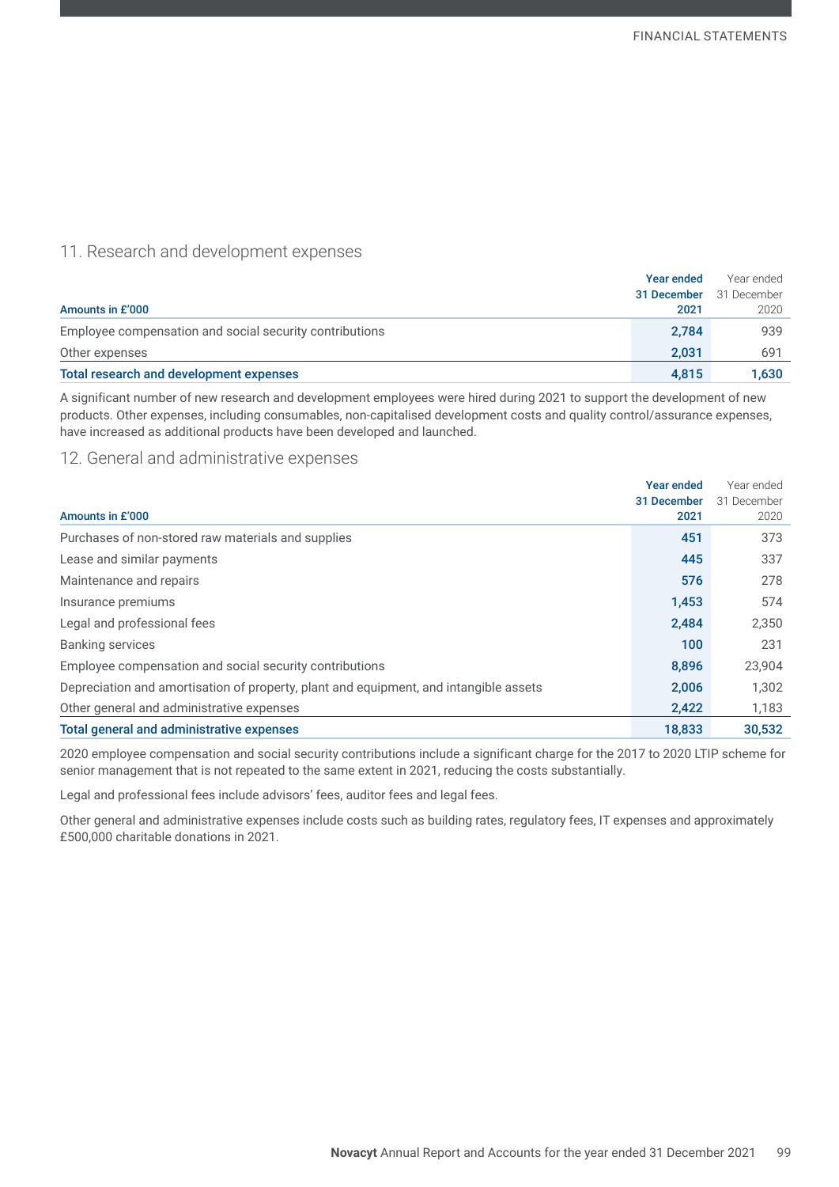## 11. Research and development expenses

| Amounts in £'000 | Year ended 31 December 2021 | Year ended 31 December 2020 |
|---|---|---|
| Employee compensation and social security contributions | 2,784 | 939 |
| Other expenses | 2,031 | 691 |
| **Total research and development expenses** | **4,815** | **1,630** |

A significant number of new research and development employees were hired during 2021 to support the development of new products. Other expenses, including consumables, non-capitalised development costs and quality control/assurance expenses, have increased as additional products have been developed and launched.

## 12. General and administrative expenses

| Amounts in £'000 | Year ended 31 December 2021 | Year ended 31 December 2020 |
|---|---|---|
| Purchases of non-stored raw materials and supplies | 451 | 373 |
| Lease and similar payments | 445 | 337 |
| Maintenance and repairs | 576 | 278 |
| Insurance premiums | 1,453 | 574 |
| Legal and professional fees | 2,484 | 2,350 |
| Banking services | 100 | 231 |
| Employee compensation and social security contributions | 8,896 | 23,904 |
| Depreciation and amortisation of property, plant and equipment, and intangible assets | 2,006 | 1,302 |
| Other general and administrative expenses | 2,422 | 1,183 |
| **Total general and administrative expenses** | **18,833** | **30,532** |

2020 employee compensation and social security contributions include a significant charge for the 2017 to 2020 LTIP scheme for senior management that is not repeated to the same extent in 2021, reducing the costs substantially.

Legal and professional fees include advisors' fees, auditor fees and legal fees.

Other general and administrative expenses include costs such as building rates, regulatory fees, IT expenses and approximately £500,000 charitable donations in 2021.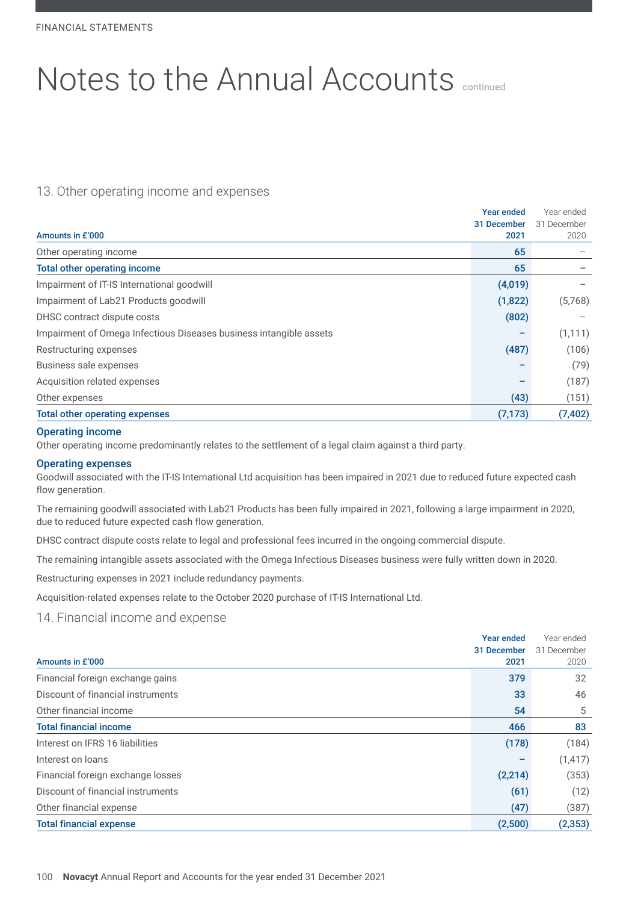# Notes to the Annual Accounts continued

## 13. Other operating income and expenses

| Amounts in £'000 | Year ended 31 December 2021 | Year ended 31 December 2020 |
|---|---|---|
| Other operating income | 65 | – |
| **Total other operating income** | **65** | **–** |
| Impairment of IT-IS International goodwill | (4,019) | – |
| Impairment of Lab21 Products goodwill | (1,822) | (5,768) |
| DHSC contract dispute costs | (802) | – |
| Impairment of Omega Infectious Diseases business intangible assets | – | (1,111) |
| Restructuring expenses | (487) | (106) |
| Business sale expenses | – | (79) |
| Acquisition related expenses | – | (187) |
| Other expenses | (43) | (151) |
| **Total other operating expenses** | **(7,173)** | **(7,402)** |

### Operating income

Other operating income predominantly relates to the settlement of a legal claim against a third party.

### Operating expenses

Goodwill associated with the IT-IS International Ltd acquisition has been impaired in 2021 due to reduced future expected cash flow generation.

The remaining goodwill associated with Lab21 Products has been fully impaired in 2021, following a large impairment in 2020, due to reduced future expected cash flow generation.

DHSC contract dispute costs relate to legal and professional fees incurred in the ongoing commercial dispute.

The remaining intangible assets associated with the Omega Infectious Diseases business were fully written down in 2020.

Restructuring expenses in 2021 include redundancy payments.

Acquisition-related expenses relate to the October 2020 purchase of IT-IS International Ltd.

## 14. Financial income and expense

| Amounts in £'000 | Year ended 31 December 2021 | Year ended 31 December 2020 |
|---|---|---|
| Financial foreign exchange gains | 379 | 32 |
| Discount of financial instruments | 33 | 46 |
| Other financial income | 54 | 5 |
| **Total financial income** | **466** | **83** |
| Interest on IFRS 16 liabilities | (178) | (184) |
| Interest on loans | – | (1,417) |
| Financial foreign exchange losses | (2,214) | (353) |
| Discount of financial instruments | (61) | (12) |
| Other financial expense | (47) | (387) |
| **Total financial expense** | **(2,500)** | **(2,353)** |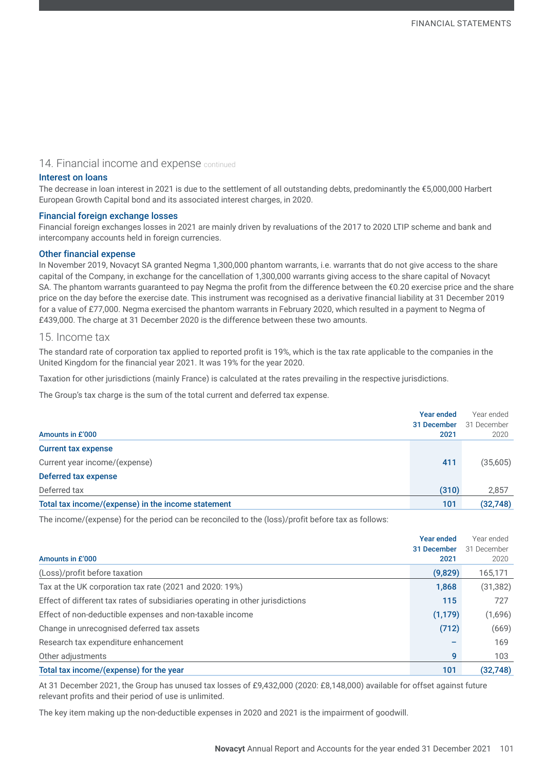## 14. Financial income and expense continued

### Interest on loans

The decrease in loan interest in 2021 is due to the settlement of all outstanding debts, predominantly the €5,000,000 Harbert European Growth Capital bond and its associated interest charges, in 2020.

### Financial foreign exchange losses

Financial foreign exchanges losses in 2021 are mainly driven by revaluations of the 2017 to 2020 LTIP scheme and bank and intercompany accounts held in foreign currencies.

### Other financial expense

In November 2019, Novacyt SA granted Negma 1,300,000 phantom warrants, i.e. warrants that do not give access to the share capital of the Company, in exchange for the cancellation of 1,300,000 warrants giving access to the share capital of Novacyt SA. The phantom warrants guaranteed to pay Negma the profit from the difference between the €0.20 exercise price and the share price on the day before the exercise date. This instrument was recognised as a derivative financial liability at 31 December 2019 for a value of £77,000. Negma exercised the phantom warrants in February 2020, which resulted in a payment to Negma of £439,000. The charge at 31 December 2020 is the difference between these two amounts.

## 15. Income tax

The standard rate of corporation tax applied to reported profit is 19%, which is the tax rate applicable to the companies in the United Kingdom for the financial year 2021. It was 19% for the year 2020.

Taxation for other jurisdictions (mainly France) is calculated at the rates prevailing in the respective jurisdictions.

The Group's tax charge is the sum of the total current and deferred tax expense.

| Amounts in £'000 | Year ended 31 December 2021 | Year ended 31 December 2020 |
|---|---|---|
| **Current tax expense** | | |
| Current year income/(expense) | 411 | (35,605) |
| **Deferred tax expense** | | |
| Deferred tax | (310) | 2,857 |
| **Total tax income/(expense) in the income statement** | **101** | **(32,748)** |

The income/(expense) for the period can be reconciled to the (loss)/profit before tax as follows:

| Amounts in £'000 | Year ended 31 December 2021 | Year ended 31 December 2020 |
|---|---|---|
| (Loss)/profit before taxation | (9,829) | 165,171 |
| Tax at the UK corporation tax rate (2021 and 2020: 19%) | 1,868 | (31,382) |
| Effect of different tax rates of subsidiaries operating in other jurisdictions | 115 | 727 |
| Effect of non-deductible expenses and non-taxable income | (1,179) | (1,696) |
| Change in unrecognised deferred tax assets | (712) | (669) |
| Research tax expenditure enhancement | – | 169 |
| Other adjustments | 9 | 103 |
| **Total tax income/(expense) for the year** | **101** | **(32,748)** |

At 31 December 2021, the Group has unused tax losses of £9,432,000 (2020: £8,148,000) available for offset against future relevant profits and their period of use is unlimited.

The key item making up the non-deductible expenses in 2020 and 2021 is the impairment of goodwill.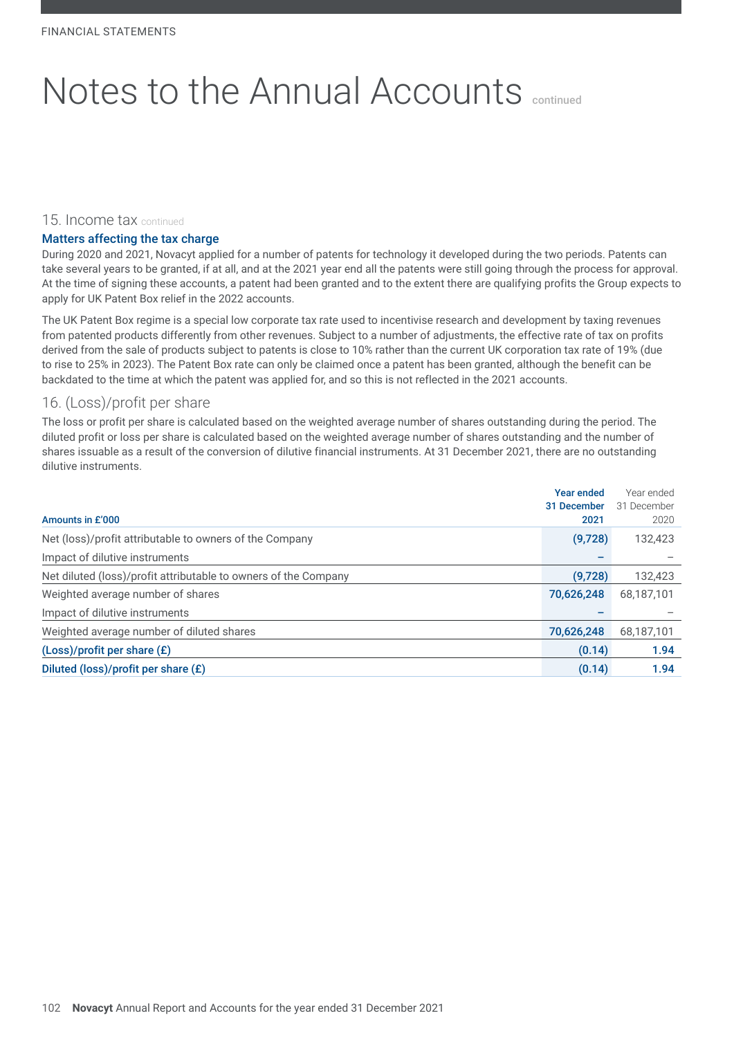# Notes to the Annual Accounts continued

## 15. Income tax continued

### Matters affecting the tax charge

During 2020 and 2021, Novacyt applied for a number of patents for technology it developed during the two periods. Patents can take several years to be granted, if at all, and at the 2021 year end all the patents were still going through the process for approval. At the time of signing these accounts, a patent had been granted and to the extent there are qualifying profits the Group expects to apply for UK Patent Box relief in the 2022 accounts.

The UK Patent Box regime is a special low corporate tax rate used to incentivise research and development by taxing revenues from patented products differently from other revenues. Subject to a number of adjustments, the effective rate of tax on profits derived from the sale of products subject to patents is close to 10% rather than the current UK corporation tax rate of 19% (due to rise to 25% in 2023). The Patent Box rate can only be claimed once a patent has been granted, although the benefit can be backdated to the time at which the patent was applied for, and so this is not reflected in the 2021 accounts.

## 16. (Loss)/profit per share

The loss or profit per share is calculated based on the weighted average number of shares outstanding during the period. The diluted profit or loss per share is calculated based on the weighted average number of shares outstanding and the number of shares issuable as a result of the conversion of dilutive financial instruments. At 31 December 2021, there are no outstanding dilutive instruments.

| Amounts in £'000 | Year ended 31 December 2021 | Year ended 31 December 2020 |
|---|---|---|
| Net (loss)/profit attributable to owners of the Company | (9,728) | 132,423 |
| Impact of dilutive instruments | – | – |
| Net diluted (loss)/profit attributable to owners of the Company | (9,728) | 132,423 |
| Weighted average number of shares | 70,626,248 | 68,187,101 |
| Impact of dilutive instruments | – | – |
| Weighted average number of diluted shares | 70,626,248 | 68,187,101 |
| **(Loss)/profit per share (£)** | **(0.14)** | **1.94** |
| **Diluted (loss)/profit per share (£)** | **(0.14)** | **1.94** |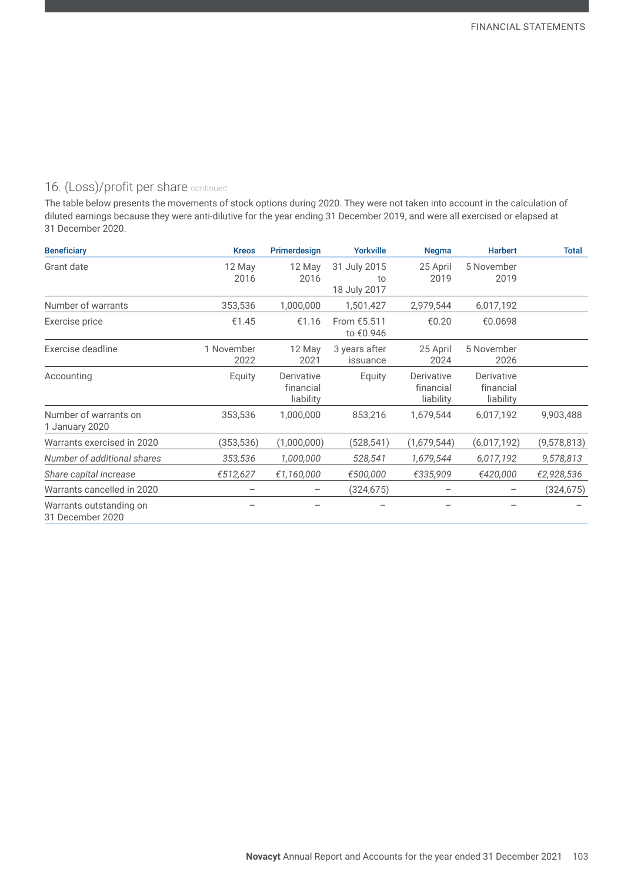## 16. (Loss)/profit per share continued

The table below presents the movements of stock options during 2020. They were not taken into account in the calculation of diluted earnings because they were anti-dilutive for the year ending 31 December 2019, and were all exercised or elapsed at 31 December 2020.

| Beneficiary | Kreos | Primerdesign | Yorkville | Negma | Harbert | Total |
|---|---|---|---|---|---|---|
| Grant date | 12 May 2016 | 12 May 2016 | 31 July 2015 to 18 July 2017 | 25 April 2019 | 5 November 2019 | |
| Number of warrants | 353,536 | 1,000,000 | 1,501,427 | 2,979,544 | 6,017,192 | |
| Exercise price | €1.45 | €1.16 | From €5.511 to €0.946 | €0.20 | €0.0698 | |
| Exercise deadline | 1 November 2022 | 12 May 2021 | 3 years after issuance | 25 April 2024 | 5 November 2026 | |
| Accounting | Equity | Derivative financial liability | Equity | Derivative financial liability | Derivative financial liability | |
| Number of warrants on 1 January 2020 | 353,536 | 1,000,000 | 853,216 | 1,679,544 | 6,017,192 | 9,903,488 |
| Warrants exercised in 2020 | (353,536) | (1,000,000) | (528,541) | (1,679,544) | (6,017,192) | (9,578,813) |
| *Number of additional shares* | *353,536* | *1,000,000* | *528,541* | *1,679,544* | *6,017,192* | *9,578,813* |
| *Share capital increase* | *€512,627* | *€1,160,000* | *€500,000* | *€335,909* | *€420,000* | *€2,928,536* |
| Warrants cancelled in 2020 | – | – | (324,675) | – | – | (324,675) |
| Warrants outstanding on 31 December 2020 | – | – | – | – | – | – |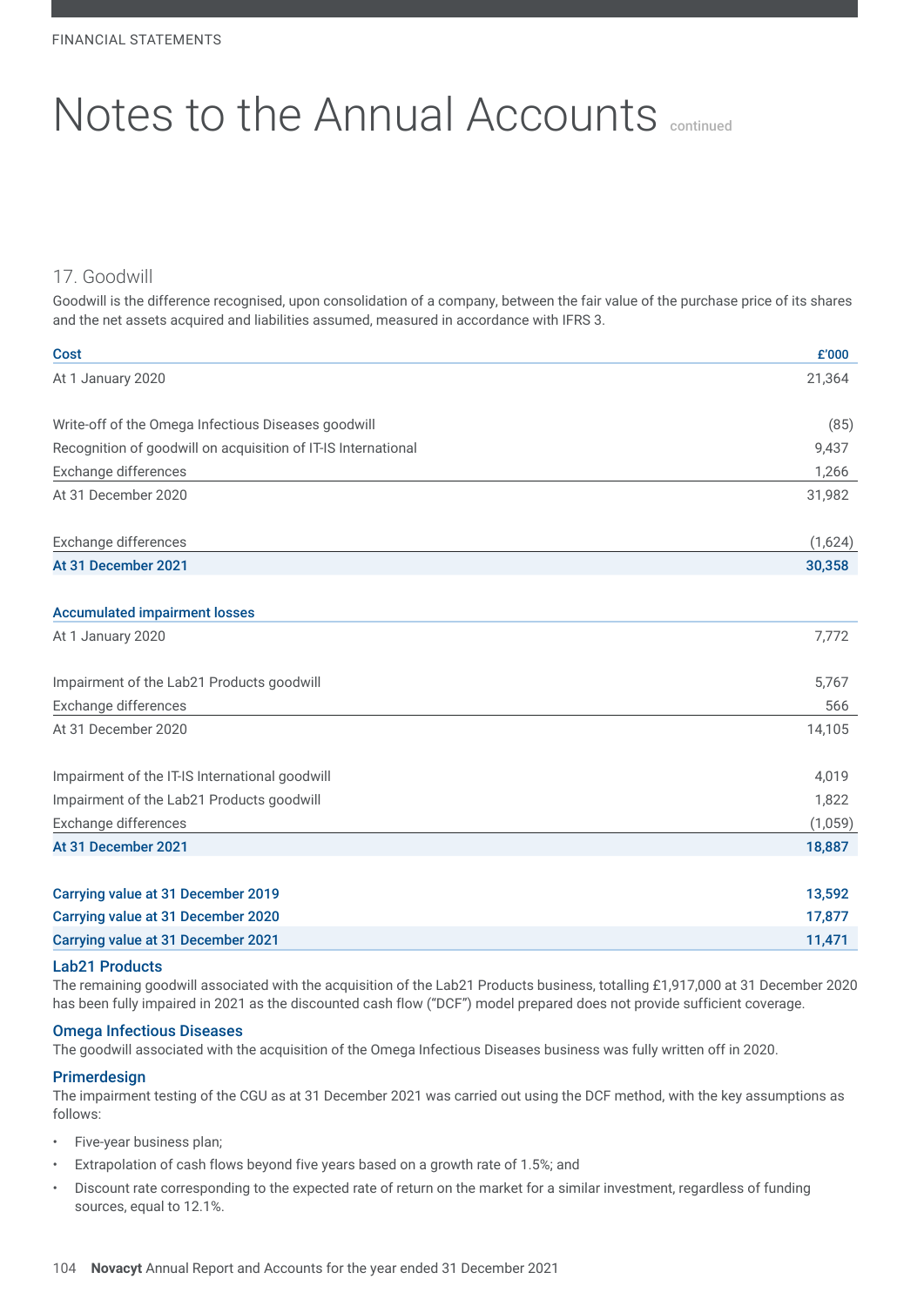# Notes to the Annual Accounts continued

## 17. Goodwill

Goodwill is the difference recognised, upon consolidation of a company, between the fair value of the purchase price of its shares and the net assets acquired and liabilities assumed, measured in accordance with IFRS 3.

| Cost | £'000 |
|---|---|
| At 1 January 2020 | 21,364 |
| | |
| Write-off of the Omega Infectious Diseases goodwill | (85) |
| Recognition of goodwill on acquisition of IT-IS International | 9,437 |
| Exchange differences | 1,266 |
| At 31 December 2020 | 31,982 |
| | |
| Exchange differences | (1,624) |
| **At 31 December 2021** | **30,358** |
| | |
| **Accumulated impairment losses** | |
| At 1 January 2020 | 7,772 |
| | |
| Impairment of the Lab21 Products goodwill | 5,767 |
| Exchange differences | 566 |
| At 31 December 2020 | 14,105 |
| | |
| Impairment of the IT-IS International goodwill | 4,019 |
| Impairment of the Lab21 Products goodwill | 1,822 |
| Exchange differences | (1,059) |
| **At 31 December 2021** | **18,887** |
| | |
| **Carrying value at 31 December 2019** | **13,592** |
| **Carrying value at 31 December 2020** | **17,877** |
| **Carrying value at 31 December 2021** | **11,471** |

### Lab21 Products

The remaining goodwill associated with the acquisition of the Lab21 Products business, totalling £1,917,000 at 31 December 2020 has been fully impaired in 2021 as the discounted cash flow ("DCF") model prepared does not provide sufficient coverage.

### Omega Infectious Diseases

The goodwill associated with the acquisition of the Omega Infectious Diseases business was fully written off in 2020.

### Primerdesign

The impairment testing of the CGU as at 31 December 2021 was carried out using the DCF method, with the key assumptions as follows:

- Five-year business plan;
- Extrapolation of cash flows beyond five years based on a growth rate of 1.5%; and
- Discount rate corresponding to the expected rate of return on the market for a similar investment, regardless of funding sources, equal to 12.1%.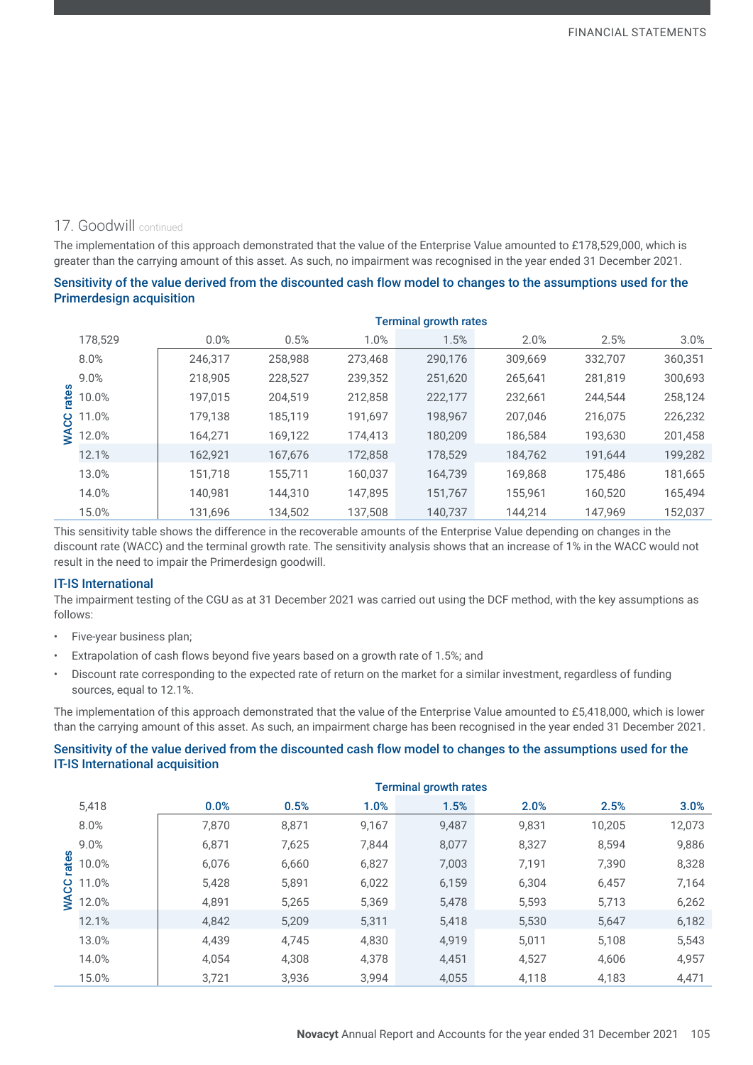## 17. Goodwill continued

The implementation of this approach demonstrated that the value of the Enterprise Value amounted to £178,529,000, which is greater than the carrying amount of this asset. As such, no impairment was recognised in the year ended 31 December 2021.

### Sensitivity of the value derived from the discounted cash flow model to changes to the assumptions used for the Primerdesign acquisition

| | Terminal growth rates | | | | | | |
|---|---|---|---|---|---|---|---|
| 178,529 | 0.0% | 0.5% | 1.0% | 1.5% | 2.0% | 2.5% | 3.0% |
| **WACC rates** 8.0% | 246,317 | 258,988 | 273,468 | 290,176 | 309,669 | 332,707 | 360,351 |
| 9.0% | 218,905 | 228,527 | 239,352 | 251,620 | 265,641 | 281,819 | 300,693 |
| 10.0% | 197,015 | 204,519 | 212,858 | 222,177 | 232,661 | 244,544 | 258,124 |
| 11.0% | 179,138 | 185,119 | 191,697 | 198,967 | 207,046 | 216,075 | 226,232 |
| 12.0% | 164,271 | 169,122 | 174,413 | 180,209 | 186,584 | 193,630 | 201,458 |
| 12.1% | 162,921 | 167,676 | 172,858 | 178,529 | 184,762 | 191,644 | 199,282 |
| 13.0% | 151,718 | 155,711 | 160,037 | 164,739 | 169,868 | 175,486 | 181,665 |
| 14.0% | 140,981 | 144,310 | 147,895 | 151,767 | 155,961 | 160,520 | 165,494 |
| 15.0% | 131,696 | 134,502 | 137,508 | 140,737 | 144,214 | 147,969 | 152,037 |

This sensitivity table shows the difference in the recoverable amounts of the Enterprise Value depending on changes in the discount rate (WACC) and the terminal growth rate. The sensitivity analysis shows that an increase of 1% in the WACC would not result in the need to impair the Primerdesign goodwill.

### IT-IS International

The impairment testing of the CGU as at 31 December 2021 was carried out using the DCF method, with the key assumptions as follows:

- Five-year business plan;
- Extrapolation of cash flows beyond five years based on a growth rate of 1.5%; and
- Discount rate corresponding to the expected rate of return on the market for a similar investment, regardless of funding sources, equal to 12.1%.

The implementation of this approach demonstrated that the value of the Enterprise Value amounted to £5,418,000, which is lower than the carrying amount of this asset. As such, an impairment charge has been recognised in the year ended 31 December 2021.

### Sensitivity of the value derived from the discounted cash flow model to changes to the assumptions used for the IT-IS International acquisition

| | Terminal growth rates | | | | | | |
|---|---|---|---|---|---|---|---|
| 5,418 | **0.0%** | **0.5%** | **1.0%** | **1.5%** | **2.0%** | **2.5%** | **3.0%** |
| **WACC rates** 8.0% | 7,870 | 8,871 | 9,167 | 9,487 | 9,831 | 10,205 | 12,073 |
| 9.0% | 6,871 | 7,625 | 7,844 | 8,077 | 8,327 | 8,594 | 9,886 |
| 10.0% | 6,076 | 6,660 | 6,827 | 7,003 | 7,191 | 7,390 | 8,328 |
| 11.0% | 5,428 | 5,891 | 6,022 | 6,159 | 6,304 | 6,457 | 7,164 |
| 12.0% | 4,891 | 5,265 | 5,369 | 5,478 | 5,593 | 5,713 | 6,262 |
| 12.1% | 4,842 | 5,209 | 5,311 | 5,418 | 5,530 | 5,647 | 6,182 |
| 13.0% | 4,439 | 4,745 | 4,830 | 4,919 | 5,011 | 5,108 | 5,543 |
| 14.0% | 4,054 | 4,308 | 4,378 | 4,451 | 4,527 | 4,606 | 4,957 |
| 15.0% | 3,721 | 3,936 | 3,994 | 4,055 | 4,118 | 4,183 | 4,471 |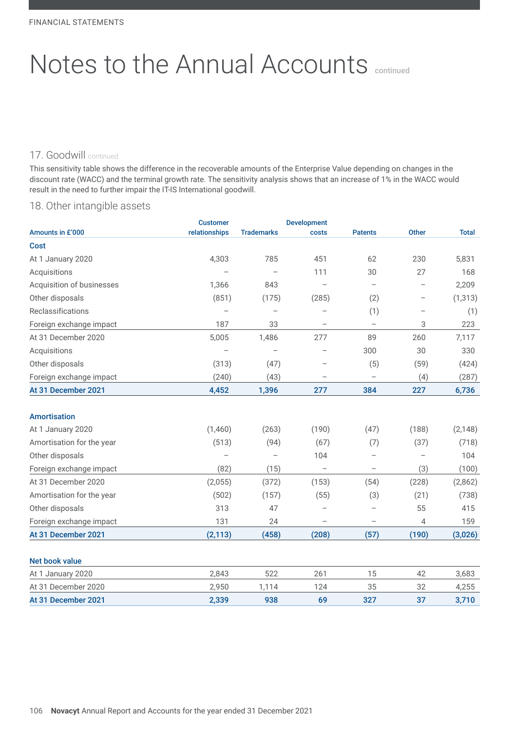# Notes to the Annual Accounts continued

## 17. Goodwill continued

This sensitivity table shows the difference in the recoverable amounts of the Enterprise Value depending on changes in the discount rate (WACC) and the terminal growth rate. The sensitivity analysis shows that an increase of 1% in the WACC would result in the need to further impair the IT-IS International goodwill.

## 18. Other intangible assets

| Amounts in £'000 | Customer relationships | Trademarks | Development costs | Patents | Other | Total |
|---|---|---|---|---|---|---|
| **Cost** | | | | | | |
| At 1 January 2020 | 4,303 | 785 | 451 | 62 | 230 | 5,831 |
| Acquisitions | – | – | 111 | 30 | 27 | 168 |
| Acquisition of businesses | 1,366 | 843 | – | – | – | 2,209 |
| Other disposals | (851) | (175) | (285) | (2) | – | (1,313) |
| Reclassifications | – | – | – | (1) | – | (1) |
| Foreign exchange impact | 187 | 33 | – | – | 3 | 223 |
| At 31 December 2020 | 5,005 | 1,486 | 277 | 89 | 260 | 7,117 |
| Acquisitions | – | – | – | 300 | 30 | 330 |
| Other disposals | (313) | (47) | – | (5) | (59) | (424) |
| Foreign exchange impact | (240) | (43) | – | – | (4) | (287) |
| **At 31 December 2021** | **4,452** | **1,396** | **277** | **384** | **227** | **6,736** |
| **Amortisation** | | | | | | |
| At 1 January 2020 | (1,460) | (263) | (190) | (47) | (188) | (2,148) |
| Amortisation for the year | (513) | (94) | (67) | (7) | (37) | (718) |
| Other disposals | – | – | 104 | – | – | 104 |
| Foreign exchange impact | (82) | (15) | – | – | (3) | (100) |
| At 31 December 2020 | (2,055) | (372) | (153) | (54) | (228) | (2,862) |
| Amortisation for the year | (502) | (157) | (55) | (3) | (21) | (738) |
| Other disposals | 313 | 47 | – | – | 55 | 415 |
| Foreign exchange impact | 131 | 24 | – | – | 4 | 159 |
| **At 31 December 2021** | **(2,113)** | **(458)** | **(208)** | **(57)** | **(190)** | **(3,026)** |
| **Net book value** | | | | | | |
| At 1 January 2020 | 2,843 | 522 | 261 | 15 | 42 | 3,683 |
| At 31 December 2020 | 2,950 | 1,114 | 124 | 35 | 32 | 4,255 |
| **At 31 December 2021** | **2,339** | **938** | **69** | **327** | **37** | **3,710** |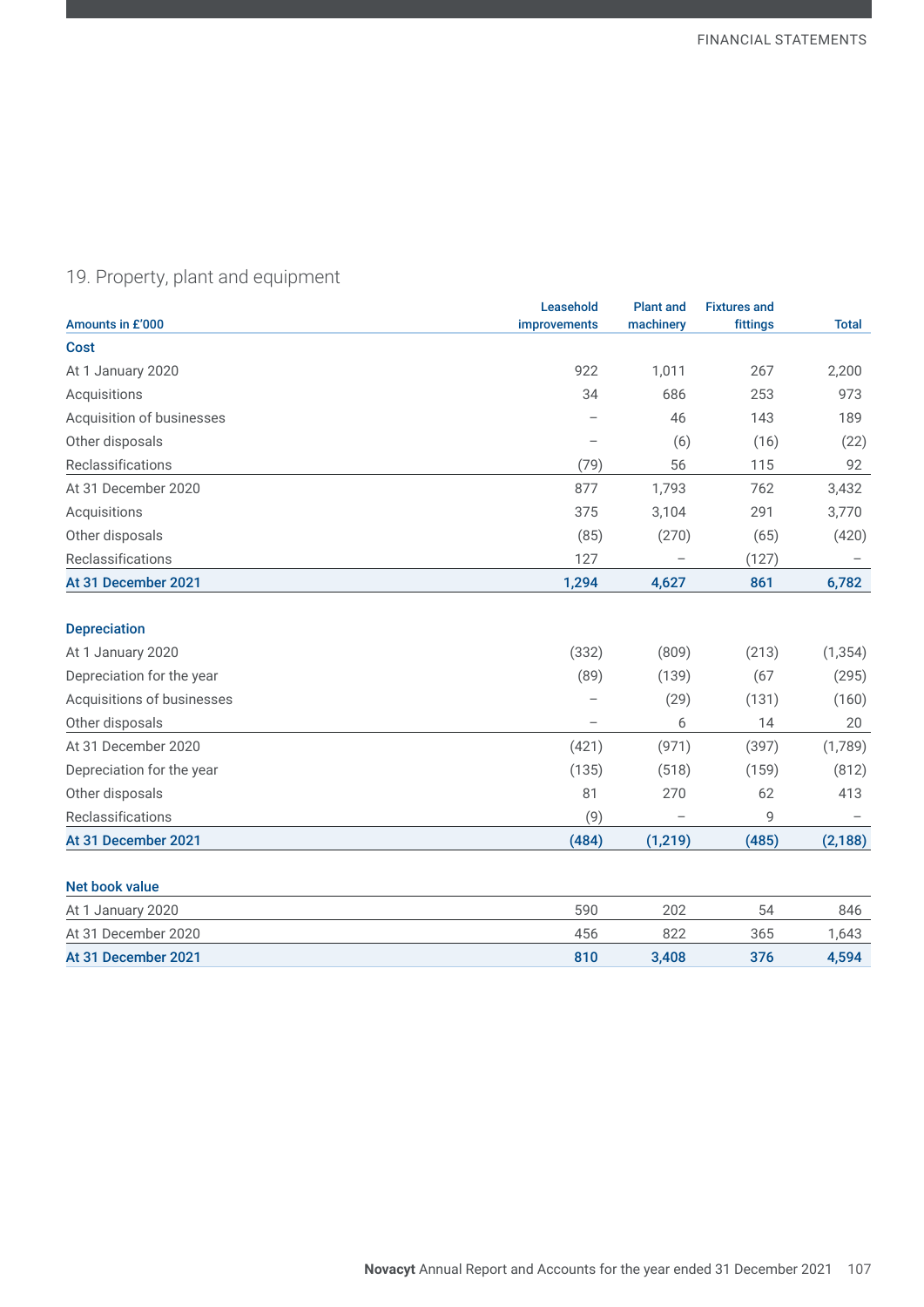## 19. Property, plant and equipment

| Amounts in £'000 | Leasehold improvements | Plant and machinery | Fixtures and fittings | Total |
|---|---|---|---|---|
| **Cost** | | | | |
| At 1 January 2020 | 922 | 1,011 | 267 | 2,200 |
| Acquisitions | 34 | 686 | 253 | 973 |
| Acquisition of businesses | – | 46 | 143 | 189 |
| Other disposals | – | (6) | (16) | (22) |
| Reclassifications | (79) | 56 | 115 | 92 |
| At 31 December 2020 | 877 | 1,793 | 762 | 3,432 |
| Acquisitions | 375 | 3,104 | 291 | 3,770 |
| Other disposals | (85) | (270) | (65) | (420) |
| Reclassifications | 127 | – | (127) | – |
| **At 31 December 2021** | **1,294** | **4,627** | **861** | **6,782** |
| **Depreciation** | | | | |
| At 1 January 2020 | (332) | (809) | (213) | (1,354) |
| Depreciation for the year | (89) | (139) | (67 | (295) |
| Acquisitions of businesses | – | (29) | (131) | (160) |
| Other disposals | – | 6 | 14 | 20 |
| At 31 December 2020 | (421) | (971) | (397) | (1,789) |
| Depreciation for the year | (135) | (518) | (159) | (812) |
| Other disposals | 81 | 270 | 62 | 413 |
| Reclassifications | (9) | – | 9 | – |
| **At 31 December 2021** | **(484)** | **(1,219)** | **(485)** | **(2,188)** |
| **Net book value** | | | | |
| At 1 January 2020 | 590 | 202 | 54 | 846 |
| At 31 December 2020 | 456 | 822 | 365 | 1,643 |
| **At 31 December 2021** | **810** | **3,408** | **376** | **4,594** |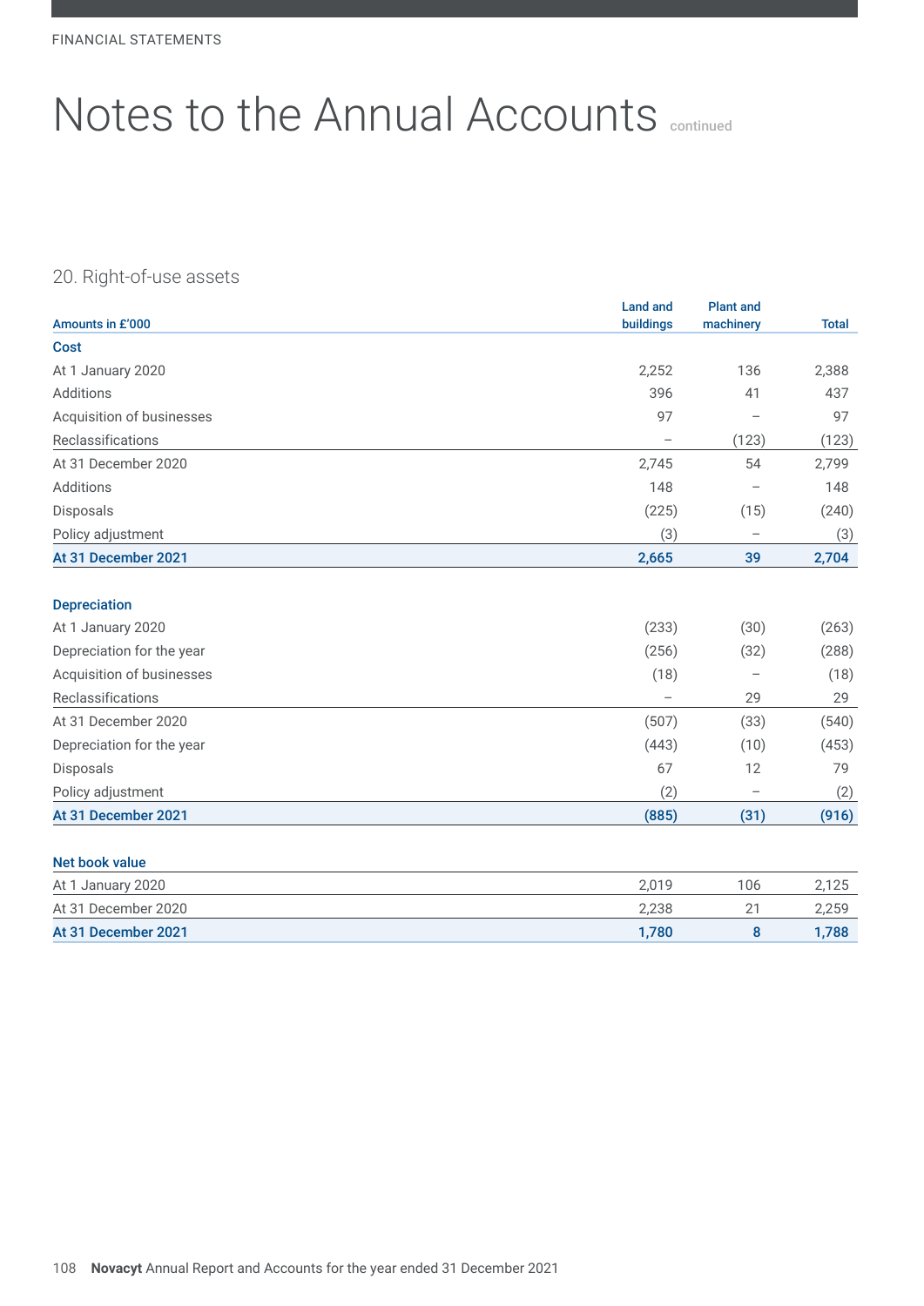# Notes to the Annual Accounts continued

## 20. Right-of-use assets

| Amounts in £'000 | Land and buildings | Plant and machinery | Total |
|---|---|---|---|
| **Cost** | | | |
| At 1 January 2020 | 2,252 | 136 | 2,388 |
| Additions | 396 | 41 | 437 |
| Acquisition of businesses | 97 | – | 97 |
| Reclassifications | – | (123) | (123) |
| At 31 December 2020 | 2,745 | 54 | 2,799 |
| Additions | 148 | – | 148 |
| Disposals | (225) | (15) | (240) |
| Policy adjustment | (3) | – | (3) |
| **At 31 December 2021** | **2,665** | **39** | **2,704** |
| | | | |
| **Depreciation** | | | |
| At 1 January 2020 | (233) | (30) | (263) |
| Depreciation for the year | (256) | (32) | (288) |
| Acquisition of businesses | (18) | – | (18) |
| Reclassifications | – | 29 | 29 |
| At 31 December 2020 | (507) | (33) | (540) |
| Depreciation for the year | (443) | (10) | (453) |
| Disposals | 67 | 12 | 79 |
| Policy adjustment | (2) | – | (2) |
| **At 31 December 2021** | **(885)** | **(31)** | **(916)** |
| | | | |
| **Net book value** | | | |
| At 1 January 2020 | 2,019 | 106 | 2,125 |
| At 31 December 2020 | 2,238 | 21 | 2,259 |
| **At 31 December 2021** | **1,780** | **8** | **1,788** |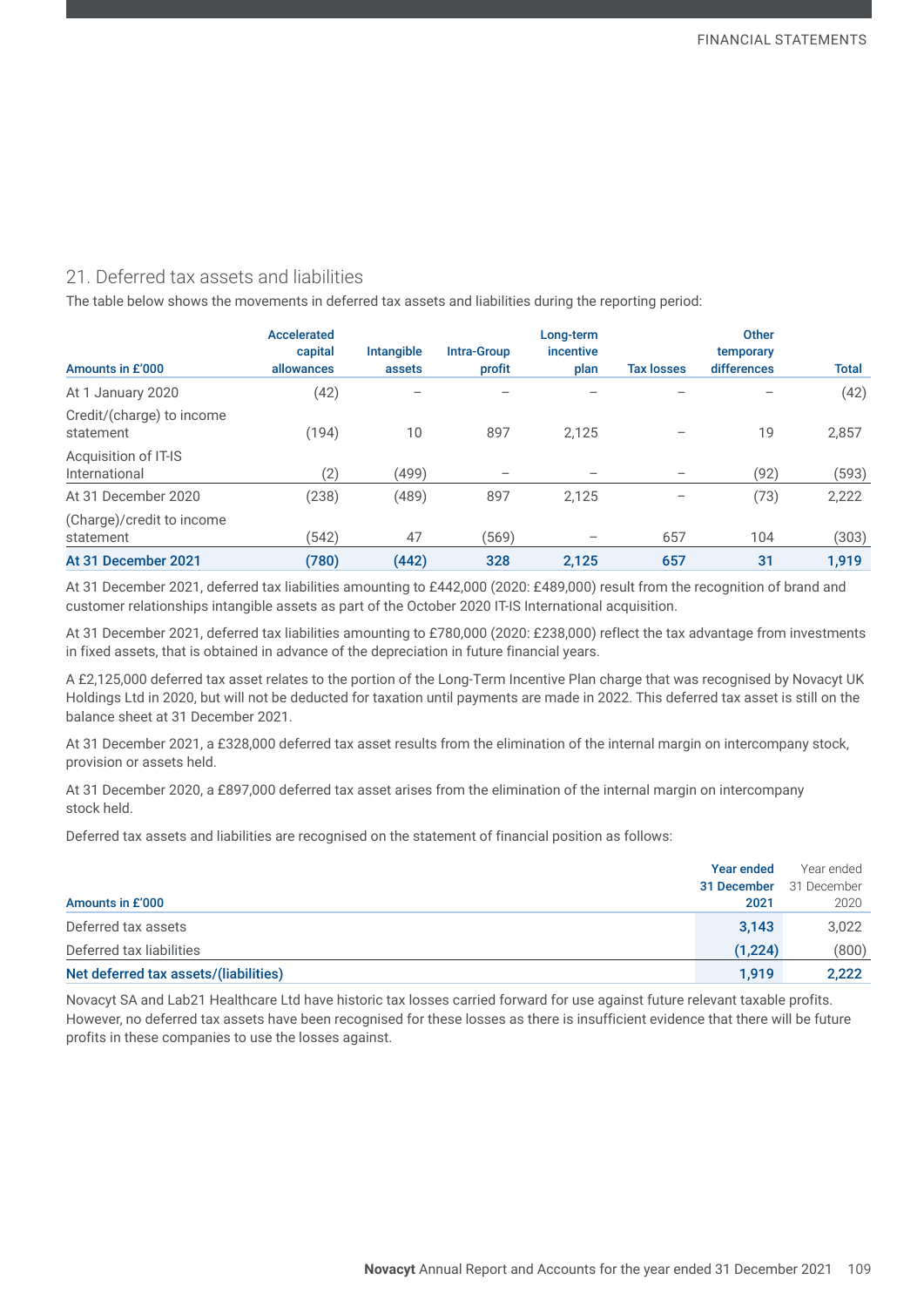## 21. Deferred tax assets and liabilities

The table below shows the movements in deferred tax assets and liabilities during the reporting period:

| Amounts in £'000 | Accelerated capital allowances | Intangible assets | Intra-Group profit | Long-term incentive plan | Tax losses | Other temporary differences | Total |
|---|---|---|---|---|---|---|---|
| At 1 January 2020 | (42) | – | – | – | – | – | (42) |
| Credit/(charge) to income statement | (194) | 10 | 897 | 2,125 | – | 19 | 2,857 |
| Acquisition of IT-IS International | (2) | (499) | – | – | – | (92) | (593) |
| At 31 December 2020 | (238) | (489) | 897 | 2,125 | – | (73) | 2,222 |
| (Charge)/credit to income statement | (542) | 47 | (569) | – | 657 | 104 | (303) |
| **At 31 December 2021** | **(780)** | **(442)** | **328** | **2,125** | **657** | **31** | **1,919** |

At 31 December 2021, deferred tax liabilities amounting to £442,000 (2020: £489,000) result from the recognition of brand and customer relationships intangible assets as part of the October 2020 IT-IS International acquisition.

At 31 December 2021, deferred tax liabilities amounting to £780,000 (2020: £238,000) reflect the tax advantage from investments in fixed assets, that is obtained in advance of the depreciation in future financial years.

A £2,125,000 deferred tax asset relates to the portion of the Long-Term Incentive Plan charge that was recognised by Novacyt UK Holdings Ltd in 2020, but will not be deducted for taxation until payments are made in 2022. This deferred tax asset is still on the balance sheet at 31 December 2021.

At 31 December 2021, a £328,000 deferred tax asset results from the elimination of the internal margin on intercompany stock, provision or assets held.

At 31 December 2020, a £897,000 deferred tax asset arises from the elimination of the internal margin on intercompany stock held.

Deferred tax assets and liabilities are recognised on the statement of financial position as follows:

| Amounts in £'000 | Year ended 31 December 2021 | Year ended 31 December 2020 |
|---|---|---|
| Deferred tax assets | 3,143 | 3,022 |
| Deferred tax liabilities | (1,224) | (800) |
| **Net deferred tax assets/(liabilities)** | **1,919** | **2,222** |

Novacyt SA and Lab21 Healthcare Ltd have historic tax losses carried forward for use against future relevant taxable profits. However, no deferred tax assets have been recognised for these losses as there is insufficient evidence that there will be future profits in these companies to use the losses against.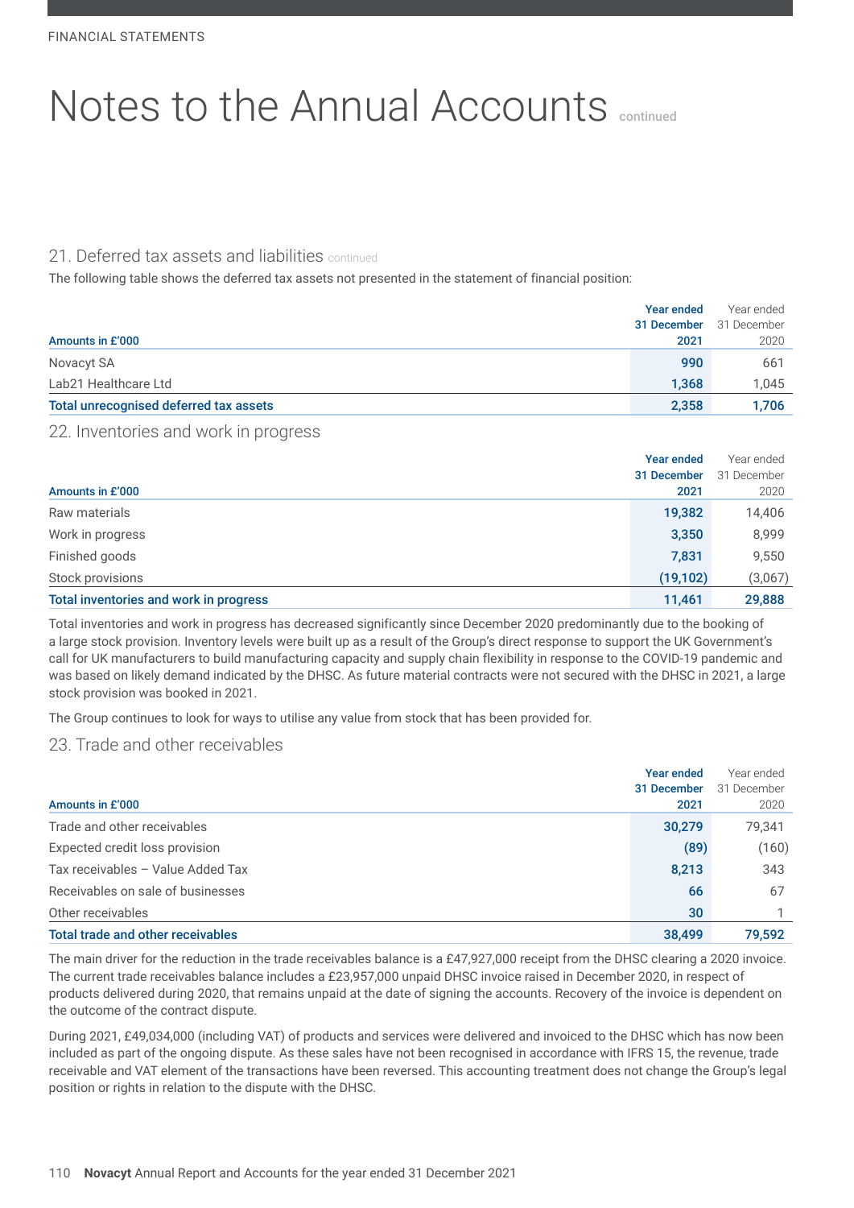# Notes to the Annual Accounts continued

## 21. Deferred tax assets and liabilities continued

The following table shows the deferred tax assets not presented in the statement of financial position:

| Amounts in £'000 | Year ended 31 December 2021 | Year ended 31 December 2020 |
|---|---|---|
| Novacyt SA | 990 | 661 |
| Lab21 Healthcare Ltd | 1,368 | 1,045 |
| **Total unrecognised deferred tax assets** | **2,358** | **1,706** |

## 22. Inventories and work in progress

| Amounts in £'000 | Year ended 31 December 2021 | Year ended 31 December 2020 |
|---|---|---|
| Raw materials | 19,382 | 14,406 |
| Work in progress | 3,350 | 8,999 |
| Finished goods | 7,831 | 9,550 |
| Stock provisions | (19,102) | (3,067) |
| **Total inventories and work in progress** | **11,461** | **29,888** |

Total inventories and work in progress has decreased significantly since December 2020 predominantly due to the booking of a large stock provision. Inventory levels were built up as a result of the Group's direct response to support the UK Government's call for UK manufacturers to build manufacturing capacity and supply chain flexibility in response to the COVID-19 pandemic and was based on likely demand indicated by the DHSC. As future material contracts were not secured with the DHSC in 2021, a large stock provision was booked in 2021.

The Group continues to look for ways to utilise any value from stock that has been provided for.

## 23. Trade and other receivables

| Amounts in £'000 | Year ended 31 December 2021 | Year ended 31 December 2020 |
|---|---|---|
| Trade and other receivables | 30,279 | 79,341 |
| Expected credit loss provision | (89) | (160) |
| Tax receivables – Value Added Tax | 8,213 | 343 |
| Receivables on sale of businesses | 66 | 67 |
| Other receivables | 30 | 1 |
| **Total trade and other receivables** | **38,499** | **79,592** |

The main driver for the reduction in the trade receivables balance is a £47,927,000 receipt from the DHSC clearing a 2020 invoice. The current trade receivables balance includes a £23,957,000 unpaid DHSC invoice raised in December 2020, in respect of products delivered during 2020, that remains unpaid at the date of signing the accounts. Recovery of the invoice is dependent on the outcome of the contract dispute.

During 2021, £49,034,000 (including VAT) of products and services were delivered and invoiced to the DHSC which has now been included as part of the ongoing dispute. As these sales have not been recognised in accordance with IFRS 15, the revenue, trade receivable and VAT element of the transactions have been reversed. This accounting treatment does not change the Group's legal position or rights in relation to the dispute with the DHSC.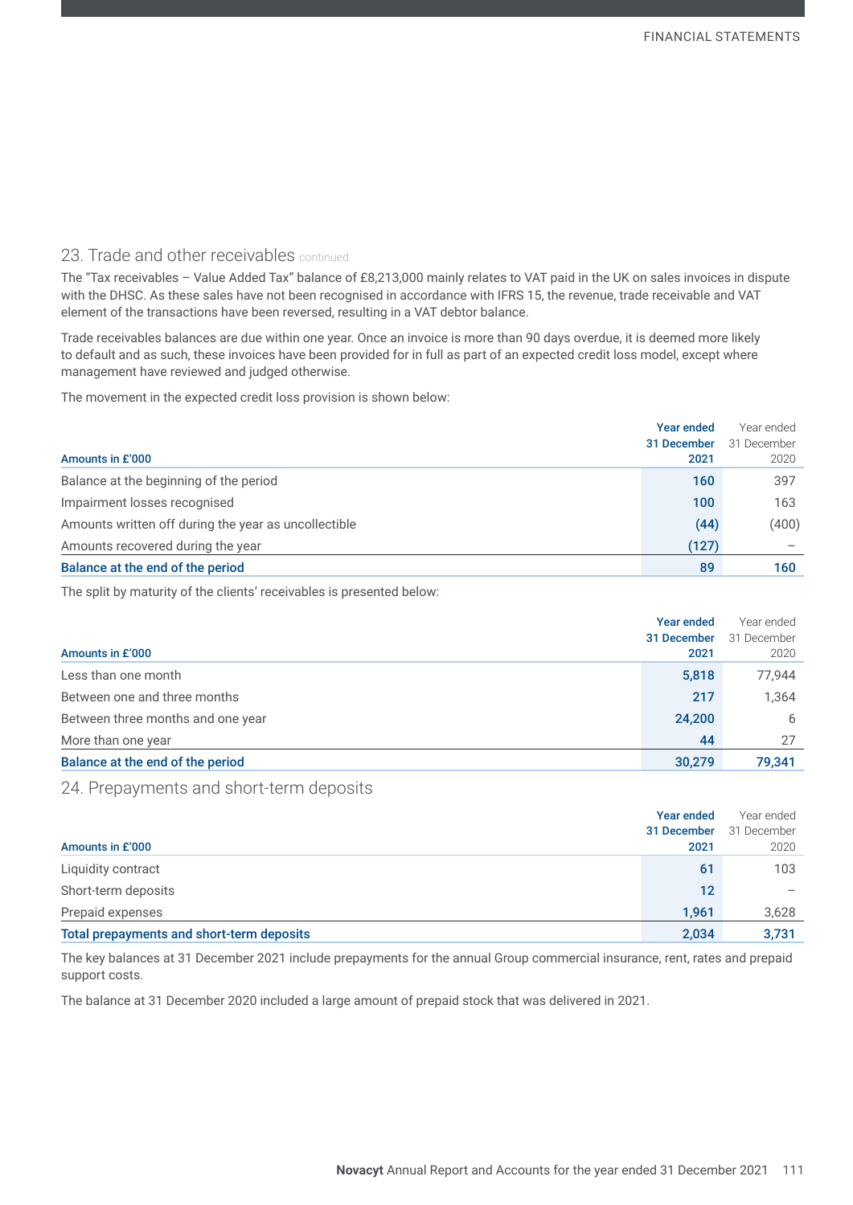## 23. Trade and other receivables continued

The "Tax receivables – Value Added Tax" balance of £8,213,000 mainly relates to VAT paid in the UK on sales invoices in dispute with the DHSC. As these sales have not been recognised in accordance with IFRS 15, the revenue, trade receivable and VAT element of the transactions have been reversed, resulting in a VAT debtor balance.

Trade receivables balances are due within one year. Once an invoice is more than 90 days overdue, it is deemed more likely to default and as such, these invoices have been provided for in full as part of an expected credit loss model, except where management have reviewed and judged otherwise.

The movement in the expected credit loss provision is shown below:

| Amounts in £'000 | Year ended 31 December 2021 | Year ended 31 December 2020 |
|---|---|---|
| Balance at the beginning of the period | 160 | 397 |
| Impairment losses recognised | 100 | 163 |
| Amounts written off during the year as uncollectible | (44) | (400) |
| Amounts recovered during the year | (127) | – |
| **Balance at the end of the period** | **89** | **160** |

The split by maturity of the clients' receivables is presented below:

| Amounts in £'000 | Year ended 31 December 2021 | Year ended 31 December 2020 |
|---|---|---|
| Less than one month | 5,818 | 77,944 |
| Between one and three months | 217 | 1,364 |
| Between three months and one year | 24,200 | 6 |
| More than one year | 44 | 27 |
| **Balance at the end of the period** | **30,279** | **79,341** |

## 24. Prepayments and short-term deposits

| Amounts in £'000 | Year ended 31 December 2021 | Year ended 31 December 2020 |
|---|---|---|
| Liquidity contract | 61 | 103 |
| Short-term deposits | 12 | – |
| Prepaid expenses | 1,961 | 3,628 |
| **Total prepayments and short-term deposits** | **2,034** | **3,731** |

The key balances at 31 December 2021 include prepayments for the annual Group commercial insurance, rent, rates and prepaid support costs.

The balance at 31 December 2020 included a large amount of prepaid stock that was delivered in 2021.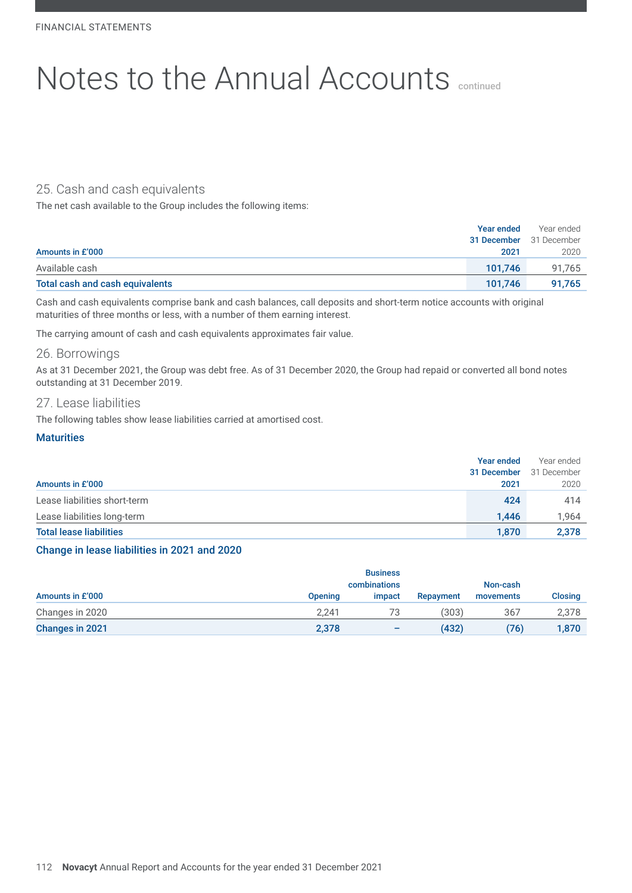# Notes to the Annual Accounts continued

## 25. Cash and cash equivalents

The net cash available to the Group includes the following items:

| Amounts in £'000 | Year ended 31 December 2021 | Year ended 31 December 2020 |
|---|---|---|
| Available cash | 101,746 | 91,765 |
| **Total cash and cash equivalents** | **101,746** | **91,765** |

Cash and cash equivalents comprise bank and cash balances, call deposits and short-term notice accounts with original maturities of three months or less, with a number of them earning interest.

The carrying amount of cash and cash equivalents approximates fair value.

## 26. Borrowings

As at 31 December 2021, the Group was debt free. As of 31 December 2020, the Group had repaid or converted all bond notes outstanding at 31 December 2019.

## 27. Lease liabilities

The following tables show lease liabilities carried at amortised cost.

### Maturities

| Amounts in £'000 | Year ended 31 December 2021 | Year ended 31 December 2020 |
|---|---|---|
| Lease liabilities short-term | 424 | 414 |
| Lease liabilities long-term | 1,446 | 1,964 |
| **Total lease liabilities** | **1,870** | **2,378** |

### Change in lease liabilities in 2021 and 2020

| Amounts in £'000 | Opening | Business combinations impact | Repayment | Non-cash movements | Closing |
|---|---|---|---|---|---|
| Changes in 2020 | 2,241 | 73 | (303) | 367 | 2,378 |
| **Changes in 2021** | **2,378** | **–** | **(432)** | **(76)** | **1,870** |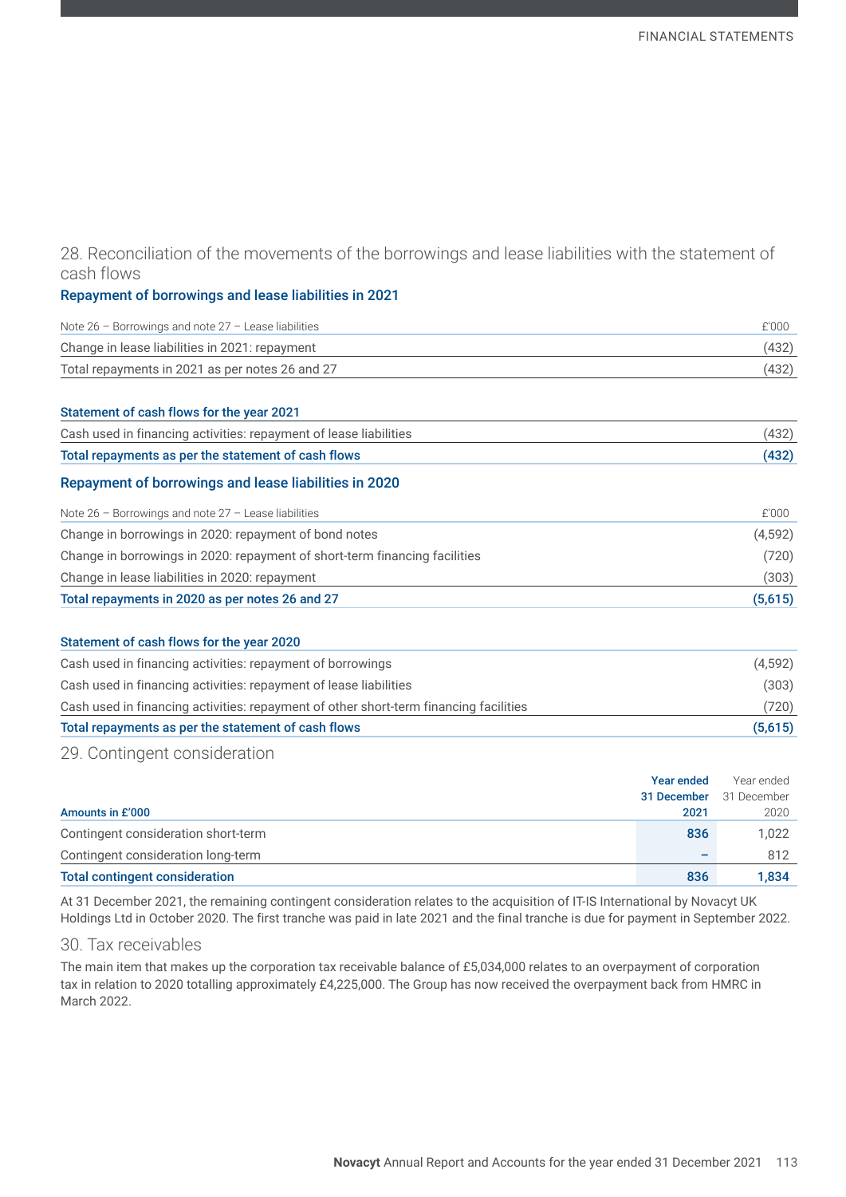## 28. Reconciliation of the movements of the borrowings and lease liabilities with the statement of cash flows

### Repayment of borrowings and lease liabilities in 2021

| Note 26 – Borrowings and note 27 – Lease liabilities | £'000 |
|---|---|
| Change in lease liabilities in 2021: repayment | (432) |
| Total repayments in 2021 as per notes 26 and 27 | (432) |

| Statement of cash flows for the year 2021 | |
|---|---|
| Cash used in financing activities: repayment of lease liabilities | (432) |
| **Total repayments as per the statement of cash flows** | **(432)** |

### Repayment of borrowings and lease liabilities in 2020

| Note 26 – Borrowings and note 27 – Lease liabilities | £'000 |
|---|---|
| Change in borrowings in 2020: repayment of bond notes | (4,592) |
| Change in borrowings in 2020: repayment of short-term financing facilities | (720) |
| Change in lease liabilities in 2020: repayment | (303) |
| **Total repayments in 2020 as per notes 26 and 27** | **(5,615)** |

| Statement of cash flows for the year 2020 | |
|---|---|
| Cash used in financing activities: repayment of borrowings | (4,592) |
| Cash used in financing activities: repayment of lease liabilities | (303) |
| Cash used in financing activities: repayment of other short-term financing facilities | (720) |
| **Total repayments as per the statement of cash flows** | **(5,615)** |

## 29. Contingent consideration

| Amounts in £'000 | Year ended 31 December 2021 | Year ended 31 December 2020 |
|---|---|---|
| Contingent consideration short-term | 836 | 1,022 |
| Contingent consideration long-term | – | 812 |
| **Total contingent consideration** | **836** | **1,834** |

At 31 December 2021, the remaining contingent consideration relates to the acquisition of IT-IS International by Novacyt UK Holdings Ltd in October 2020. The first tranche was paid in late 2021 and the final tranche is due for payment in September 2022.

## 30. Tax receivables

The main item that makes up the corporation tax receivable balance of £5,034,000 relates to an overpayment of corporation tax in relation to 2020 totalling approximately £4,225,000. The Group has now received the overpayment back from HMRC in March 2022.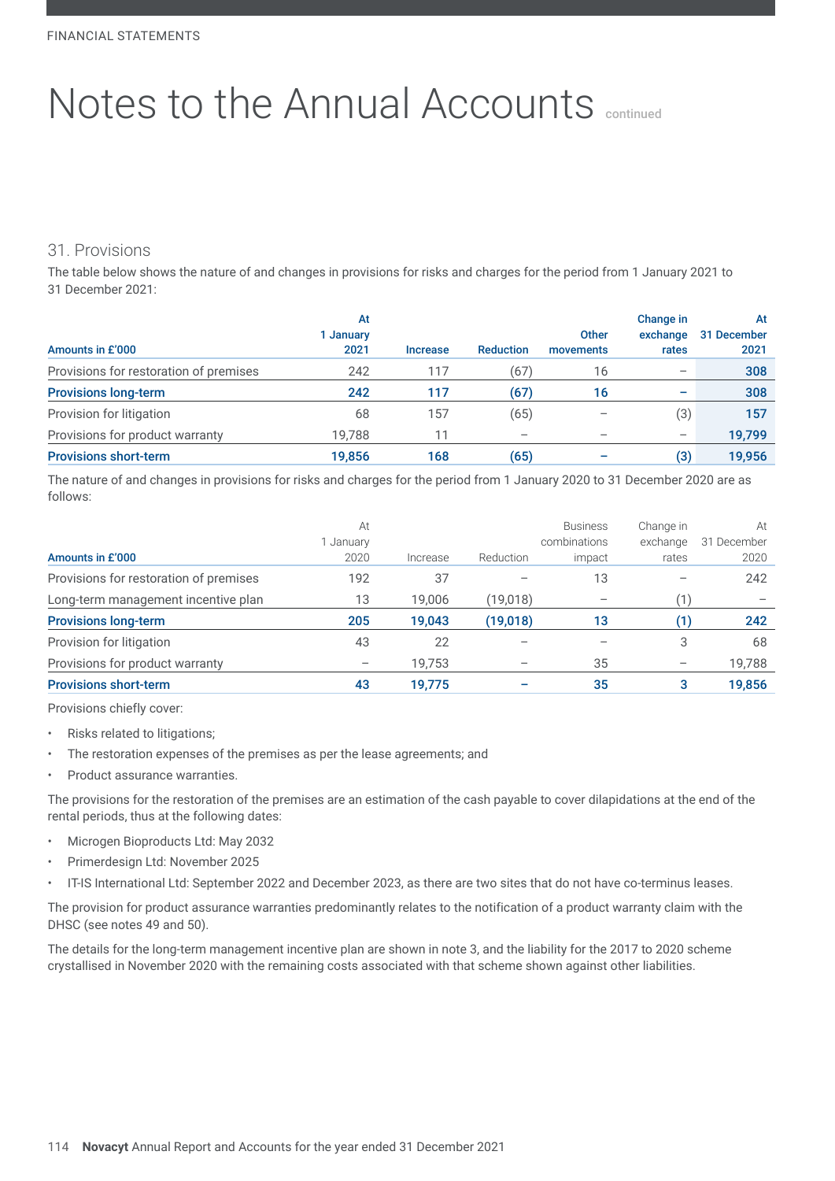FINANCIAL STATEMENTS

# Notes to the Annual Accounts continued

## 31. Provisions

The table below shows the nature of and changes in provisions for risks and charges for the period from 1 January 2021 to 31 December 2021:

| Amounts in £'000 | At 1 January 2021 | Increase | Reduction | Other movements | Change in exchange rates | At 31 December 2021 |
|---|---|---|---|---|---|---|
| Provisions for restoration of premises | 242 | 117 | (67) | 16 | – | 308 |
| **Provisions long-term** | **242** | **117** | **(67)** | **16** | **–** | **308** |
| Provision for litigation | 68 | 157 | (65) | – | (3) | 157 |
| Provisions for product warranty | 19,788 | 11 | – | – | – | 19,799 |
| **Provisions short-term** | **19,856** | **168** | **(65)** | **–** | **(3)** | **19,956** |

The nature of and changes in provisions for risks and charges for the period from 1 January 2020 to 31 December 2020 are as follows:

| Amounts in £'000 | At 1 January 2020 | Increase | Reduction | Business combinations impact | Change in exchange rates | At 31 December 2020 |
|---|---|---|---|---|---|---|
| Provisions for restoration of premises | 192 | 37 | – | 13 | – | 242 |
| Long-term management incentive plan | 13 | 19,006 | (19,018) | – | (1) | – |
| **Provisions long-term** | **205** | **19,043** | **(19,018)** | **13** | **(1)** | **242** |
| Provision for litigation | 43 | 22 | – | – | 3 | 68 |
| Provisions for product warranty | – | 19,753 | – | 35 | – | 19,788 |
| **Provisions short-term** | **43** | **19,775** | **–** | **35** | **3** | **19,856** |

Provisions chiefly cover:

- Risks related to litigations;
- The restoration expenses of the premises as per the lease agreements; and
- Product assurance warranties.

The provisions for the restoration of the premises are an estimation of the cash payable to cover dilapidations at the end of the rental periods, thus at the following dates:

- Microgen Bioproducts Ltd: May 2032
- Primerdesign Ltd: November 2025
- IT-IS International Ltd: September 2022 and December 2023, as there are two sites that do not have co-terminus leases.

The provision for product assurance warranties predominantly relates to the notification of a product warranty claim with the DHSC (see notes 49 and 50).

The details for the long-term management incentive plan are shown in note 3, and the liability for the 2017 to 2020 scheme crystallised in November 2020 with the remaining costs associated with that scheme shown against other liabilities.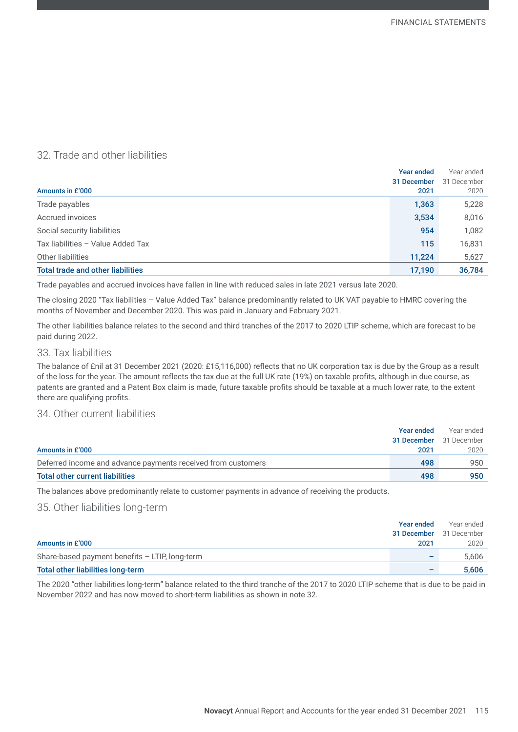## 32. Trade and other liabilities

| Amounts in £'000 | Year ended 31 December 2021 | Year ended 31 December 2020 |
|---|---|---|
| Trade payables | **1,363** | 5,228 |
| Accrued invoices | **3,534** | 8,016 |
| Social security liabilities | **954** | 1,082 |
| Tax liabilities – Value Added Tax | **115** | 16,831 |
| Other liabilities | **11,224** | 5,627 |
| **Total trade and other liabilities** | **17,190** | **36,784** |

Trade payables and accrued invoices have fallen in line with reduced sales in late 2021 versus late 2020.

The closing 2020 "Tax liabilities – Value Added Tax" balance predominantly related to UK VAT payable to HMRC covering the months of November and December 2020. This was paid in January and February 2021.

The other liabilities balance relates to the second and third tranches of the 2017 to 2020 LTIP scheme, which are forecast to be paid during 2022.

## 33. Tax liabilities

The balance of £nil at 31 December 2021 (2020: £15,116,000) reflects that no UK corporation tax is due by the Group as a result of the loss for the year. The amount reflects the tax due at the full UK rate (19%) on taxable profits, although in due course, as patents are granted and a Patent Box claim is made, future taxable profits should be taxable at a much lower rate, to the extent there are qualifying profits.

## 34. Other current liabilities

| Amounts in £'000 | Year ended 31 December 2021 | Year ended 31 December 2020 |
|---|---|---|
| Deferred income and advance payments received from customers | **498** | 950 |
| **Total other current liabilities** | **498** | **950** |

The balances above predominantly relate to customer payments in advance of receiving the products.

## 35. Other liabilities long-term

| Amounts in £'000 | Year ended 31 December 2021 | Year ended 31 December 2020 |
|---|---|---|
| Share-based payment benefits – LTIP, long-term | **–** | 5,606 |
| **Total other liabilities long-term** | **–** | **5,606** |

The 2020 "other liabilities long-term" balance related to the third tranche of the 2017 to 2020 LTIP scheme that is due to be paid in November 2022 and has now moved to short-term liabilities as shown in note 32.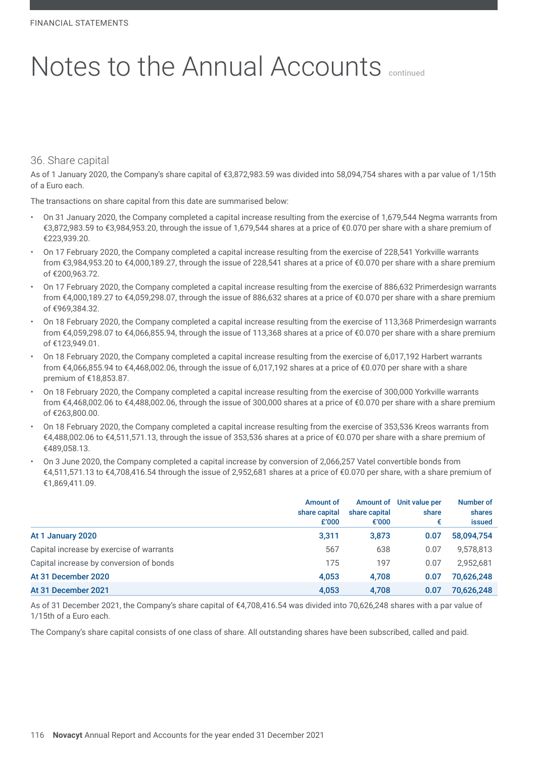# Notes to the Annual Accounts continued

## 36. Share capital

As of 1 January 2020, the Company's share capital of €3,872,983.59 was divided into 58,094,754 shares with a par value of 1/15th of a Euro each.

The transactions on share capital from this date are summarised below:

- On 31 January 2020, the Company completed a capital increase resulting from the exercise of 1,679,544 Negma warrants from €3,872,983.59 to €3,984,953.20, through the issue of 1,679,544 shares at a price of €0.070 per share with a share premium of €223,939.20.
- On 17 February 2020, the Company completed a capital increase resulting from the exercise of 228,541 Yorkville warrants from €3,984,953.20 to €4,000,189.27, through the issue of 228,541 shares at a price of €0.070 per share with a share premium of €200,963.72.
- On 17 February 2020, the Company completed a capital increase resulting from the exercise of 886,632 Primerdesign warrants from €4,000,189.27 to €4,059,298.07, through the issue of 886,632 shares at a price of €0.070 per share with a share premium of €969,384.32.
- On 18 February 2020, the Company completed a capital increase resulting from the exercise of 113,368 Primerdesign warrants from €4,059,298.07 to €4,066,855.94, through the issue of 113,368 shares at a price of €0.070 per share with a share premium of €123,949.01.
- On 18 February 2020, the Company completed a capital increase resulting from the exercise of 6,017,192 Harbert warrants from €4,066,855.94 to €4,468,002.06, through the issue of 6,017,192 shares at a price of €0.070 per share with a share premium of €18,853.87.
- On 18 February 2020, the Company completed a capital increase resulting from the exercise of 300,000 Yorkville warrants from €4,468,002.06 to €4,488,002.06, through the issue of 300,000 shares at a price of €0.070 per share with a share premium of €263,800.00.
- On 18 February 2020, the Company completed a capital increase resulting from the exercise of 353,536 Kreos warrants from €4,488,002.06 to €4,511,571.13, through the issue of 353,536 shares at a price of €0.070 per share with a share premium of €489,058.13.
- On 3 June 2020, the Company completed a capital increase by conversion of 2,066,257 Vatel convertible bonds from €4,511,571.13 to €4,708,416.54 through the issue of 2,952,681 shares at a price of €0.070 per share, with a share premium of €1,869,411.09.

| | Amount of share capital £'000 | Amount of share capital €'000 | Unit value per share € | Number of shares issued |
|---|---|---|---|---|
| **At 1 January 2020** | **3,311** | **3,873** | **0.07** | **58,094,754** |
| Capital increase by exercise of warrants | 567 | 638 | 0.07 | 9,578,813 |
| Capital increase by conversion of bonds | 175 | 197 | 0.07 | 2,952,681 |
| **At 31 December 2020** | **4,053** | **4,708** | **0.07** | **70,626,248** |
| **At 31 December 2021** | **4,053** | **4,708** | **0.07** | **70,626,248** |

As of 31 December 2021, the Company's share capital of €4,708,416.54 was divided into 70,626,248 shares with a par value of 1/15th of a Euro each.

The Company's share capital consists of one class of share. All outstanding shares have been subscribed, called and paid.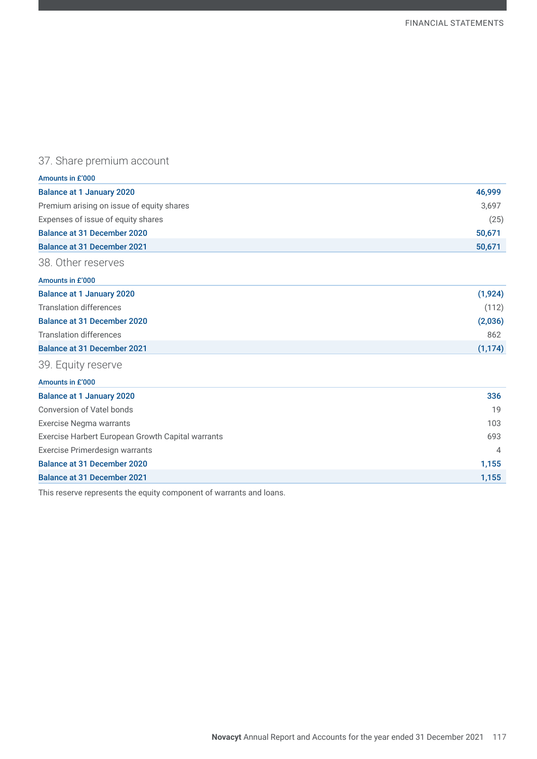## 37. Share premium account

| Amounts in £'000 | |
|---|---|
| **Balance at 1 January 2020** | **46,999** |
| Premium arising on issue of equity shares | 3,697 |
| Expenses of issue of equity shares | (25) |
| **Balance at 31 December 2020** | **50,671** |
| **Balance at 31 December 2021** | **50,671** |

## 38. Other reserves

| Amounts in £'000 | |
|---|---|
| **Balance at 1 January 2020** | **(1,924)** |
| Translation differences | (112) |
| **Balance at 31 December 2020** | **(2,036)** |
| Translation differences | 862 |
| **Balance at 31 December 2021** | **(1,174)** |

## 39. Equity reserve

| Amounts in £'000 | |
|---|---|
| **Balance at 1 January 2020** | **336** |
| Conversion of Vatel bonds | 19 |
| Exercise Negma warrants | 103 |
| Exercise Harbert European Growth Capital warrants | 693 |
| Exercise Primerdesign warrants | 4 |
| **Balance at 31 December 2020** | **1,155** |
| **Balance at 31 December 2021** | **1,155** |

This reserve represents the equity component of warrants and loans.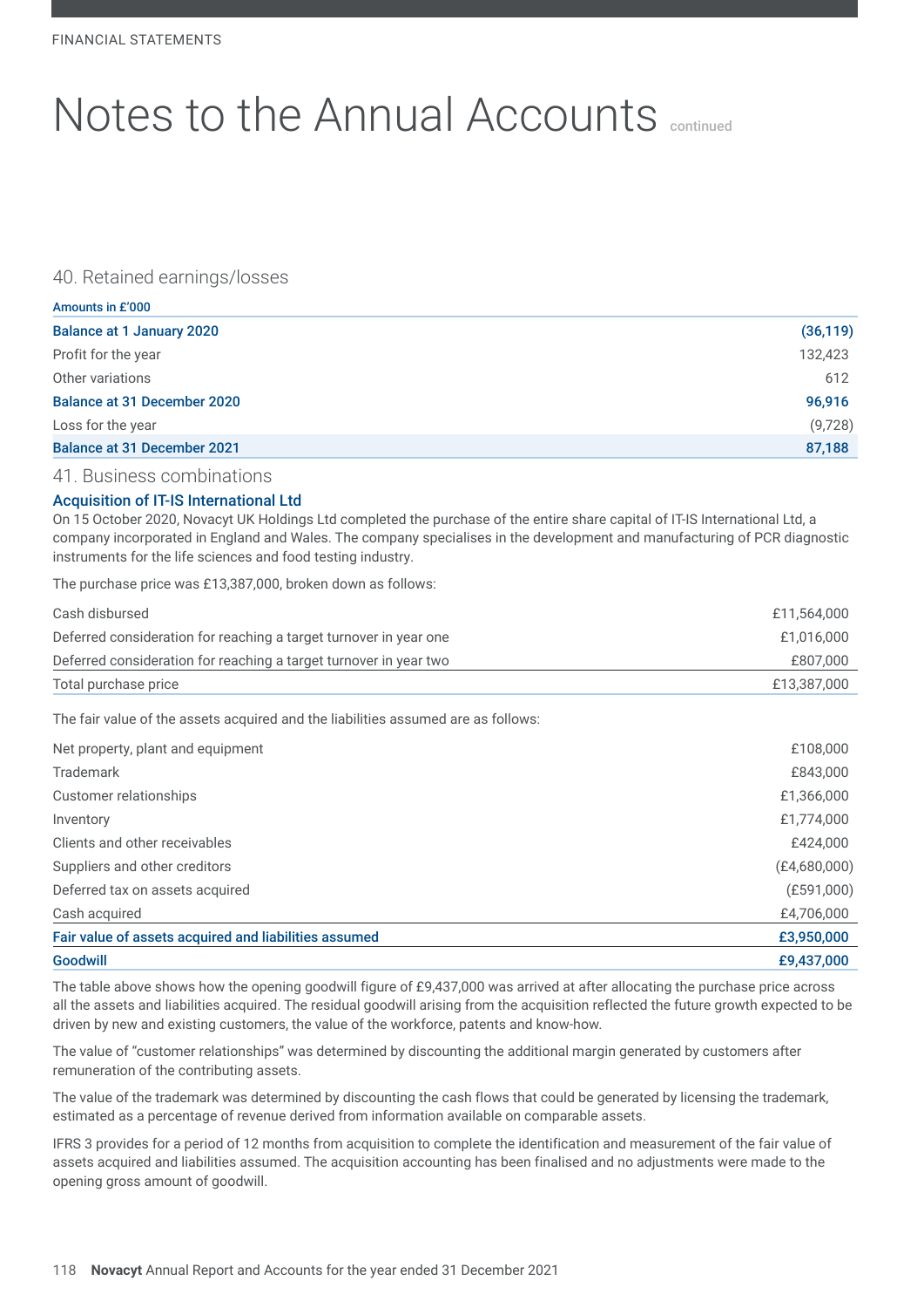# Notes to the Annual Accounts continued

## 40. Retained earnings/losses

| Amounts in £'000 | |
|---|---|
| **Balance at 1 January 2020** | **(36,119)** |
| Profit for the year | 132,423 |
| Other variations | 612 |
| **Balance at 31 December 2020** | **96,916** |
| Loss for the year | (9,728) |
| **Balance at 31 December 2021** | **87,188** |

## 41. Business combinations

### Acquisition of IT-IS International Ltd

On 15 October 2020, Novacyt UK Holdings Ltd completed the purchase of the entire share capital of IT-IS International Ltd, a company incorporated in England and Wales. The company specialises in the development and manufacturing of PCR diagnostic instruments for the life sciences and food testing industry.

The purchase price was £13,387,000, broken down as follows:

| | |
|---|---|
| Cash disbursed | £11,564,000 |
| Deferred consideration for reaching a target turnover in year one | £1,016,000 |
| Deferred consideration for reaching a target turnover in year two | £807,000 |
| Total purchase price | £13,387,000 |

The fair value of the assets acquired and the liabilities assumed are as follows:

| | |
|---|---|
| Net property, plant and equipment | £108,000 |
| Trademark | £843,000 |
| Customer relationships | £1,366,000 |
| Inventory | £1,774,000 |
| Clients and other receivables | £424,000 |
| Suppliers and other creditors | (£4,680,000) |
| Deferred tax on assets acquired | (£591,000) |
| Cash acquired | £4,706,000 |
| **Fair value of assets acquired and liabilities assumed** | **£3,950,000** |
| **Goodwill** | **£9,437,000** |

The table above shows how the opening goodwill figure of £9,437,000 was arrived at after allocating the purchase price across all the assets and liabilities acquired. The residual goodwill arising from the acquisition reflected the future growth expected to be driven by new and existing customers, the value of the workforce, patents and know-how.

The value of "customer relationships" was determined by discounting the additional margin generated by customers after remuneration of the contributing assets.

The value of the trademark was determined by discounting the cash flows that could be generated by licensing the trademark, estimated as a percentage of revenue derived from information available on comparable assets.

IFRS 3 provides for a period of 12 months from acquisition to complete the identification and measurement of the fair value of assets acquired and liabilities assumed. The acquisition accounting has been finalised and no adjustments were made to the opening gross amount of goodwill.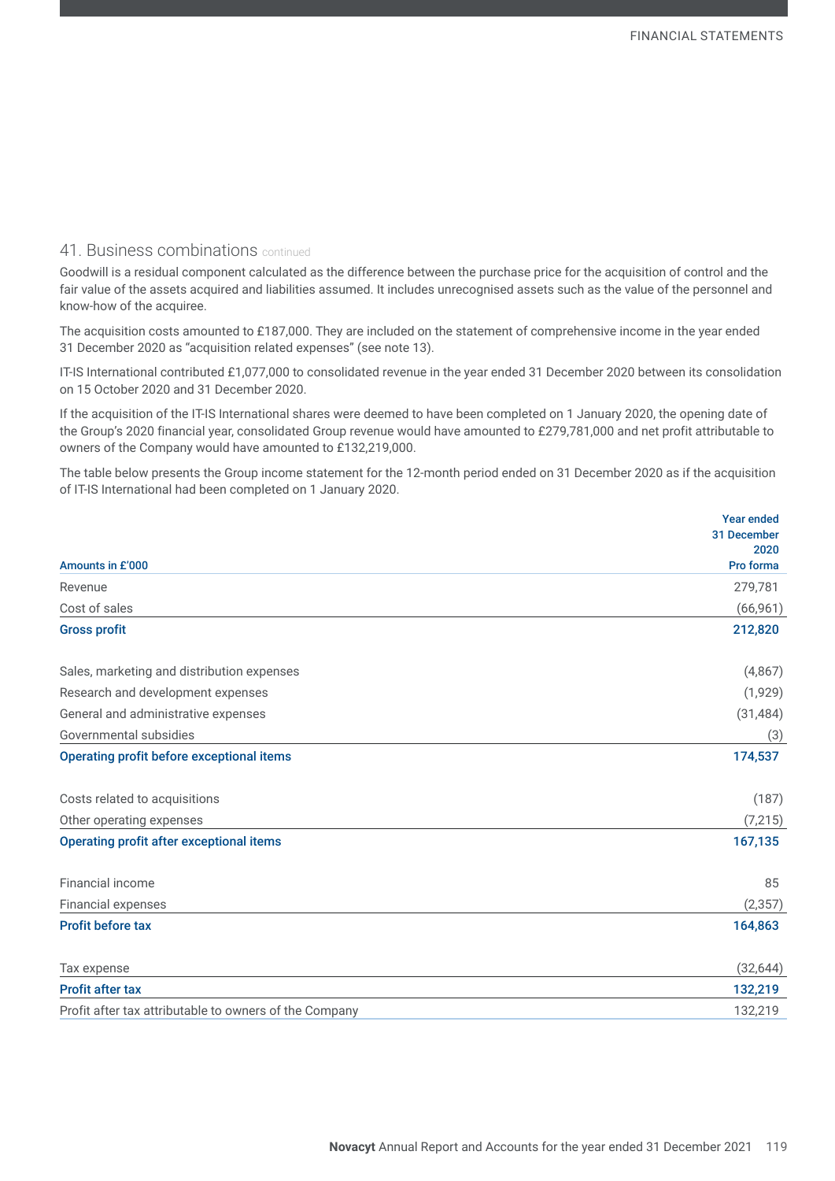## 41. Business combinations continued

Goodwill is a residual component calculated as the difference between the purchase price for the acquisition of control and the fair value of the assets acquired and liabilities assumed. It includes unrecognised assets such as the value of the personnel and know-how of the acquiree.

The acquisition costs amounted to £187,000. They are included on the statement of comprehensive income in the year ended 31 December 2020 as "acquisition related expenses" (see note 13).

IT-IS International contributed £1,077,000 to consolidated revenue in the year ended 31 December 2020 between its consolidation on 15 October 2020 and 31 December 2020.

If the acquisition of the IT-IS International shares were deemed to have been completed on 1 January 2020, the opening date of the Group's 2020 financial year, consolidated Group revenue would have amounted to £279,781,000 and net profit attributable to owners of the Company would have amounted to £132,219,000.

The table below presents the Group income statement for the 12-month period ended on 31 December 2020 as if the acquisition of IT-IS International had been completed on 1 January 2020.

| Amounts in £'000 | Year ended 31 December 2020 Pro forma |
|---|---|
| Revenue | 279,781 |
| Cost of sales | (66,961) |
| **Gross profit** | **212,820** |
| Sales, marketing and distribution expenses | (4,867) |
| Research and development expenses | (1,929) |
| General and administrative expenses | (31,484) |
| Governmental subsidies | (3) |
| **Operating profit before exceptional items** | **174,537** |
| Costs related to acquisitions | (187) |
| Other operating expenses | (7,215) |
| **Operating profit after exceptional items** | **167,135** |
| Financial income | 85 |
| Financial expenses | (2,357) |
| **Profit before tax** | **164,863** |
| Tax expense | (32,644) |
| **Profit after tax** | **132,219** |
| Profit after tax attributable to owners of the Company | 132,219 |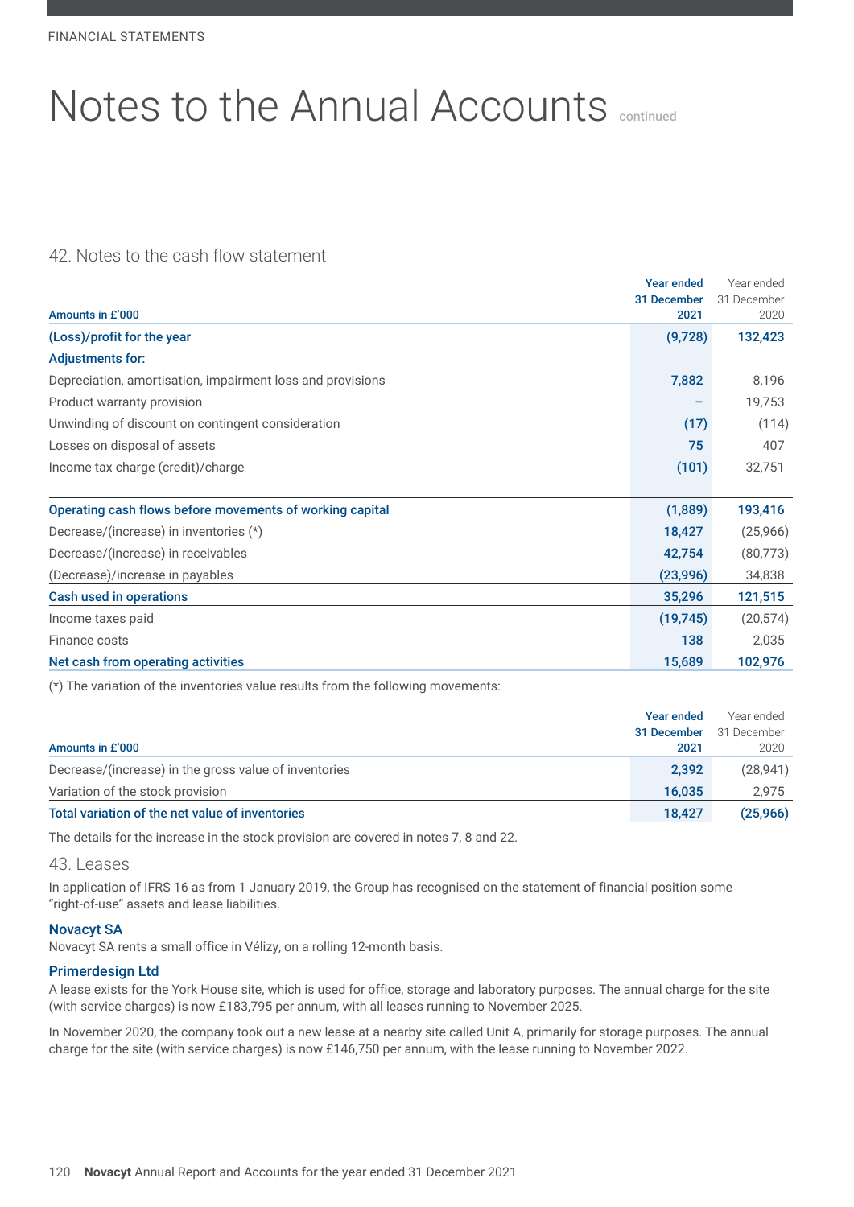# Notes to the Annual Accounts continued

## 42. Notes to the cash flow statement

| Amounts in £'000 | Year ended 31 December 2021 | Year ended 31 December 2020 |
|---|---|---|
| **(Loss)/profit for the year** | **(9,728)** | **132,423** |
| **Adjustments for:** | | |
| Depreciation, amortisation, impairment loss and provisions | 7,882 | 8,196 |
| Product warranty provision | – | 19,753 |
| Unwinding of discount on contingent consideration | (17) | (114) |
| Losses on disposal of assets | 75 | 407 |
| Income tax charge (credit)/charge | (101) | 32,751 |
| **Operating cash flows before movements of working capital** | **(1,889)** | **193,416** |
| Decrease/(increase) in inventories (*) | 18,427 | (25,966) |
| Decrease/(increase) in receivables | 42,754 | (80,773) |
| (Decrease)/increase in payables | (23,996) | 34,838 |
| **Cash used in operations** | **35,296** | **121,515** |
| Income taxes paid | (19,745) | (20,574) |
| Finance costs | 138 | 2,035 |
| **Net cash from operating activities** | **15,689** | **102,976** |

(*) The variation of the inventories value results from the following movements:

| Amounts in £'000 | Year ended 31 December 2021 | Year ended 31 December 2020 |
|---|---|---|
| Decrease/(increase) in the gross value of inventories | 2,392 | (28,941) |
| Variation of the stock provision | 16,035 | 2,975 |
| **Total variation of the net value of inventories** | **18,427** | **(25,966)** |

The details for the increase in the stock provision are covered in notes 7, 8 and 22.

## 43. Leases

In application of IFRS 16 as from 1 January 2019, the Group has recognised on the statement of financial position some "right-of-use" assets and lease liabilities.

### Novacyt SA

Novacyt SA rents a small office in Vélizy, on a rolling 12-month basis.

### Primerdesign Ltd

A lease exists for the York House site, which is used for office, storage and laboratory purposes. The annual charge for the site (with service charges) is now £183,795 per annum, with all leases running to November 2025.

In November 2020, the company took out a new lease at a nearby site called Unit A, primarily for storage purposes. The annual charge for the site (with service charges) is now £146,750 per annum, with the lease running to November 2022.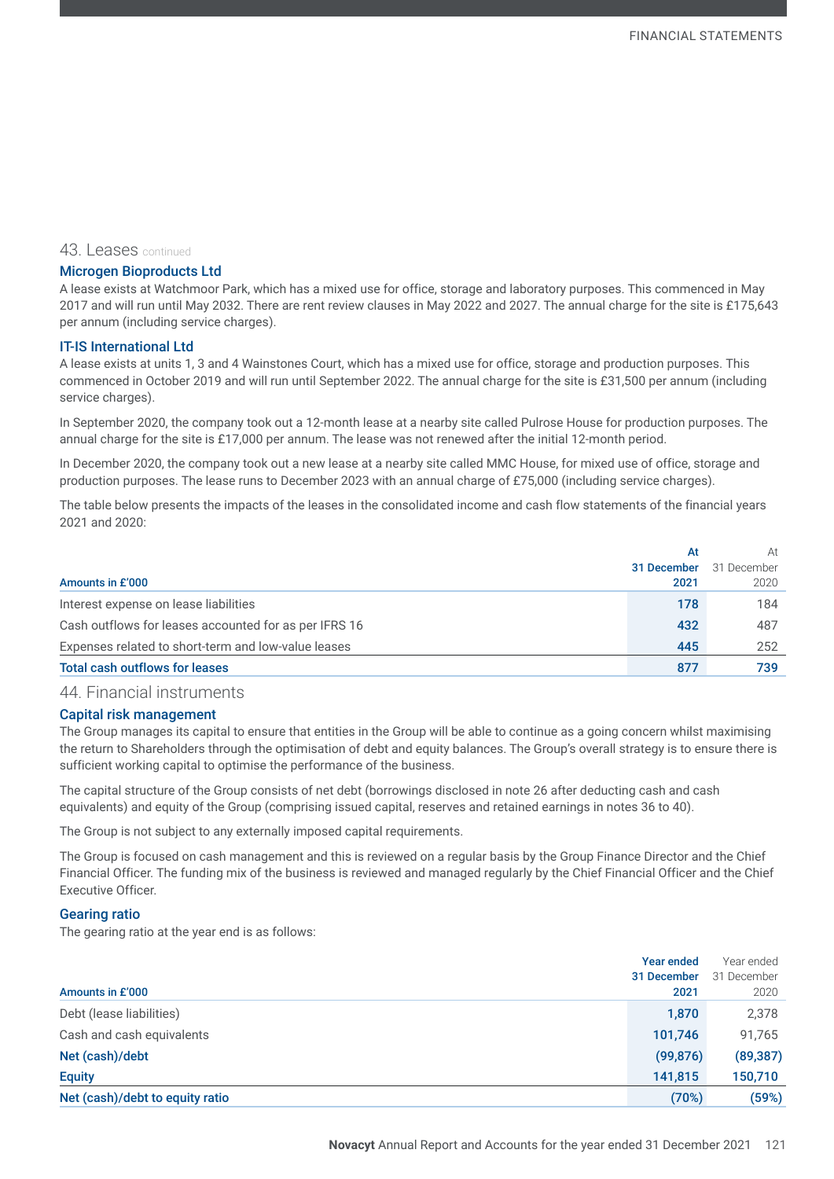## 43. Leases continued

### Microgen Bioproducts Ltd

A lease exists at Watchmoor Park, which has a mixed use for office, storage and laboratory purposes. This commenced in May 2017 and will run until May 2032. There are rent review clauses in May 2022 and 2027. The annual charge for the site is £175,643 per annum (including service charges).

### IT-IS International Ltd

A lease exists at units 1, 3 and 4 Wainstones Court, which has a mixed use for office, storage and production purposes. This commenced in October 2019 and will run until September 2022. The annual charge for the site is £31,500 per annum (including service charges).

In September 2020, the company took out a 12-month lease at a nearby site called Pulrose House for production purposes. The annual charge for the site is £17,000 per annum. The lease was not renewed after the initial 12-month period.

In December 2020, the company took out a new lease at a nearby site called MMC House, for mixed use of office, storage and production purposes. The lease runs to December 2023 with an annual charge of £75,000 (including service charges).

The table below presents the impacts of the leases in the consolidated income and cash flow statements of the financial years 2021 and 2020:

| Amounts in £'000 | At 31 December 2021 | At 31 December 2020 |
|---|---|---|
| Interest expense on lease liabilities | 178 | 184 |
| Cash outflows for leases accounted for as per IFRS 16 | 432 | 487 |
| Expenses related to short-term and low-value leases | 445 | 252 |
| **Total cash outflows for leases** | **877** | **739** |

## 44. Financial instruments

### Capital risk management

The Group manages its capital to ensure that entities in the Group will be able to continue as a going concern whilst maximising the return to Shareholders through the optimisation of debt and equity balances. The Group's overall strategy is to ensure there is sufficient working capital to optimise the performance of the business.

The capital structure of the Group consists of net debt (borrowings disclosed in note 26 after deducting cash and cash equivalents) and equity of the Group (comprising issued capital, reserves and retained earnings in notes 36 to 40).

The Group is not subject to any externally imposed capital requirements.

The Group is focused on cash management and this is reviewed on a regular basis by the Group Finance Director and the Chief Financial Officer. The funding mix of the business is reviewed and managed regularly by the Chief Financial Officer and the Chief Executive Officer.

### Gearing ratio

The gearing ratio at the year end is as follows:

| Amounts in £'000 | Year ended 31 December 2021 | Year ended 31 December 2020 |
|---|---|---|
| Debt (lease liabilities) | 1,870 | 2,378 |
| Cash and cash equivalents | 101,746 | 91,765 |
| **Net (cash)/debt** | **(99,876)** | **(89,387)** |
| **Equity** | **141,815** | **150,710** |
| **Net (cash)/debt to equity ratio** | **(70%)** | **(59%)** |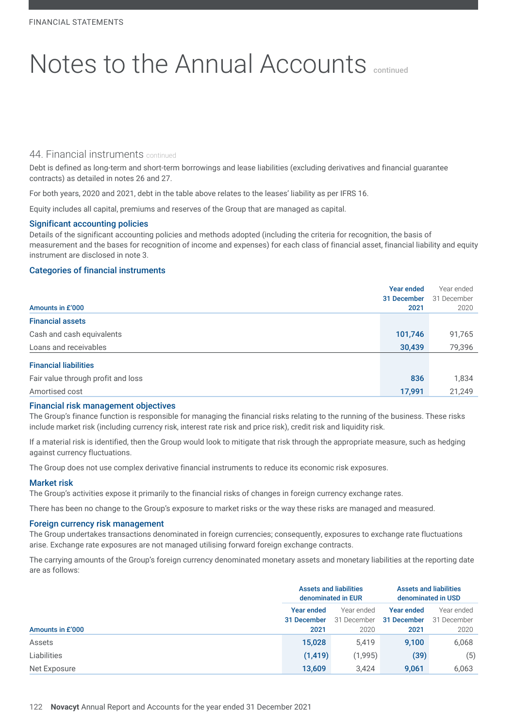# Notes to the Annual Accounts continued

## 44. Financial instruments continued

Debt is defined as long-term and short-term borrowings and lease liabilities (excluding derivatives and financial guarantee contracts) as detailed in notes 26 and 27.

For both years, 2020 and 2021, debt in the table above relates to the leases' liability as per IFRS 16.

Equity includes all capital, premiums and reserves of the Group that are managed as capital.

### Significant accounting policies

Details of the significant accounting policies and methods adopted (including the criteria for recognition, the basis of measurement and the bases for recognition of income and expenses) for each class of financial asset, financial liability and equity instrument are disclosed in note 3.

### Categories of financial instruments

| Amounts in £'000 | Year ended 31 December 2021 | Year ended 31 December 2020 |
|---|---|---|
| **Financial assets** | | |
| Cash and cash equivalents | 101,746 | 91,765 |
| Loans and receivables | 30,439 | 79,396 |
| **Financial liabilities** | | |
| Fair value through profit and loss | 836 | 1,834 |
| Amortised cost | 17,991 | 21,249 |

### Financial risk management objectives

The Group's finance function is responsible for managing the financial risks relating to the running of the business. These risks include market risk (including currency risk, interest rate risk and price risk), credit risk and liquidity risk.

If a material risk is identified, then the Group would look to mitigate that risk through the appropriate measure, such as hedging against currency fluctuations.

The Group does not use complex derivative financial instruments to reduce its economic risk exposures.

### Market risk

The Group's activities expose it primarily to the financial risks of changes in foreign currency exchange rates.

There has been no change to the Group's exposure to market risks or the way these risks are managed and measured.

### Foreign currency risk management

The Group undertakes transactions denominated in foreign currencies; consequently, exposures to exchange rate fluctuations arise. Exchange rate exposures are not managed utilising forward foreign exchange contracts.

The carrying amounts of the Group's foreign currency denominated monetary assets and monetary liabilities at the reporting date are as follows:

| | Assets and liabilities denominated in EUR | | Assets and liabilities denominated in USD | |
|---|---|---|---|---|
| Amounts in £'000 | Year ended 31 December 2021 | Year ended 31 December 2020 | Year ended 31 December 2021 | Year ended 31 December 2020 |
| Assets | 15,028 | 5,419 | 9,100 | 6,068 |
| Liabilities | (1,419) | (1,995) | (39) | (5) |
| Net Exposure | 13,609 | 3,424 | 9,061 | 6,063 |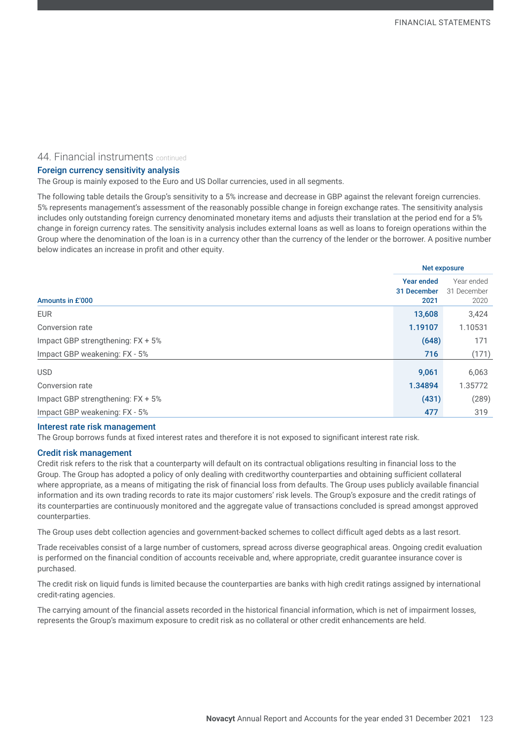## 44. Financial instruments continued

### Foreign currency sensitivity analysis

The Group is mainly exposed to the Euro and US Dollar currencies, used in all segments.

The following table details the Group's sensitivity to a 5% increase and decrease in GBP against the relevant foreign currencies. 5% represents management's assessment of the reasonably possible change in foreign exchange rates. The sensitivity analysis includes only outstanding foreign currency denominated monetary items and adjusts their translation at the period end for a 5% change in foreign currency rates. The sensitivity analysis includes external loans as well as loans to foreign operations within the Group where the denomination of the loan is in a currency other than the currency of the lender or the borrower. A positive number below indicates an increase in profit and other equity.

| | Net exposure | |
|---|---|---|
| Amounts in £'000 | Year ended 31 December 2021 | Year ended 31 December 2020 |
| EUR | 13,608 | 3,424 |
| Conversion rate | 1.19107 | 1.10531 |
| Impact GBP strengthening: FX + 5% | (648) | 171 |
| Impact GBP weakening: FX - 5% | 716 | (171) |
| USD | 9,061 | 6,063 |
| Conversion rate | 1.34894 | 1.35772 |
| Impact GBP strengthening: FX + 5% | (431) | (289) |
| Impact GBP weakening: FX - 5% | 477 | 319 |

### Interest rate risk management

The Group borrows funds at fixed interest rates and therefore it is not exposed to significant interest rate risk.

### Credit risk management

Credit risk refers to the risk that a counterparty will default on its contractual obligations resulting in financial loss to the Group. The Group has adopted a policy of only dealing with creditworthy counterparties and obtaining sufficient collateral where appropriate, as a means of mitigating the risk of financial loss from defaults. The Group uses publicly available financial information and its own trading records to rate its major customers' risk levels. The Group's exposure and the credit ratings of its counterparties are continuously monitored and the aggregate value of transactions concluded is spread amongst approved counterparties.

The Group uses debt collection agencies and government-backed schemes to collect difficult aged debts as a last resort.

Trade receivables consist of a large number of customers, spread across diverse geographical areas. Ongoing credit evaluation is performed on the financial condition of accounts receivable and, where appropriate, credit guarantee insurance cover is purchased.

The credit risk on liquid funds is limited because the counterparties are banks with high credit ratings assigned by international credit-rating agencies.

The carrying amount of the financial assets recorded in the historical financial information, which is net of impairment losses, represents the Group's maximum exposure to credit risk as no collateral or other credit enhancements are held.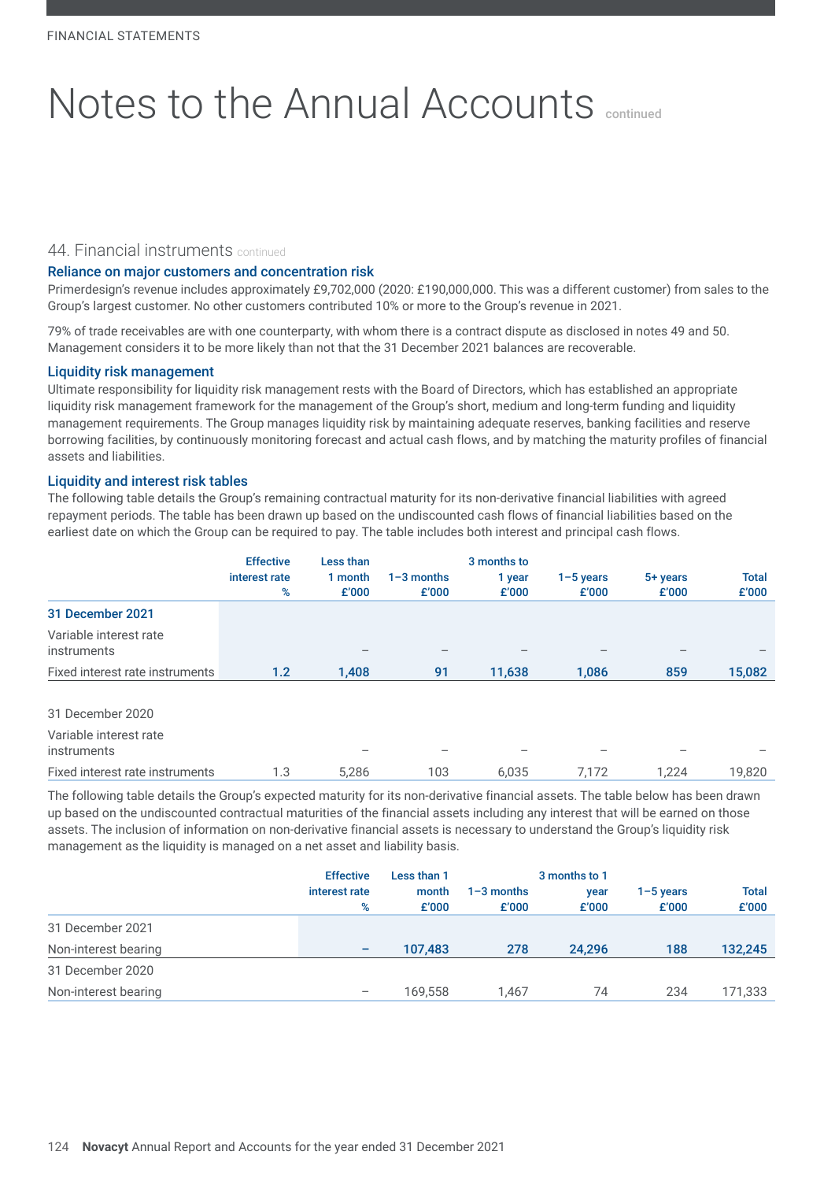FINANCIAL STATEMENTS

# Notes to the Annual Accounts continued

## 44. Financial instruments continued

### Reliance on major customers and concentration risk

Primerdesign's revenue includes approximately £9,702,000 (2020: £190,000,000. This was a different customer) from sales to the Group's largest customer. No other customers contributed 10% or more to the Group's revenue in 2021.

79% of trade receivables are with one counterparty, with whom there is a contract dispute as disclosed in notes 49 and 50. Management considers it to be more likely than not that the 31 December 2021 balances are recoverable.

### Liquidity risk management

Ultimate responsibility for liquidity risk management rests with the Board of Directors, which has established an appropriate liquidity risk management framework for the management of the Group's short, medium and long-term funding and liquidity management requirements. The Group manages liquidity risk by maintaining adequate reserves, banking facilities and reserve borrowing facilities, by continuously monitoring forecast and actual cash flows, and by matching the maturity profiles of financial assets and liabilities.

### Liquidity and interest risk tables

The following table details the Group's remaining contractual maturity for its non-derivative financial liabilities with agreed repayment periods. The table has been drawn up based on the undiscounted cash flows of financial liabilities based on the earliest date on which the Group can be required to pay. The table includes both interest and principal cash flows.

| | Effective interest rate % | Less than 1 month £'000 | 1–3 months £'000 | 3 months to 1 year £'000 | 1–5 years £'000 | 5+ years £'000 | Total £'000 |
|---|---|---|---|---|---|---|---|
| **31 December 2021** | | | | | | | |
| Variable interest rate instruments | | – | – | – | – | – | – |
| Fixed interest rate instruments | **1.2** | **1,408** | **91** | **11,638** | **1,086** | **859** | **15,082** |
| 31 December 2020 | | | | | | | |
| Variable interest rate instruments | | – | – | – | – | – | – |
| Fixed interest rate instruments | 1.3 | 5,286 | 103 | 6,035 | 7,172 | 1,224 | 19,820 |

The following table details the Group's expected maturity for its non-derivative financial assets. The table below has been drawn up based on the undiscounted contractual maturities of the financial assets including any interest that will be earned on those assets. The inclusion of information on non-derivative financial assets is necessary to understand the Group's liquidity risk management as the liquidity is managed on a net asset and liability basis.

| | Effective interest rate % | Less than 1 month £'000 | 1–3 months £'000 | 3 months to 1 year £'000 | 1–5 years £'000 | Total £'000 |
|---|---|---|---|---|---|---|
| 31 December 2021 | | | | | | |
| Non-interest bearing | **–** | **107,483** | **278** | **24,296** | **188** | **132,245** |
| 31 December 2020 | | | | | | |
| Non-interest bearing | – | 169,558 | 1,467 | 74 | 234 | 171,333 |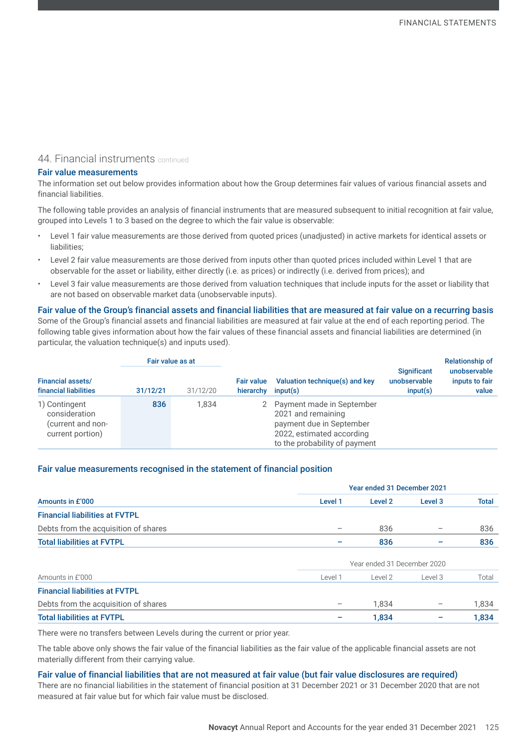## 44. Financial instruments continued

### Fair value measurements

The information set out below provides information about how the Group determines fair values of various financial assets and financial liabilities.

The following table provides an analysis of financial instruments that are measured subsequent to initial recognition at fair value, grouped into Levels 1 to 3 based on the degree to which the fair value is observable:

- Level 1 fair value measurements are those derived from quoted prices (unadjusted) in active markets for identical assets or liabilities;
- Level 2 fair value measurements are those derived from inputs other than quoted prices included within Level 1 that are observable for the asset or liability, either directly (i.e. as prices) or indirectly (i.e. derived from prices); and
- Level 3 fair value measurements are those derived from valuation techniques that include inputs for the asset or liability that are not based on observable market data (unobservable inputs).

### Fair value of the Group's financial assets and financial liabilities that are measured at fair value on a recurring basis

Some of the Group's financial assets and financial liabilities are measured at fair value at the end of each reporting period. The following table gives information about how the fair values of these financial assets and financial liabilities are determined (in particular, the valuation technique(s) and inputs used).

| Financial assets/ financial liabilities | Fair value as at 31/12/21 | Fair value as at 31/12/20 | Fair value hierarchy | Valuation technique(s) and key input(s) | Significant unobservable input(s) | Relationship of unobservable inputs to fair value |
|---|---|---|---|---|---|---|
| 1) Contingent consideration (current and non-current portion) | **836** | 1,834 | 2 | Payment made in September 2021 and remaining payment due in September 2022, estimated according to the probability of payment | | |

### Fair value measurements recognised in the statement of financial position

| Amounts in £'000 | Year ended 31 December 2021 Level 1 | Level 2 | Level 3 | Total |
|---|---|---|---|---|
| **Financial liabilities at FVTPL** | | | | |
| Debts from the acquisition of shares | – | 836 | – | 836 |
| **Total liabilities at FVTPL** | **–** | **836** | **–** | **836** |

| Amounts in £'000 | Year ended 31 December 2020 Level 1 | Level 2 | Level 3 | Total |
|---|---|---|---|---|
| **Financial liabilities at FVTPL** | | | | |
| Debts from the acquisition of shares | – | 1,834 | – | 1,834 |
| **Total liabilities at FVTPL** | **–** | **1,834** | **–** | **1,834** |

There were no transfers between Levels during the current or prior year.

The table above only shows the fair value of the financial liabilities as the fair value of the applicable financial assets are not materially different from their carrying value.

### Fair value of financial liabilities that are not measured at fair value (but fair value disclosures are required)

There are no financial liabilities in the statement of financial position at 31 December 2021 or 31 December 2020 that are not measured at fair value but for which fair value must be disclosed.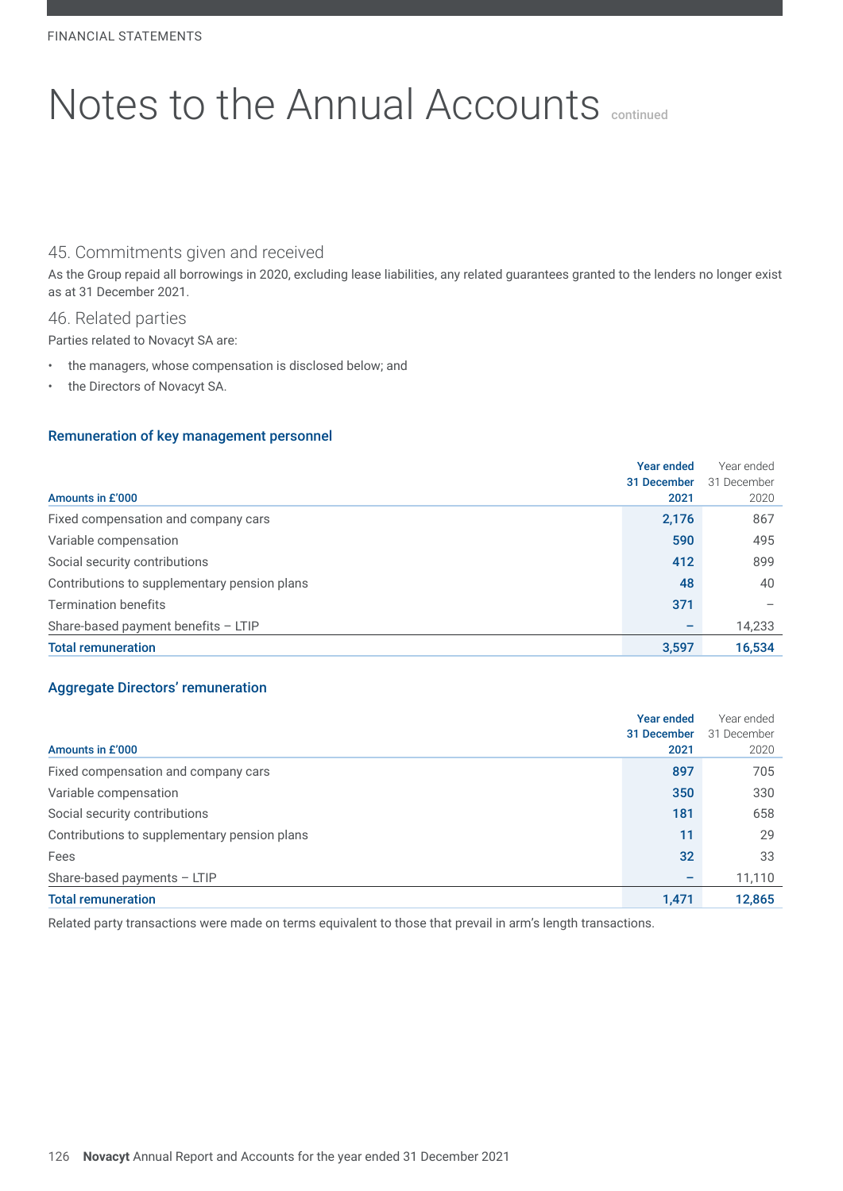# Notes to the Annual Accounts continued

## 45. Commitments given and received

As the Group repaid all borrowings in 2020, excluding lease liabilities, any related guarantees granted to the lenders no longer exist as at 31 December 2021.

## 46. Related parties

Parties related to Novacyt SA are:

- the managers, whose compensation is disclosed below; and
- the Directors of Novacyt SA.

### Remuneration of key management personnel

| Amounts in £'000 | Year ended 31 December 2021 | Year ended 31 December 2020 |
|---|---|---|
| Fixed compensation and company cars | 2,176 | 867 |
| Variable compensation | 590 | 495 |
| Social security contributions | 412 | 899 |
| Contributions to supplementary pension plans | 48 | 40 |
| Termination benefits | 371 | – |
| Share-based payment benefits – LTIP | – | 14,233 |
| **Total remuneration** | **3,597** | **16,534** |

### Aggregate Directors' remuneration

| Amounts in £'000 | Year ended 31 December 2021 | Year ended 31 December 2020 |
|---|---|---|
| Fixed compensation and company cars | 897 | 705 |
| Variable compensation | 350 | 330 |
| Social security contributions | 181 | 658 |
| Contributions to supplementary pension plans | 11 | 29 |
| Fees | 32 | 33 |
| Share-based payments – LTIP | – | 11,110 |
| **Total remuneration** | **1,471** | **12,865** |

Related party transactions were made on terms equivalent to those that prevail in arm's length transactions.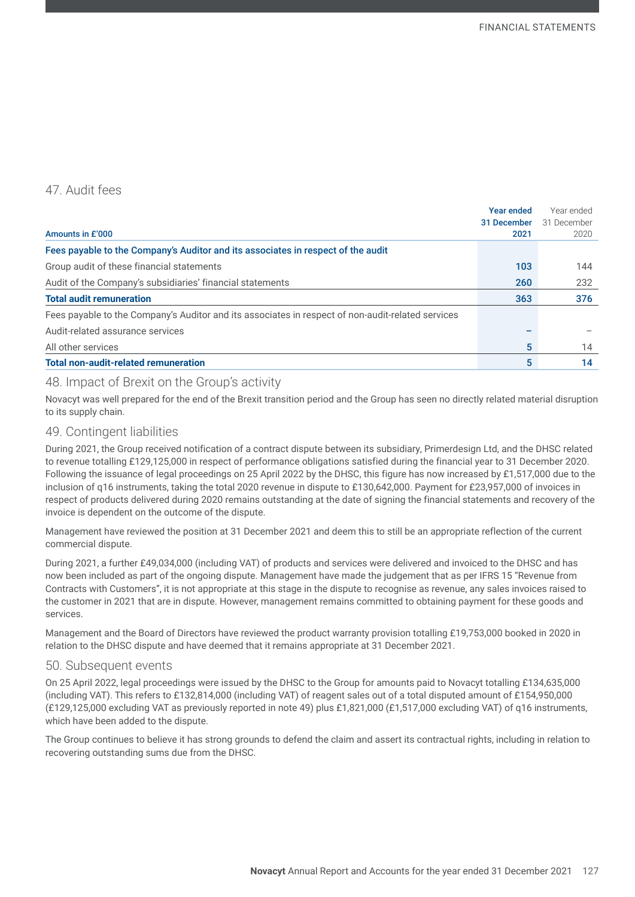## 47. Audit fees

| Amounts in £'000 | Year ended 31 December 2021 | Year ended 31 December 2020 |
|---|---|---|
| **Fees payable to the Company's Auditor and its associates in respect of the audit** | | |
| Group audit of these financial statements | 103 | 144 |
| Audit of the Company's subsidiaries' financial statements | 260 | 232 |
| **Total audit remuneration** | **363** | **376** |
| Fees payable to the Company's Auditor and its associates in respect of non-audit-related services | | |
| Audit-related assurance services | – | – |
| All other services | 5 | 14 |
| **Total non-audit-related remuneration** | **5** | **14** |

## 48. Impact of Brexit on the Group's activity

Novacyt was well prepared for the end of the Brexit transition period and the Group has seen no directly related material disruption to its supply chain.

## 49. Contingent liabilities

During 2021, the Group received notification of a contract dispute between its subsidiary, Primerdesign Ltd, and the DHSC related to revenue totalling £129,125,000 in respect of performance obligations satisfied during the financial year to 31 December 2020. Following the issuance of legal proceedings on 25 April 2022 by the DHSC, this figure has now increased by £1,517,000 due to the inclusion of q16 instruments, taking the total 2020 revenue in dispute to £130,642,000. Payment for £23,957,000 of invoices in respect of products delivered during 2020 remains outstanding at the date of signing the financial statements and recovery of the invoice is dependent on the outcome of the dispute.

Management have reviewed the position at 31 December 2021 and deem this to still be an appropriate reflection of the current commercial dispute.

During 2021, a further £49,034,000 (including VAT) of products and services were delivered and invoiced to the DHSC and has now been included as part of the ongoing dispute. Management have made the judgement that as per IFRS 15 "Revenue from Contracts with Customers", it is not appropriate at this stage in the dispute to recognise as revenue, any sales invoices raised to the customer in 2021 that are in dispute. However, management remains committed to obtaining payment for these goods and services.

Management and the Board of Directors have reviewed the product warranty provision totalling £19,753,000 booked in 2020 in relation to the DHSC dispute and have deemed that it remains appropriate at 31 December 2021.

## 50. Subsequent events

On 25 April 2022, legal proceedings were issued by the DHSC to the Group for amounts paid to Novacyt totalling £134,635,000 (including VAT). This refers to £132,814,000 (including VAT) of reagent sales out of a total disputed amount of £154,950,000 (£129,125,000 excluding VAT as previously reported in note 49) plus £1,821,000 (£1,517,000 excluding VAT) of q16 instruments, which have been added to the dispute.

The Group continues to believe it has strong grounds to defend the claim and assert its contractual rights, including in relation to recovering outstanding sums due from the DHSC.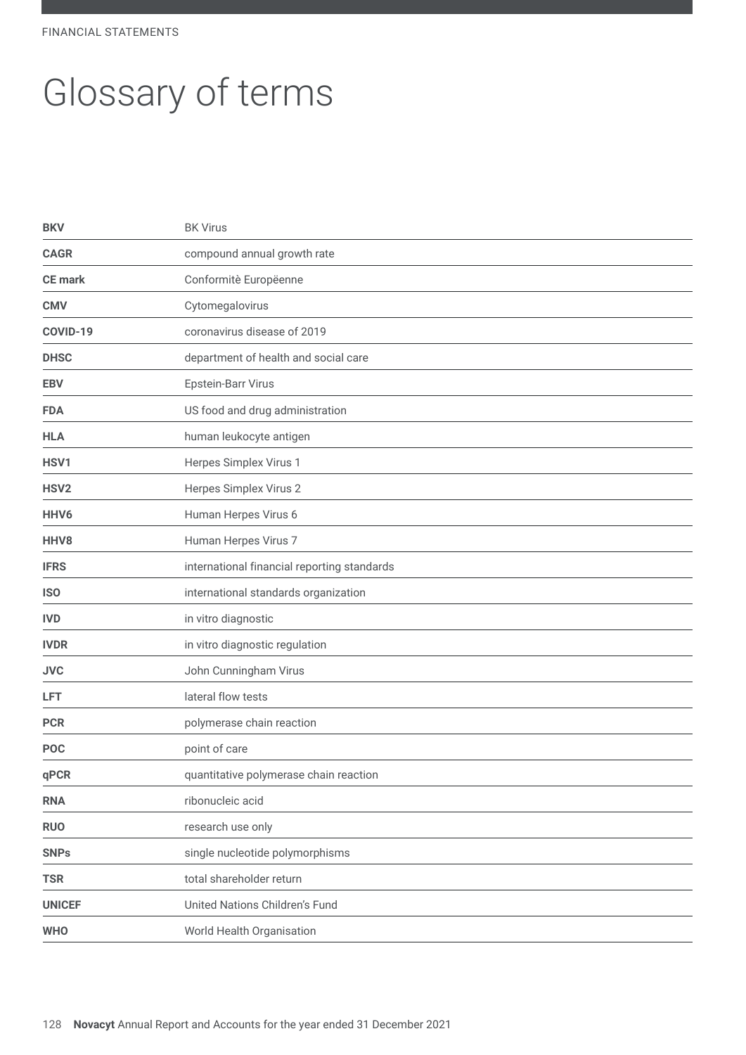# Glossary of terms

| | |
|---|---|
| **BKV** | BK Virus |
| **CAGR** | compound annual growth rate |
| **CE mark** | Conformitè Europëenne |
| **CMV** | Cytomegalovirus |
| **COVID-19** | coronavirus disease of 2019 |
| **DHSC** | department of health and social care |
| **EBV** | Epstein-Barr Virus |
| **FDA** | US food and drug administration |
| **HLA** | human leukocyte antigen |
| **HSV1** | Herpes Simplex Virus 1 |
| **HSV2** | Herpes Simplex Virus 2 |
| **HHV6** | Human Herpes Virus 6 |
| **HHV8** | Human Herpes Virus 7 |
| **IFRS** | international financial reporting standards |
| **ISO** | international standards organization |
| **IVD** | in vitro diagnostic |
| **IVDR** | in vitro diagnostic regulation |
| **JVC** | John Cunningham Virus |
| **LFT** | lateral flow tests |
| **PCR** | polymerase chain reaction |
| **POC** | point of care |
| **qPCR** | quantitative polymerase chain reaction |
| **RNA** | ribonucleic acid |
| **RUO** | research use only |
| **SNPs** | single nucleotide polymorphisms |
| **TSR** | total shareholder return |
| **UNICEF** | United Nations Children's Fund |
| **WHO** | World Health Organisation |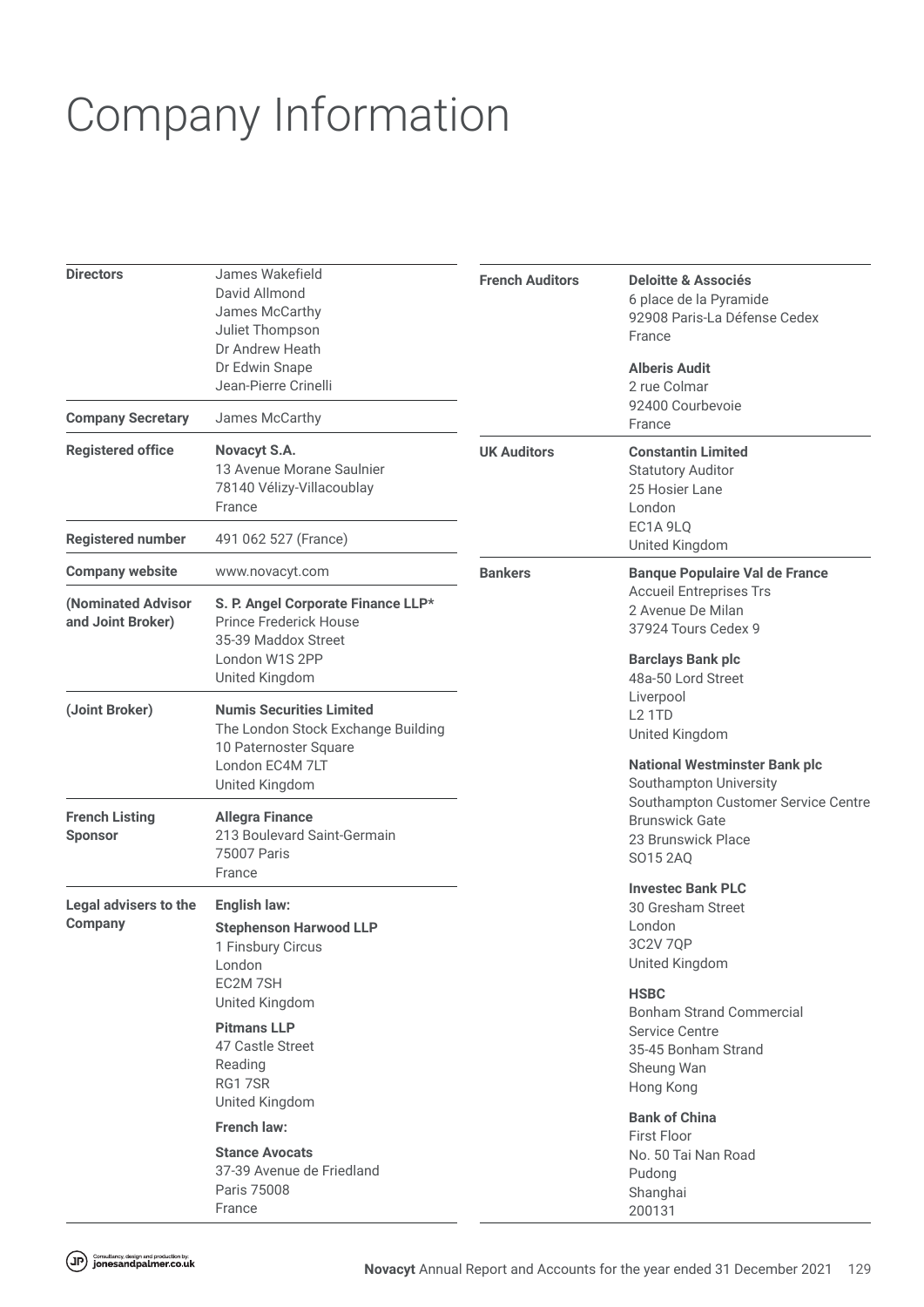# Company Information

| | |
|---|---|
| **Directors** | James Wakefield<br>David Allmond<br>James McCarthy<br>Juliet Thompson<br>Dr Andrew Heath<br>Dr Edwin Snape<br>Jean-Pierre Crinelli |
| **Company Secretary** | James McCarthy |
| **Registered office** | **Novacyt S.A.**<br>13 Avenue Morane Saulnier<br>78140 Vélizy-Villacoublay<br>France |
| **Registered number** | 491 062 527 (France) |
| **Company website** | www.novacyt.com |
| **(Nominated Advisor and Joint Broker)** | **S. P. Angel Corporate Finance LLP***<br>Prince Frederick House<br>35-39 Maddox Street<br>London W1S 2PP<br>United Kingdom |
| **(Joint Broker)** | **Numis Securities Limited**<br>The London Stock Exchange Building<br>10 Paternoster Square<br>London EC4M 7LT<br>United Kingdom |
| **French Listing Sponsor** | **Allegra Finance**<br>213 Boulevard Saint-Germain<br>75007 Paris<br>France |
| **Legal advisers to the Company** | **English law:**<br>**Stephenson Harwood LLP**<br>1 Finsbury Circus<br>London<br>EC2M 7SH<br>United Kingdom<br>**Pitmans LLP**<br>47 Castle Street<br>Reading<br>RG1 7SR<br>United Kingdom<br>**French law:**<br>**Stance Avocats**<br>37-39 Avenue de Friedland<br>Paris 75008<br>France |
| **French Auditors** | **Deloitte & Associés**<br>6 place de la Pyramide<br>92908 Paris-La Défense Cedex<br>France<br>**Alberis Audit**<br>2 rue Colmar<br>92400 Courbevoie<br>France |
| **UK Auditors** | **Constantin Limited**<br>Statutory Auditor<br>25 Hosier Lane<br>London<br>EC1A 9LQ<br>United Kingdom |
| **Bankers** | **Banque Populaire Val de France**<br>Accueil Entreprises Trs<br>2 Avenue De Milan<br>37924 Tours Cedex 9<br>**Barclays Bank plc**<br>48a-50 Lord Street<br>Liverpool<br>L2 1TD<br>United Kingdom<br>**National Westminster Bank plc**<br>Southampton University<br>Southampton Customer Service Centre<br>Brunswick Gate<br>23 Brunswick Place<br>SO15 2AQ<br>**Investec Bank PLC**<br>30 Gresham Street<br>London<br>3C2V 7QP<br>United Kingdom<br>**HSBC**<br>Bonham Strand Commercial<br>Service Centre<br>35-45 Bonham Strand<br>Sheung Wan<br>Hong Kong<br>**Bank of China**<br>First Floor<br>No. 50 Tai Nan Road<br>Pudong<br>Shanghai<br>200131 |

Consultancy, design and production by: jonesandpalmer.co.uk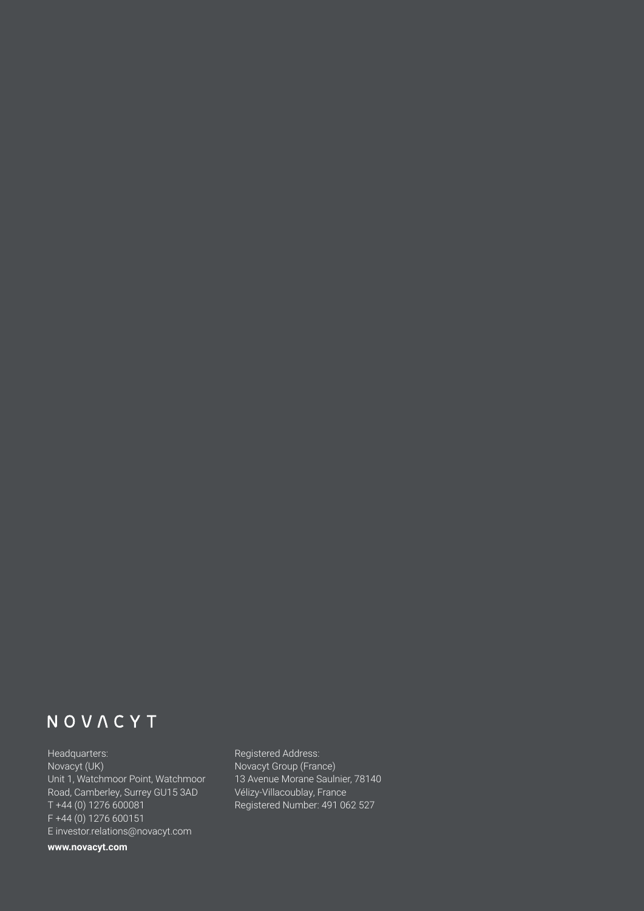NOVACYT

Headquarters:
Novacyt (UK)
Unit 1, Watchmoor Point, Watchmoor Road, Camberley, Surrey GU15 3AD
T +44 (0) 1276 600081
F +44 (0) 1276 600151
E investor.relations@novacyt.com

**www.novacyt.com**

Registered Address:
Novacyt Group (France)
13 Avenue Morane Saulnier, 78140
Vélizy-Villacoublay, France
Registered Number: 491 062 527